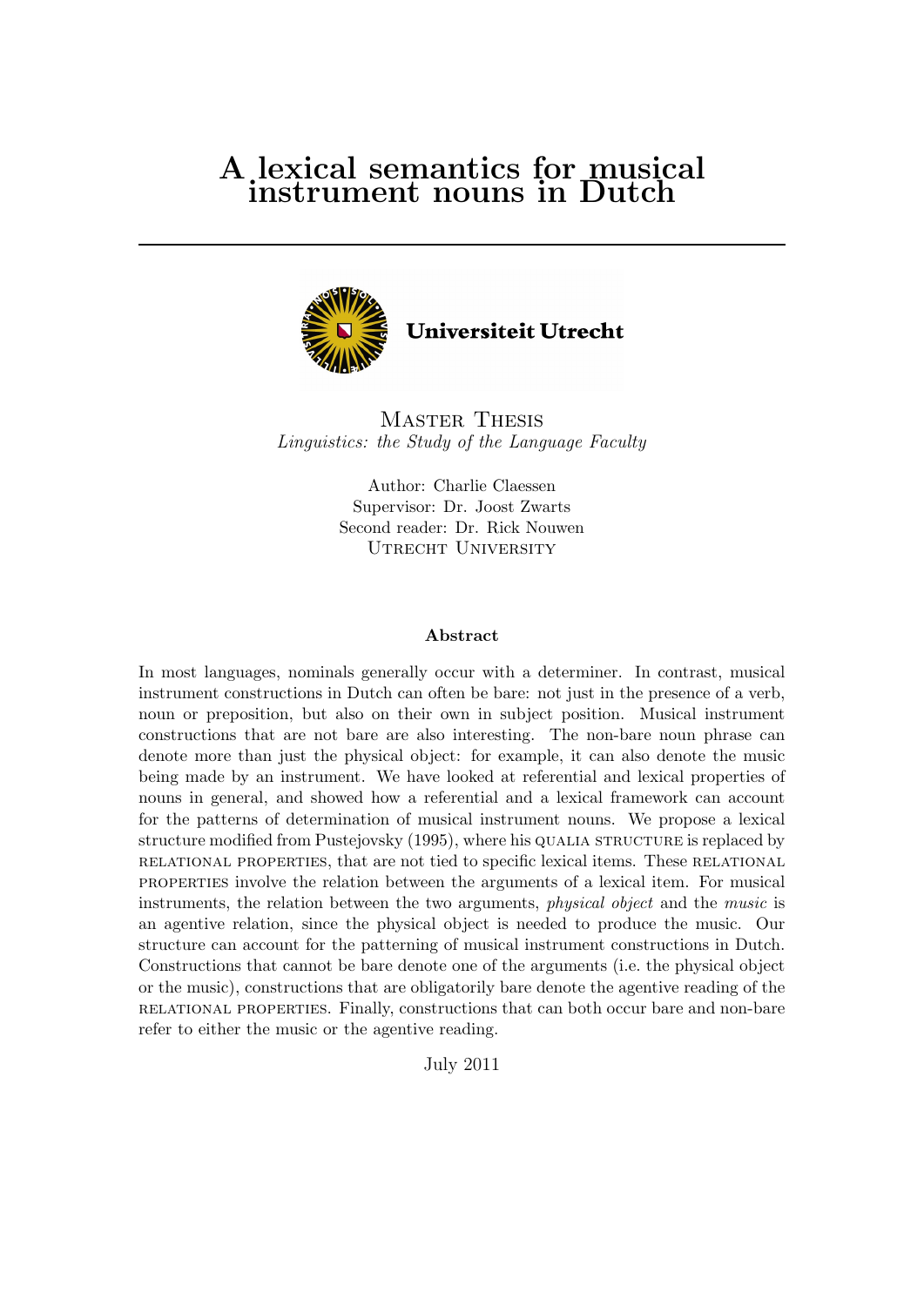# A lexical semantics for musical instrument nouns in Dutch

---

**Universiteit Utrecht**

MASTER THESIS
*Linguistics: the Study of the Language Faculty*

Author: Charlie Claessen
Supervisor: Dr. Joost Zwarts
Second reader: Dr. Rick Nouwen
UTRECHT UNIVERSITY

### Abstract

In most languages, nominals generally occur with a determiner. In contrast, musical instrument constructions in Dutch can often be bare: not just in the presence of a verb, noun or preposition, but also on their own in subject position. Musical instrument constructions that are not bare are also interesting. The non-bare noun phrase can denote more than just the physical object: for example, it can also denote the music being made by an instrument. We have looked at referential and lexical properties of nouns in general, and showed how a referential and a lexical framework can account for the patterns of determination of musical instrument nouns. We propose a lexical structure modified from Pustejovsky (1995), where his QUALIA STRUCTURE is replaced by RELATIONAL PROPERTIES, that are not tied to specific lexical items. These RELATIONAL PROPERTIES involve the relation between the arguments of a lexical item. For musical instruments, the relation between the two arguments, *physical object* and the *music* is an agentive relation, since the physical object is needed to produce the music. Our structure can account for the patterning of musical instrument constructions in Dutch. Constructions that cannot be bare denote one of the arguments (i.e. the physical object or the music), constructions that are obligatorily bare denote the agentive reading of the RELATIONAL PROPERTIES. Finally, constructions that can both occur bare and non-bare refer to either the music or the agentive reading.

July 2011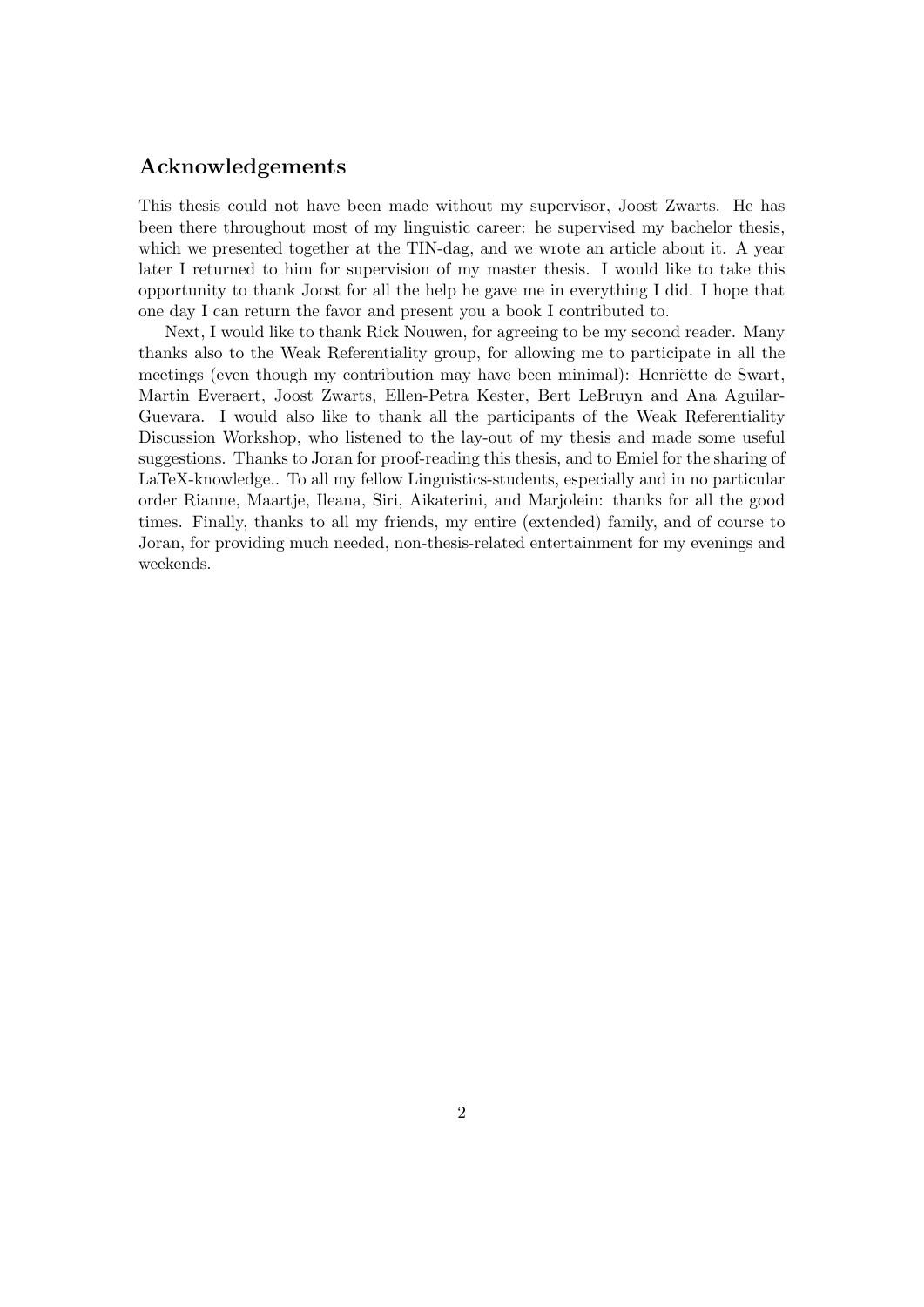## Acknowledgements

This thesis could not have been made without my supervisor, Joost Zwarts. He has been there throughout most of my linguistic career: he supervised my bachelor thesis, which we presented together at the TIN-dag, and we wrote an article about it. A year later I returned to him for supervision of my master thesis. I would like to take this opportunity to thank Joost for all the help he gave me in everything I did. I hope that one day I can return the favor and present you a book I contributed to.

Next, I would like to thank Rick Nouwen, for agreeing to be my second reader. Many thanks also to the Weak Referentiality group, for allowing me to participate in all the meetings (even though my contribution may have been minimal): Henriëtte de Swart, Martin Everaert, Joost Zwarts, Ellen-Petra Kester, Bert LeBruyn and Ana Aguilar-Guevara. I would also like to thank all the participants of the Weak Referentiality Discussion Workshop, who listened to the lay-out of my thesis and made some useful suggestions. Thanks to Joran for proof-reading this thesis, and to Emiel for the sharing of LaTeX-knowledge.. To all my fellow Linguistics-students, especially and in no particular order Rianne, Maartje, Ileana, Siri, Aikaterini, and Marjolein: thanks for all the good times. Finally, thanks to all my friends, my entire (extended) family, and of course to Joran, for providing much needed, non-thesis-related entertainment for my evenings and weekends.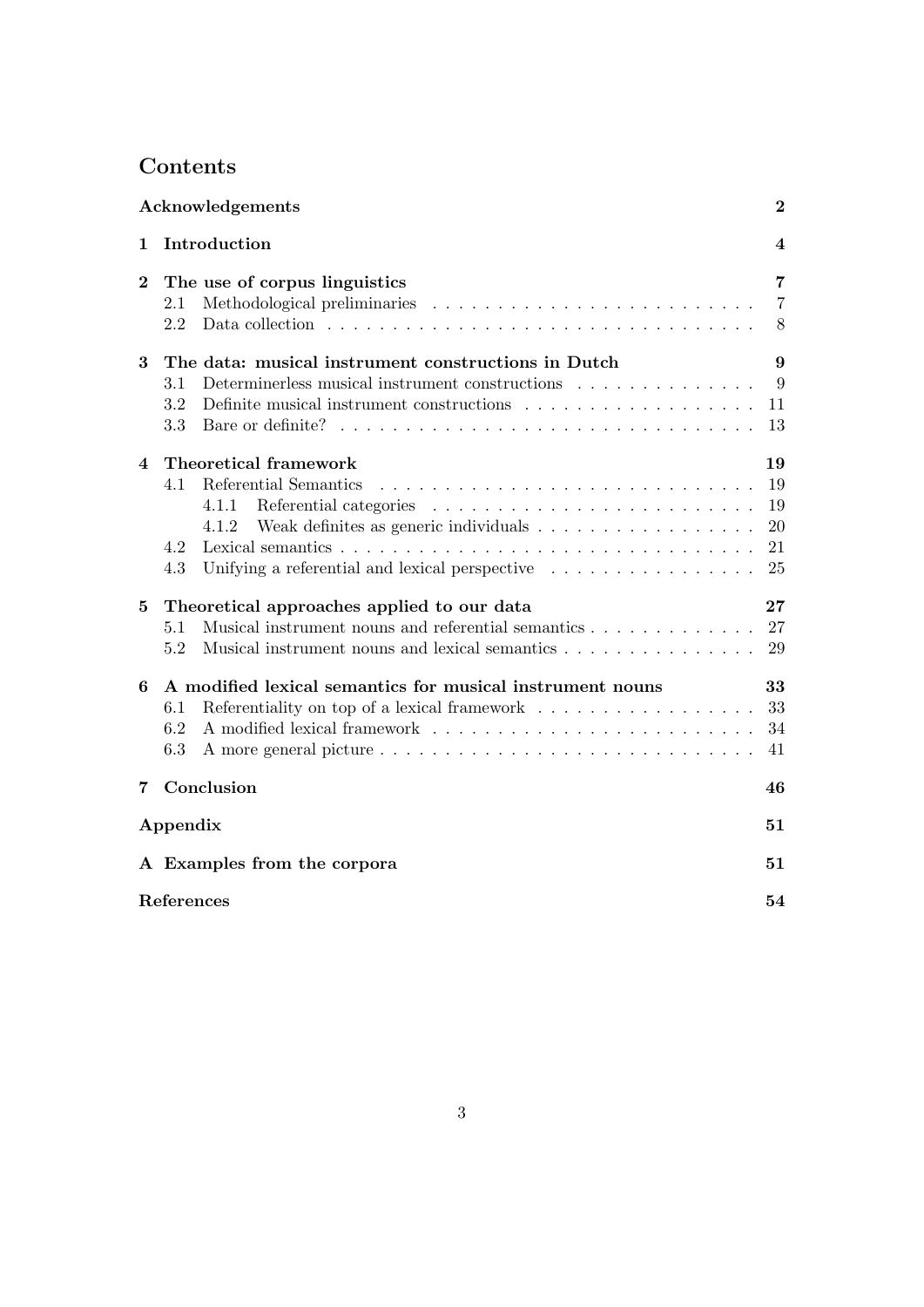# Contents

**Acknowledgements** **2**

**1 Introduction** **4**

**2 The use of corpus linguistics** **7**
- 2.1 Methodological preliminaries . . . 7
- 2.2 Data collection . . . 8

**3 The data: musical instrument constructions in Dutch** **9**
- 3.1 Determinerless musical instrument constructions . . . 9
- 3.2 Definite musical instrument constructions . . . 11
- 3.3 Bare or definite? . . . 13

**4 Theoretical framework** **19**
- 4.1 Referential Semantics . . . 19
  - 4.1.1 Referential categories . . . 19
  - 4.1.2 Weak definites as generic individuals . . . 20
- 4.2 Lexical semantics . . . 21
- 4.3 Unifying a referential and lexical perspective . . . 25

**5 Theoretical approaches applied to our data** **27**
- 5.1 Musical instrument nouns and referential semantics . . . 27
- 5.2 Musical instrument nouns and lexical semantics . . . 29

**6 A modified lexical semantics for musical instrument nouns** **33**
- 6.1 Referentiality on top of a lexical framework . . . 33
- 6.2 A modified lexical framework . . . 34
- 6.3 A more general picture . . . 41

**7 Conclusion** **46**

**Appendix** **51**

**A Examples from the corpora** **51**

**References** **54**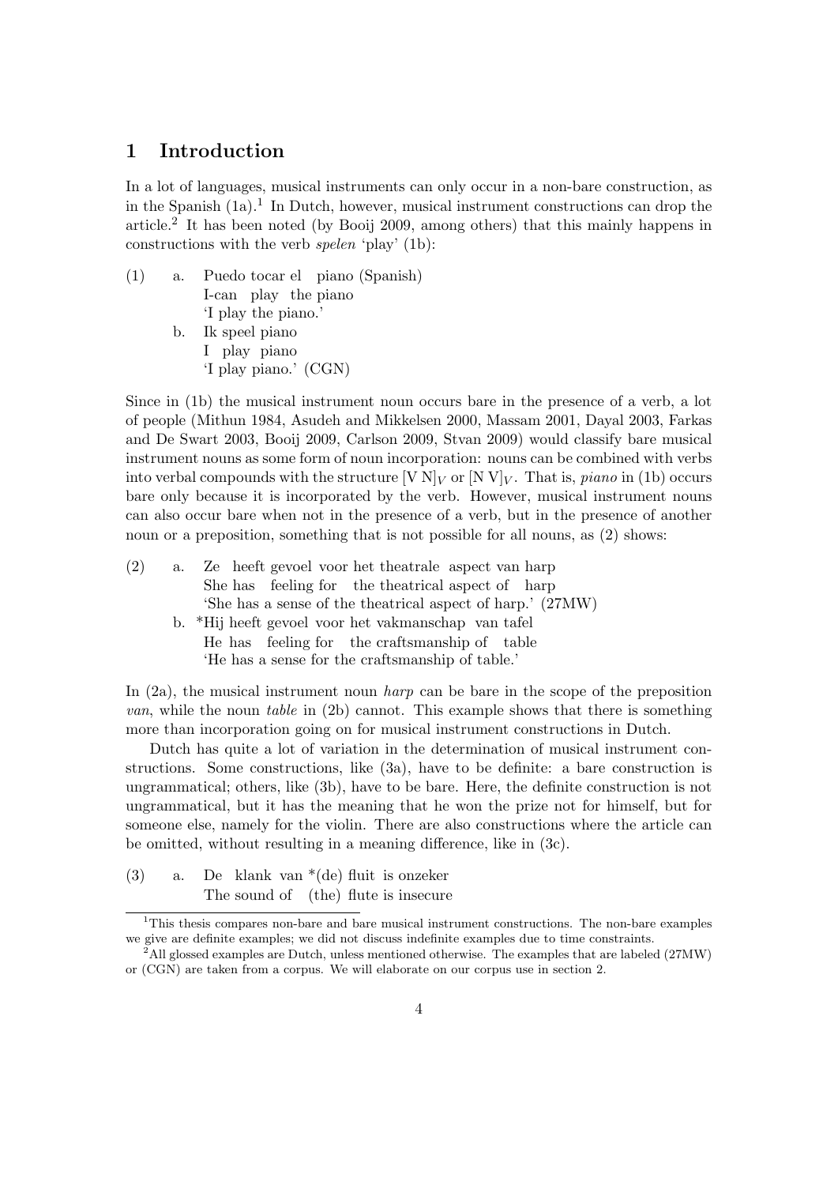# 1 Introduction

In a lot of languages, musical instruments can only occur in a non-bare construction, as in the Spanish (1a).[1] In Dutch, however, musical instrument constructions can drop the article.[2] It has been noted (by Booij 2009, among others) that this mainly happens in constructions with the verb *spelen* 'play' (1b):

(1) a. Puedo tocar el piano (Spanish)
I-can play the piano
'I play the piano.'

b. Ik speel piano
I play piano
'I play piano.' (CGN)

Since in (1b) the musical instrument noun occurs bare in the presence of a verb, a lot of people (Mithun 1984, Asudeh and Mikkelsen 2000, Massam 2001, Dayal 2003, Farkas and De Swart 2003, Booij 2009, Carlson 2009, Stvan 2009) would classify bare musical instrument nouns as some form of noun incorporation: nouns can be combined with verbs into verbal compounds with the structure $[\text{V N}]_V$ or $[\text{N V}]_V$. That is, *piano* in (1b) occurs bare only because it is incorporated by the verb. However, musical instrument nouns can also occur bare when not in the presence of a verb, but in the presence of another noun or a preposition, something that is not possible for all nouns, as (2) shows:

(2) a. Ze heeft gevoel voor het theatrale aspect van harp
She has feeling for the theatrical aspect of harp
'She has a sense of the theatrical aspect of harp.' (27MW)

b. *Hij heeft gevoel voor het vakmanschap van tafel
He has feeling for the craftsmanship of table
'He has a sense for the craftsmanship of table.'

In (2a), the musical instrument noun *harp* can be bare in the scope of the preposition *van*, while the noun *table* in (2b) cannot. This example shows that there is something more than incorporation going on for musical instrument constructions in Dutch.

Dutch has quite a lot of variation in the determination of musical instrument constructions. Some constructions, like (3a), have to be definite: a bare construction is ungrammatical; others, like (3b), have to be bare. Here, the definite construction is not ungrammatical, but it has the meaning that he won the prize not for himself, but for someone else, namely for the violin. There are also constructions where the article can be omitted, without resulting in a meaning difference, like in (3c).

(3) a. De klank van *(de) fluit is onzeker
The sound of (the) flute is insecure

---

[1] This thesis compares non-bare and bare musical instrument constructions. The non-bare examples we give are definite examples; we did not discuss indefinite examples due to time constraints.

[2] All glossed examples are Dutch, unless mentioned otherwise. The examples that are labeled (27MW) or (CGN) are taken from a corpus. We will elaborate on our corpus use in section 2.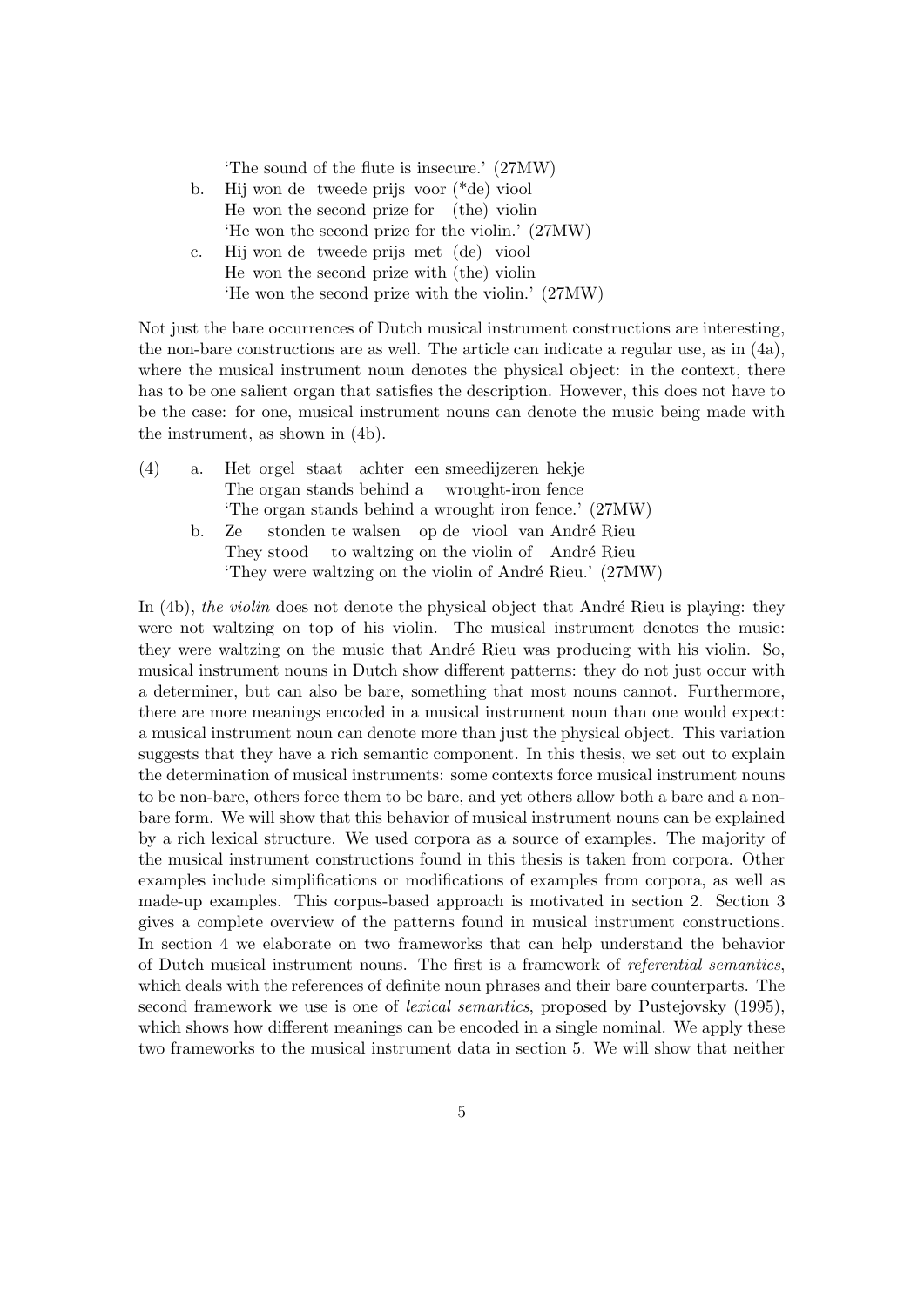'The sound of the flute is insecure.' (27MW)

b. Hij won de tweede prijs voor (*de) viool
   He won the second prize for (the) violin
   'He won the second prize for the violin.' (27MW)

c. Hij won de tweede prijs met (de) viool
   He won the second prize with (the) violin
   'He won the second prize with the violin.' (27MW)

Not just the bare occurrences of Dutch musical instrument constructions are interesting, the non-bare constructions are as well. The article can indicate a regular use, as in (4a), where the musical instrument noun denotes the physical object: in the context, there has to be one salient organ that satisfies the description. However, this does not have to be the case: for one, musical instrument nouns can denote the music being made with the instrument, as shown in (4b).

(4) a. Het orgel staat achter een smeedijzeren hekje
   The organ stands behind a wrought-iron fence
   'The organ stands behind a wrought iron fence.' (27MW)

b. Ze stonden te walsen op de viool van André Rieu
   They stood to waltzing on the violin of André Rieu
   'They were waltzing on the violin of André Rieu.' (27MW)

In (4b), *the violin* does not denote the physical object that André Rieu is playing: they were not waltzing on top of his violin. The musical instrument denotes the music: they were waltzing on the music that André Rieu was producing with his violin. So, musical instrument nouns in Dutch show different patterns: they do not just occur with a determiner, but can also be bare, something that most nouns cannot. Furthermore, there are more meanings encoded in a musical instrument noun than one would expect: a musical instrument noun can denote more than just the physical object. This variation suggests that they have a rich semantic component. In this thesis, we set out to explain the determination of musical instruments: some contexts force musical instrument nouns to be non-bare, others force them to be bare, and yet others allow both a bare and a non-bare form. We will show that this behavior of musical instrument nouns can be explained by a rich lexical structure. We used corpora as a source of examples. The majority of the musical instrument constructions found in this thesis is taken from corpora. Other examples include simplifications or modifications of examples from corpora, as well as made-up examples. This corpus-based approach is motivated in section 2. Section 3 gives a complete overview of the patterns found in musical instrument constructions. In section 4 we elaborate on two frameworks that can help understand the behavior of Dutch musical instrument nouns. The first is a framework of *referential semantics*, which deals with the references of definite noun phrases and their bare counterparts. The second framework we use is one of *lexical semantics*, proposed by Pustejovsky (1995), which shows how different meanings can be encoded in a single nominal. We apply these two frameworks to the musical instrument data in section 5. We will show that neither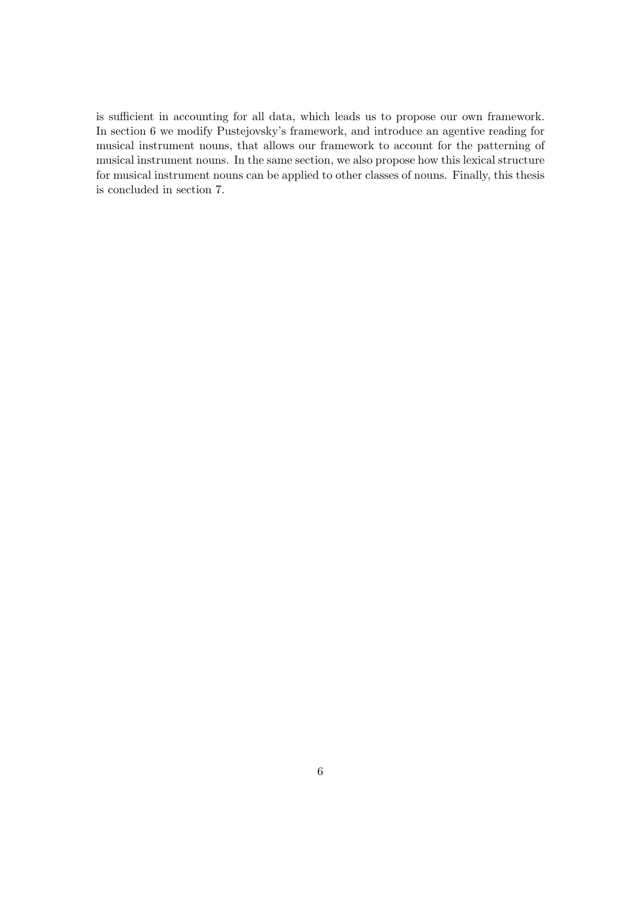is sufficient in accounting for all data, which leads us to propose our own framework. In section 6 we modify Pustejovsky's framework, and introduce an agentive reading for musical instrument nouns, that allows our framework to account for the patterning of musical instrument nouns. In the same section, we also propose how this lexical structure for musical instrument nouns can be applied to other classes of nouns. Finally, this thesis is concluded in section 7.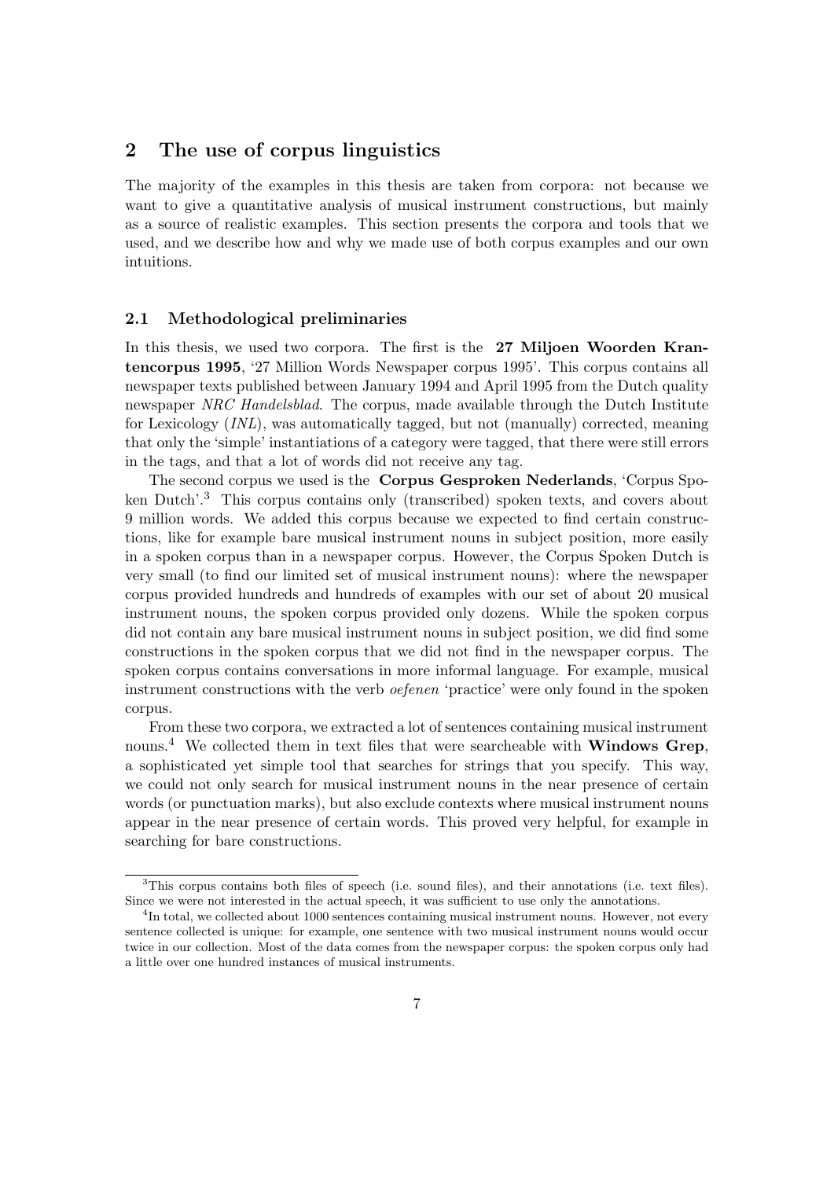## 2 The use of corpus linguistics

The majority of the examples in this thesis are taken from corpora: not because we want to give a quantitative analysis of musical instrument constructions, but mainly as a source of realistic examples. This section presents the corpora and tools that we used, and we describe how and why we made use of both corpus examples and our own intuitions.

### 2.1 Methodological preliminaries

In this thesis, we used two corpora. The first is the **27 Miljoen Woorden Krantencorpus 1995**, '27 Million Words Newspaper corpus 1995'. This corpus contains all newspaper texts published between January 1994 and April 1995 from the Dutch quality newspaper *NRC Handelsblad*. The corpus, made available through the Dutch Institute for Lexicology (*INL*), was automatically tagged, but not (manually) corrected, meaning that only the 'simple' instantiations of a category were tagged, that there were still errors in the tags, and that a lot of words did not receive any tag.

The second corpus we used is the **Corpus Gesproken Nederlands**, 'Corpus Spoken Dutch'.[3] This corpus contains only (transcribed) spoken texts, and covers about 9 million words. We added this corpus because we expected to find certain constructions, like for example bare musical instrument nouns in subject position, more easily in a spoken corpus than in a newspaper corpus. However, the Corpus Spoken Dutch is very small (to find our limited set of musical instrument nouns): where the newspaper corpus provided hundreds and hundreds of examples with our set of about 20 musical instrument nouns, the spoken corpus provided only dozens. While the spoken corpus did not contain any bare musical instrument nouns in subject position, we did find some constructions in the spoken corpus that we did not find in the newspaper corpus. The spoken corpus contains conversations in more informal language. For example, musical instrument constructions with the verb *oefenen* 'practice' were only found in the spoken corpus.

From these two corpora, we extracted a lot of sentences containing musical instrument nouns.[4] We collected them in text files that were searcheable with **Windows Grep**, a sophisticated yet simple tool that searches for strings that you specify. This way, we could not only search for musical instrument nouns in the near presence of certain words (or punctuation marks), but also exclude contexts where musical instrument nouns appear in the near presence of certain words. This proved very helpful, for example in searching for bare constructions.

---

[3] This corpus contains both files of speech (i.e. sound files), and their annotations (i.e. text files). Since we were not interested in the actual speech, it was sufficient to use only the annotations.

[4] In total, we collected about 1000 sentences containing musical instrument nouns. However, not every sentence collected is unique: for example, one sentence with two musical instrument nouns would occur twice in our collection. Most of the data comes from the newspaper corpus: the spoken corpus only had a little over one hundred instances of musical instruments.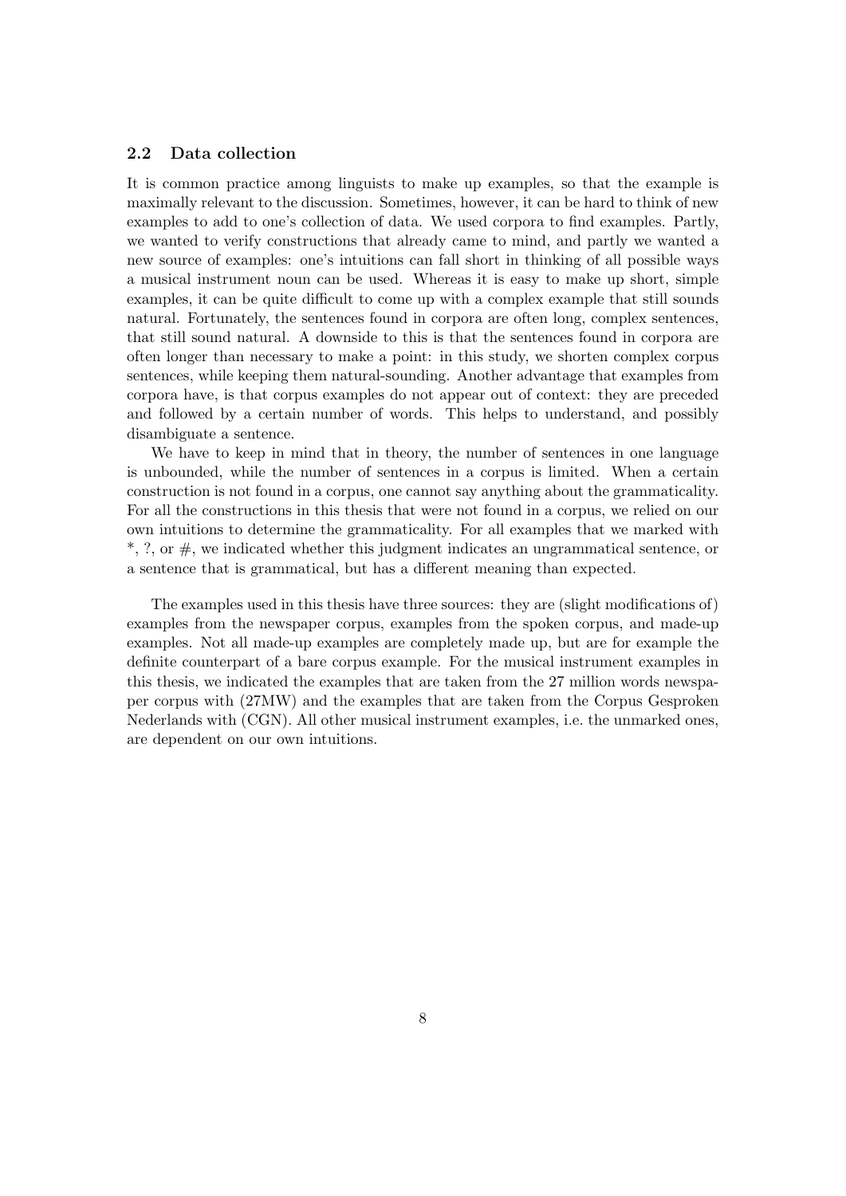## 2.2 Data collection

It is common practice among linguists to make up examples, so that the example is maximally relevant to the discussion. Sometimes, however, it can be hard to think of new examples to add to one's collection of data. We used corpora to find examples. Partly, we wanted to verify constructions that already came to mind, and partly we wanted a new source of examples: one's intuitions can fall short in thinking of all possible ways a musical instrument noun can be used. Whereas it is easy to make up short, simple examples, it can be quite difficult to come up with a complex example that still sounds natural. Fortunately, the sentences found in corpora are often long, complex sentences, that still sound natural. A downside to this is that the sentences found in corpora are often longer than necessary to make a point: in this study, we shorten complex corpus sentences, while keeping them natural-sounding. Another advantage that examples from corpora have, is that corpus examples do not appear out of context: they are preceded and followed by a certain number of words. This helps to understand, and possibly disambiguate a sentence.

We have to keep in mind that in theory, the number of sentences in one language is unbounded, while the number of sentences in a corpus is limited. When a certain construction is not found in a corpus, one cannot say anything about the grammaticality. For all the constructions in this thesis that were not found in a corpus, we relied on our own intuitions to determine the grammaticality. For all examples that we marked with *, ?, or #, we indicated whether this judgment indicates an ungrammatical sentence, or a sentence that is grammatical, but has a different meaning than expected.

The examples used in this thesis have three sources: they are (slight modifications of) examples from the newspaper corpus, examples from the spoken corpus, and made-up examples. Not all made-up examples are completely made up, but are for example the definite counterpart of a bare corpus example. For the musical instrument examples in this thesis, we indicated the examples that are taken from the 27 million words newspaper corpus with (27MW) and the examples that are taken from the Corpus Gesproken Nederlands with (CGN). All other musical instrument examples, i.e. the unmarked ones, are dependent on our own intuitions.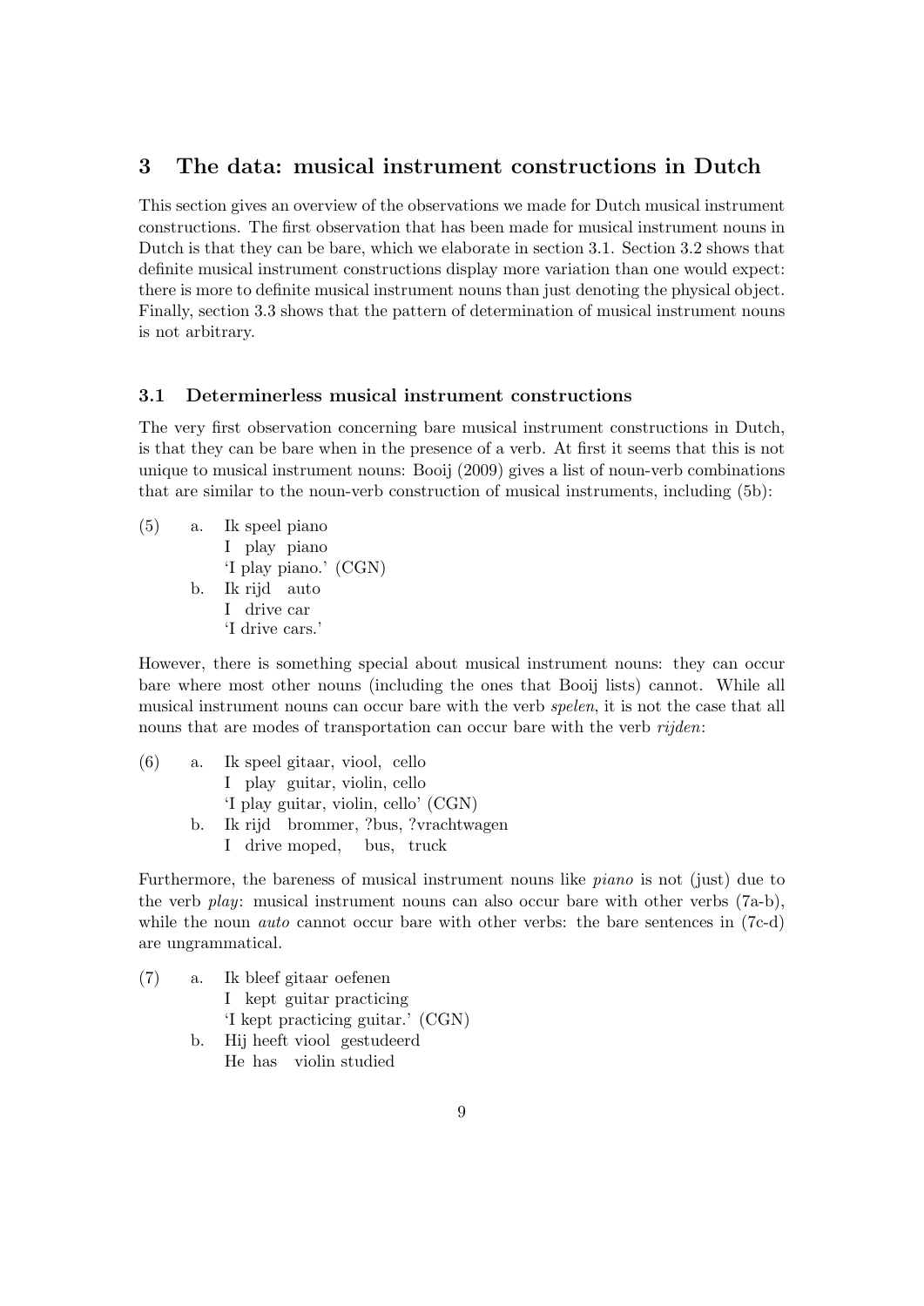## 3 The data: musical instrument constructions in Dutch

This section gives an overview of the observations we made for Dutch musical instrument constructions. The first observation that has been made for musical instrument nouns in Dutch is that they can be bare, which we elaborate in section 3.1. Section 3.2 shows that definite musical instrument constructions display more variation than one would expect: there is more to definite musical instrument nouns than just denoting the physical object. Finally, section 3.3 shows that the pattern of determination of musical instrument nouns is not arbitrary.

### 3.1 Determinerless musical instrument constructions

The very first observation concerning bare musical instrument constructions in Dutch, is that they can be bare when in the presence of a verb. At first it seems that this is not unique to musical instrument nouns: Booij (2009) gives a list of noun-verb combinations that are similar to the noun-verb construction of musical instruments, including (5b):

(5) a. Ik speel piano
   I play piano
   'I play piano.' (CGN)
  b. Ik rijd auto
   I drive car
   'I drive cars.'

However, there is something special about musical instrument nouns: they can occur bare where most other nouns (including the ones that Booij lists) cannot. While all musical instrument nouns can occur bare with the verb *spelen*, it is not the case that all nouns that are modes of transportation can occur bare with the verb *rijden*:

(6) a. Ik speel gitaar, viool, cello
   I play guitar, violin, cello
   'I play guitar, violin, cello' (CGN)
  b. Ik rijd brommer, ?bus, ?vrachtwagen
   I drive moped, bus, truck

Furthermore, the bareness of musical instrument nouns like *piano* is not (just) due to the verb *play*: musical instrument nouns can also occur bare with other verbs (7a-b), while the noun *auto* cannot occur bare with other verbs: the bare sentences in (7c-d) are ungrammatical.

(7) a. Ik bleef gitaar oefenen
   I kept guitar practicing
   'I kept practicing guitar.' (CGN)
  b. Hij heeft viool gestudeerd
   He has violin studied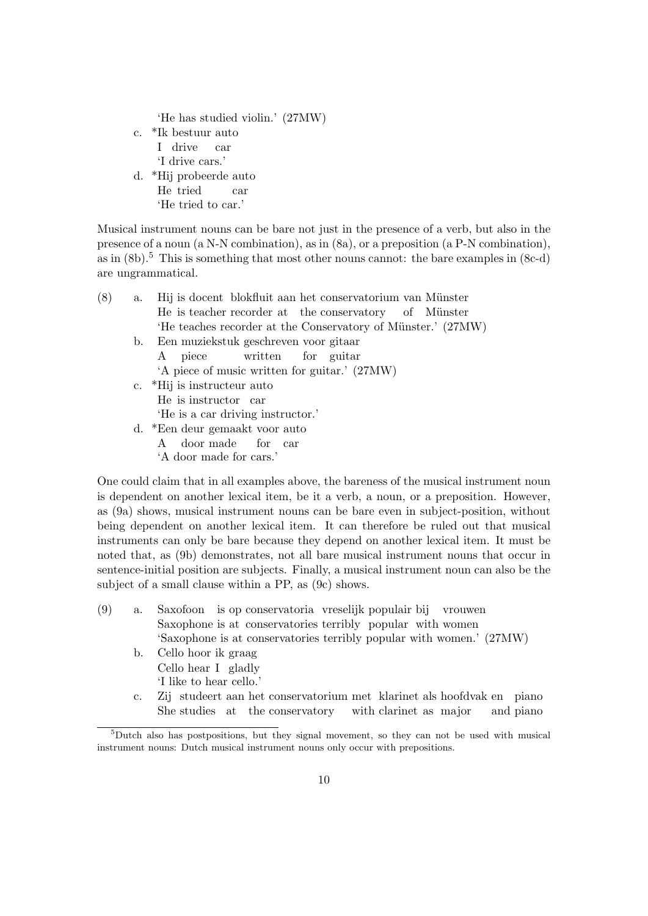'He has studied violin.' (27MW)

c. *Ik bestuur auto
   I drive car
   'I drive cars.'

d. *Hij probeerde auto
   He tried car
   'He tried to car.'

Musical instrument nouns can be bare not just in the presence of a verb, but also in the presence of a noun (a N-N combination), as in (8a), or a preposition (a P-N combination), as in (8b).[5] This is something that most other nouns cannot: the bare examples in (8c-d) are ungrammatical.

(8) a. Hij is docent blokfluit aan het conservatorium van Münster
       He is teacher recorder at the conservatory of Münster
       'He teaches recorder at the Conservatory of Münster.' (27MW)

   b. Een muziekstuk geschreven voor gitaar
      A piece written for guitar
      'A piece of music written for guitar.' (27MW)

   c. *Hij is instructeur auto
      He is instructor car
      'He is a car driving instructor.'

   d. *Een deur gemaakt voor auto
      A door made for car
      'A door made for cars.'

One could claim that in all examples above, the bareness of the musical instrument noun is dependent on another lexical item, be it a verb, a noun, or a preposition. However, as (9a) shows, musical instrument nouns can be bare even in subject-position, without being dependent on another lexical item. It can therefore be ruled out that musical instruments can only be bare because they depend on another lexical item. It must be noted that, as (9b) demonstrates, not all bare musical instrument nouns that occur in sentence-initial position are subjects. Finally, a musical instrument noun can also be the subject of a small clause within a PP, as (9c) shows.

(9) a. Saxofoon is op conservatoria vreselijk populair bij vrouwen
       Saxophone is at conservatories terribly popular with women
       'Saxophone is at conservatories terribly popular with women.' (27MW)

   b. Cello hoor ik graag
      Cello hear I gladly
      'I like to hear cello.'

   c. Zij studeert aan het conservatorium met klarinet als hoofdvak en piano
      She studies at the conservatory with clarinet as major and piano

---

[5] Dutch also has postpositions, but they signal movement, so they can not be used with musical instrument nouns: Dutch musical instrument nouns only occur with prepositions.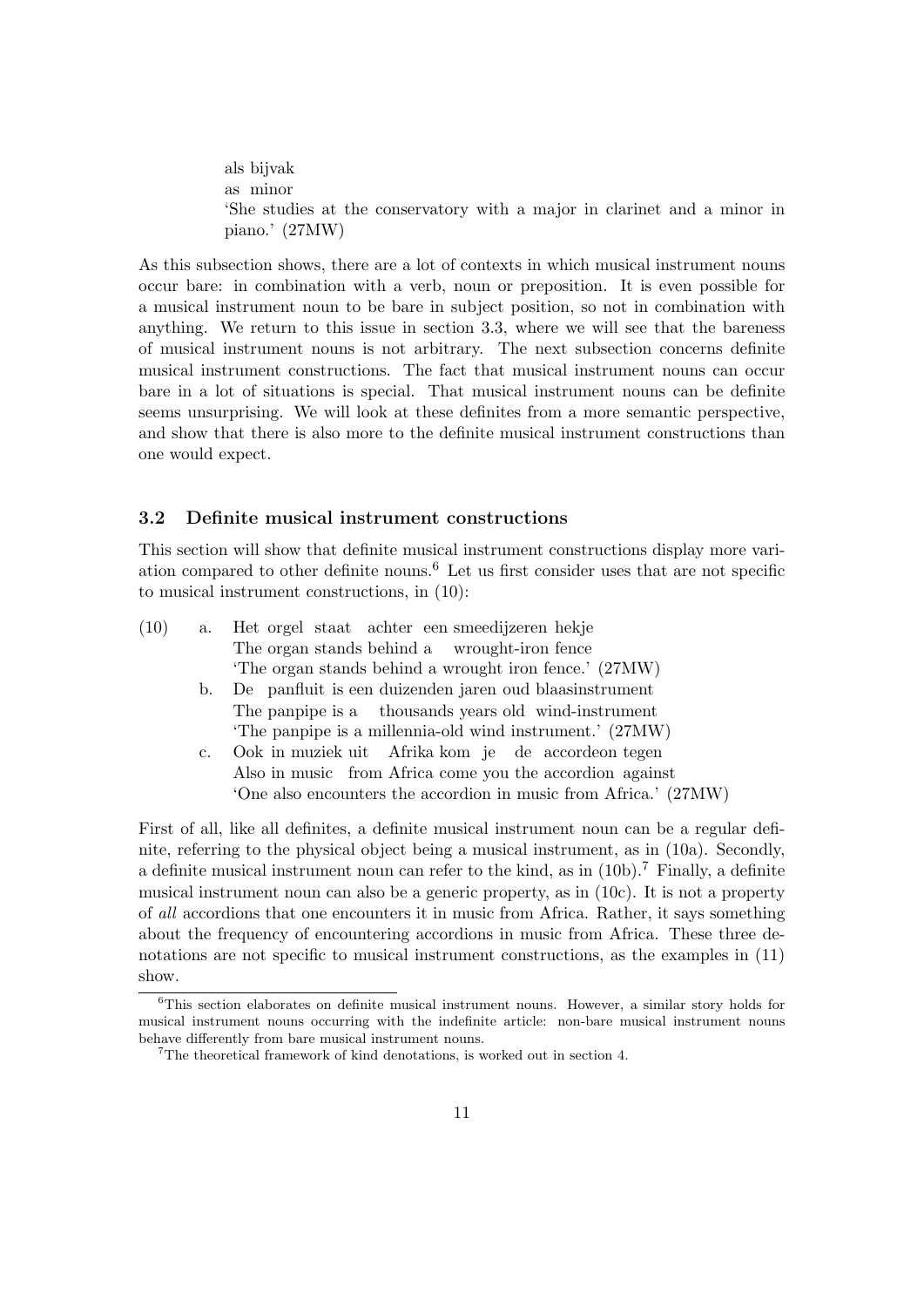als bijvak
as minor
'She studies at the conservatory with a major in clarinet and a minor in piano.' (27MW)

As this subsection shows, there are a lot of contexts in which musical instrument nouns occur bare: in combination with a verb, noun or preposition. It is even possible for a musical instrument noun to be bare in subject position, so not in combination with anything. We return to this issue in section 3.3, where we will see that the bareness of musical instrument nouns is not arbitrary. The next subsection concerns definite musical instrument constructions. The fact that musical instrument nouns can occur bare in a lot of situations is special. That musical instrument nouns can be definite seems unsurprising. We will look at these definites from a more semantic perspective, and show that there is also more to the definite musical instrument constructions than one would expect.

### 3.2 Definite musical instrument constructions

This section will show that definite musical instrument constructions display more variation compared to other definite nouns.[6] Let us first consider uses that are not specific to musical instrument constructions, in (10):

(10)
a. Het orgel staat achter een smeedijzeren hekje
The organ stands behind a wrought-iron fence
'The organ stands behind a wrought iron fence.' (27MW)

b. De panfluit is een duizenden jaren oud blaasinstrument
The panpipe is a thousands years old wind-instrument
'The panpipe is a millennia-old wind instrument.' (27MW)

c. Ook in muziek uit Afrika kom je de accordeon tegen
Also in music from Africa come you the accordion against
'One also encounters the accordion in music from Africa.' (27MW)

First of all, like all definites, a definite musical instrument noun can be a regular definite, referring to the physical object being a musical instrument, as in (10a). Secondly, a definite musical instrument noun can refer to the kind, as in (10b).[7] Finally, a definite musical instrument noun can also be a generic property, as in (10c). It is not a property of *all* accordions that one encounters it in music from Africa. Rather, it says something about the frequency of encountering accordions in music from Africa. These three denotations are not specific to musical instrument constructions, as the examples in (11) show.

[6]This section elaborates on definite musical instrument nouns. However, a similar story holds for musical instrument nouns occurring with the indefinite article: non-bare musical instrument nouns behave differently from bare musical instrument nouns.

[7]The theoretical framework of kind denotations, is worked out in section 4.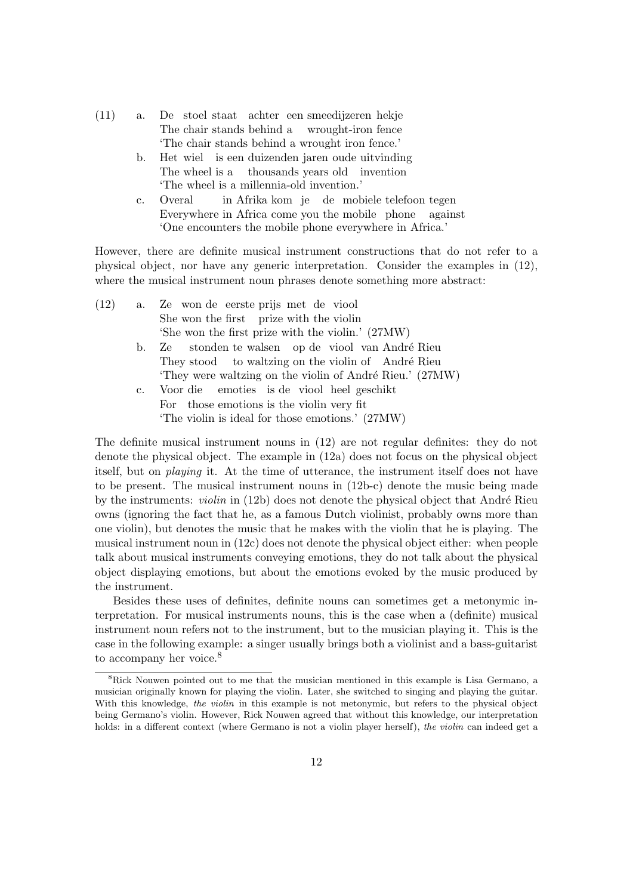(11) a. De stoel staat achter een smeedijzeren hekje
The chair stands behind a wrought-iron fence
'The chair stands behind a wrought iron fence.'

b. Het wiel is een duizenden jaren oude uitvinding
The wheel is a thousands years old invention
'The wheel is a millennia-old invention.'

c. Overal in Afrika kom je de mobiele telefoon tegen
Everywhere in Africa come you the mobile phone against
'One encounters the mobile phone everywhere in Africa.'

However, there are definite musical instrument constructions that do not refer to a physical object, nor have any generic interpretation. Consider the examples in (12), where the musical instrument noun phrases denote something more abstract:

(12) a. Ze won de eerste prijs met de viool
She won the first prize with the violin
'She won the first prize with the violin.' (27MW)

b. Ze stonden te walsen op de viool van André Rieu
They stood to waltzing on the violin of André Rieu
'They were waltzing on the violin of André Rieu.' (27MW)

c. Voor die emoties is de viool heel geschikt
For those emotions is the violin very fit
'The violin is ideal for those emotions.' (27MW)

The definite musical instrument nouns in (12) are not regular definites: they do not denote the physical object. The example in (12a) does not focus on the physical object itself, but on *playing* it. At the time of utterance, the instrument itself does not have to be present. The musical instrument nouns in (12b-c) denote the music being made by the instruments: *violin* in (12b) does not denote the physical object that André Rieu owns (ignoring the fact that he, as a famous Dutch violinist, probably owns more than one violin), but denotes the music that he makes with the violin that he is playing. The musical instrument noun in (12c) does not denote the physical object either: when people talk about musical instruments conveying emotions, they do not talk about the physical object displaying emotions, but about the emotions evoked by the music produced by the instrument.

Besides these uses of definites, definite nouns can sometimes get a metonymic interpretation. For musical instruments nouns, this is the case when a (definite) musical instrument noun refers not to the instrument, but to the musician playing it. This is the case in the following example: a singer usually brings both a violinist and a bass-guitarist to accompany her voice.[8]

[8] Rick Nouwen pointed out to me that the musician mentioned in this example is Lisa Germano, a musician originally known for playing the violin. Later, she switched to singing and playing the guitar. With this knowledge, *the violin* in this example is not metonymic, but refers to the physical object being Germano's violin. However, Rick Nouwen agreed that without this knowledge, our interpretation holds: in a different context (where Germano is not a violin player herself), *the violin* can indeed get a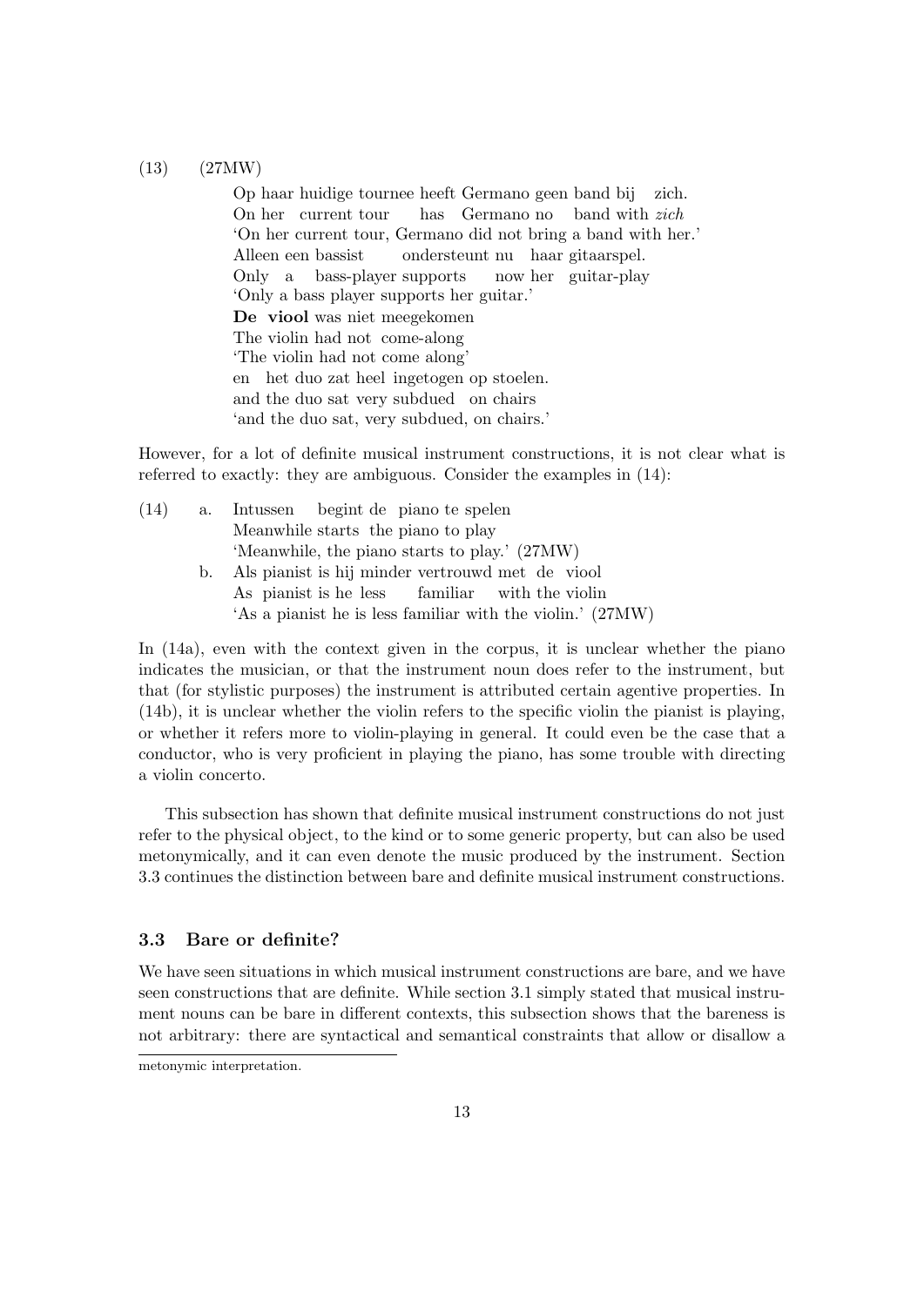(13) (27MW)

Op haar huidige tournee heeft Germano geen band bij zich.
On her current tour has Germano no band with *zich*
'On her current tour, Germano did not bring a band with her.'
Alleen een bassist ondersteunt nu haar gitaarspel.
Only a bass-player supports now her guitar-play
'Only a bass player supports her guitar.'
**De viool** was niet meegekomen
The violin had not come-along
'The violin had not come along'
en het duo zat heel ingetogen op stoelen.
and the duo sat very subdued on chairs
'and the duo sat, very subdued, on chairs.'

However, for a lot of definite musical instrument constructions, it is not clear what is referred to exactly: they are ambiguous. Consider the examples in (14):

(14) a. Intussen begint de piano te spelen
Meanwhile starts the piano to play
'Meanwhile, the piano starts to play.' (27MW)

b. Als pianist is hij minder vertrouwd met de viool
As pianist is he less familiar with the violin
'As a pianist he is less familiar with the violin.' (27MW)

In (14a), even with the context given in the corpus, it is unclear whether the piano indicates the musician, or that the instrument noun does refer to the instrument, but that (for stylistic purposes) the instrument is attributed certain agentive properties. In (14b), it is unclear whether the violin refers to the specific violin the pianist is playing, or whether it refers more to violin-playing in general. It could even be the case that a conductor, who is very proficient in playing the piano, has some trouble with directing a violin concerto.

This subsection has shown that definite musical instrument constructions do not just refer to the physical object, to the kind or to some generic property, but can also be used metonymically, and it can even denote the music produced by the instrument. Section 3.3 continues the distinction between bare and definite musical instrument constructions.

### 3.3 Bare or definite?

We have seen situations in which musical instrument constructions are bare, and we have seen constructions that are definite. While section 3.1 simply stated that musical instrument nouns can be bare in different contexts, this subsection shows that the bareness is not arbitrary: there are syntactical and semantical constraints that allow or disallow a

metonymic interpretation.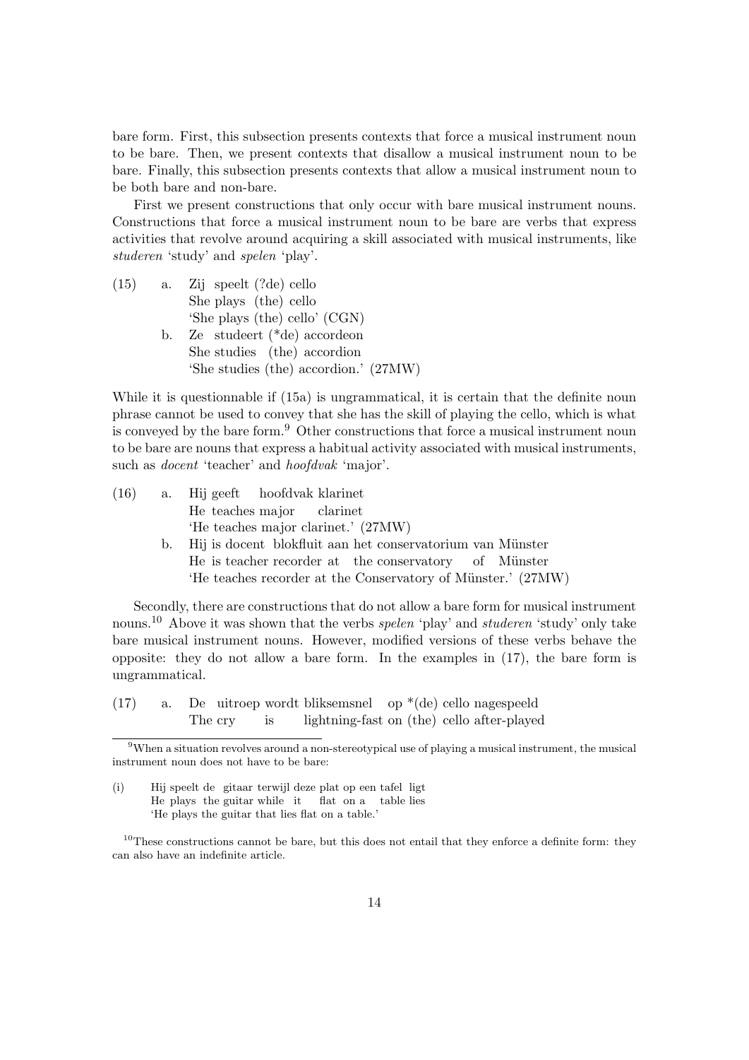bare form. First, this subsection presents contexts that force a musical instrument noun to be bare. Then, we present contexts that disallow a musical instrument noun to be bare. Finally, this subsection presents contexts that allow a musical instrument noun to be both bare and non-bare.

First we present constructions that only occur with bare musical instrument nouns. Constructions that force a musical instrument noun to be bare are verbs that express activities that revolve around acquiring a skill associated with musical instruments, like *studeren* 'study' and *spelen* 'play'.

(15) a. Zij speelt (?de) cello
    She plays (the) cello
    'She plays (the) cello' (CGN)

  b. Ze studeert (*de) accordeon
    She studies (the) accordion
    'She studies (the) accordion.' (27MW)

While it is questionable if (15a) is ungrammatical, it is certain that the definite noun phrase cannot be used to convey that she has the skill of playing the cello, which is what is conveyed by the bare form.[9] Other constructions that force a musical instrument noun to be bare are nouns that express a habitual activity associated with musical instruments, such as *docent* 'teacher' and *hoofdvak* 'major'.

(16) a. Hij geeft hoofdvak klarinet
    He teaches major clarinet
    'He teaches major clarinet.' (27MW)

  b. Hij is docent blokfluit aan het conservatorium van Münster
    He is teacher recorder at the conservatory of Münster
    'He teaches recorder at the Conservatory of Münster.' (27MW)

Secondly, there are constructions that do not allow a bare form for musical instrument nouns.[10] Above it was shown that the verbs *spelen* 'play' and *studeren* 'study' only take bare musical instrument nouns. However, modified versions of these verbs behave the opposite: they do not allow a bare form. In the examples in (17), the bare form is ungrammatical.

(17) a. De uitroep wordt bliksemsnel op *(de) cello nagespeeld
    The cry is lightning-fast on (the) cello after-played

---

[9] When a situation revolves around a non-stereotypical use of playing a musical instrument, the musical instrument noun does not have to be bare:

(i) Hij speelt de gitaar terwijl deze plat op een tafel ligt
  He plays the guitar while it flat on a table lies
  'He plays the guitar that lies flat on a table.'

[10] These constructions cannot be bare, but this does not entail that they enforce a definite form: they can also have an indefinite article.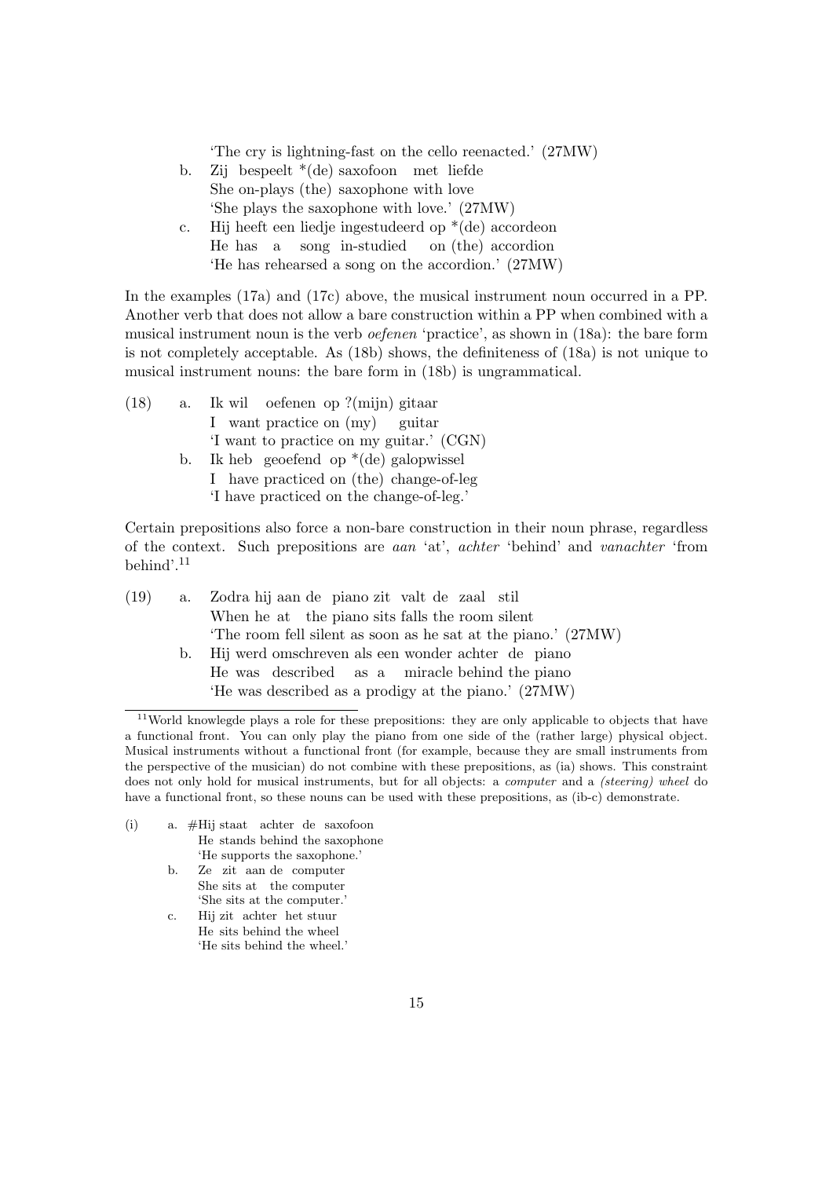'The cry is lightning-fast on the cello reenacted.' (27MW)

b. Zij bespeelt *(de) saxofoon met liefde
   She on-plays (the) saxophone with love
   'She plays the saxophone with love.' (27MW)

c. Hij heeft een liedje ingestudeerd op *(de) accordeon
   He has a song in-studied on (the) accordion
   'He has rehearsed a song on the accordion.' (27MW)

In the examples (17a) and (17c) above, the musical instrument noun occurred in a PP. Another verb that does not allow a bare construction within a PP when combined with a musical instrument noun is the verb *oefenen* 'practice', as shown in (18a): the bare form is not completely acceptable. As (18b) shows, the definiteness of (18a) is not unique to musical instrument nouns: the bare form in (18b) is ungrammatical.

(18) a. Ik wil oefenen op ?(mijn) gitaar
   I want practice on (my) guitar
   'I want to practice on my guitar.' (CGN)

b. Ik heb geoefend op *(de) galopwissel
   I have practiced on (the) change-of-leg
   'I have practiced on the change-of-leg.'

Certain prepositions also force a non-bare construction in their noun phrase, regardless of the context. Such prepositions are *aan* 'at', *achter* 'behind' and *vanachter* 'from behind'.[11]

(19) a. Zodra hij aan de piano zit valt de zaal stil
   When he at the piano sits falls the room silent
   'The room fell silent as soon as he sat at the piano.' (27MW)

b. Hij werd omschreven als een wonder achter de piano
   He was described as a miracle behind the piano
   'He was described as a prodigy at the piano.' (27MW)

---

[11] World knowlegde plays a role for these prepositions: they are only applicable to objects that have a functional front. You can only play the piano from one side of the (rather large) physical object. Musical instruments without a functional front (for example, because they are small instruments from the perspective of the musician) do not combine with these prepositions, as (ia) shows. This constraint does not only hold for musical instruments, but for all objects: a *computer* and a *(steering) wheel* do have a functional front, so these nouns can be used with these prepositions, as (ib-c) demonstrate.

(i) a. #Hij staat achter de saxofoon
   He stands behind the saxophone
   'He supports the saxophone.'

b. Ze zit aan de computer
   She sits at the computer
   'She sits at the computer.'

c. Hij zit achter het stuur
   He sits behind the wheel
   'He sits behind the wheel.'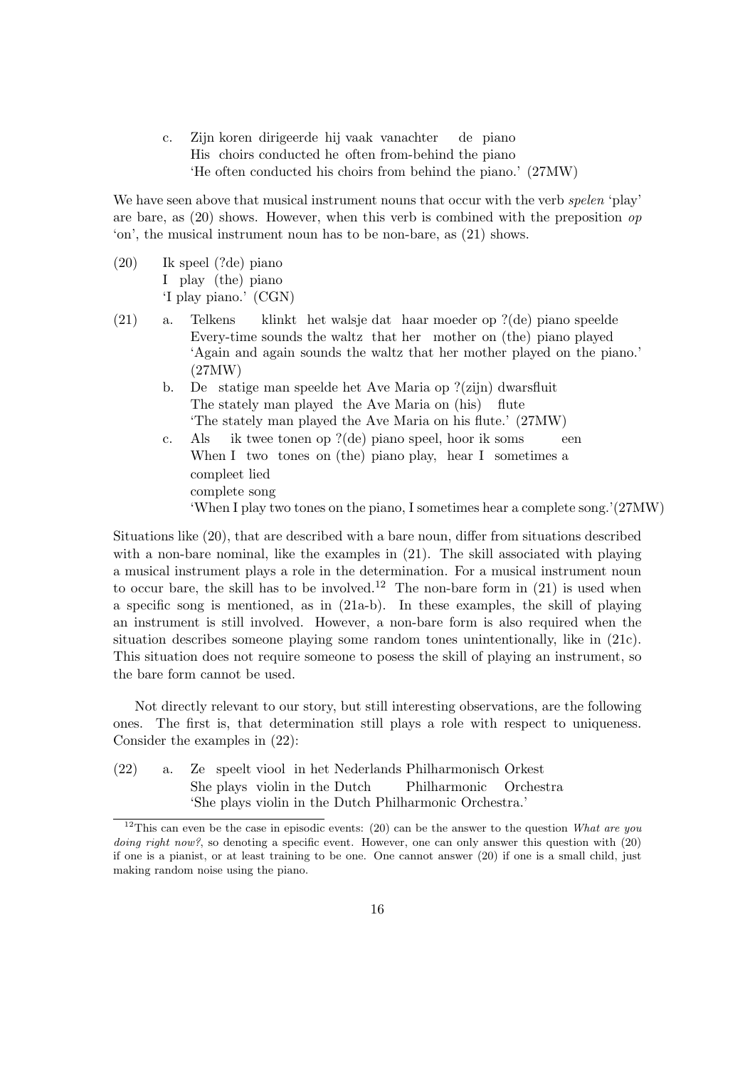c. Zijn koren dirigeerde hij vaak vanachter de piano
   His choirs conducted he often from-behind the piano
   'He often conducted his choirs from behind the piano.' (27MW)

We have seen above that musical instrument nouns that occur with the verb *spelen* 'play' are bare, as (20) shows. However, when this verb is combined with the preposition *op* 'on', the musical instrument noun has to be non-bare, as (21) shows.

(20) Ik speel (?de) piano
     I play (the) piano
     'I play piano.' (CGN)

(21) a. Telkens klinkt het walsje dat haar moeder op ?(de) piano speelde
        Every-time sounds the waltz that her mother on (the) piano played
        'Again and again sounds the waltz that her mother played on the piano.' (27MW)

     b. De statige man speelde het Ave Maria op ?(zijn) dwarsfluit
        The stately man played the Ave Maria on (his) flute
        'The stately man played the Ave Maria on his flute.' (27MW)

     c. Als ik twee tonen op ?(de) piano speel, hoor ik soms een compleet lied
        When I two tones on (the) piano play, hear I sometimes a complete song
        'When I play two tones on the piano, I sometimes hear a complete song.'(27MW)

Situations like (20), that are described with a bare noun, differ from situations described with a non-bare nominal, like the examples in (21). The skill associated with playing a musical instrument plays a role in the determination. For a musical instrument noun to occur bare, the skill has to be involved.[12] The non-bare form in (21) is used when a specific song is mentioned, as in (21a-b). In these examples, the skill of playing an instrument is still involved. However, a non-bare form is also required when the situation describes someone playing some random tones unintentionally, like in (21c). This situation does not require someone to posess the skill of playing an instrument, so the bare form cannot be used.

Not directly relevant to our story, but still interesting observations, are the following ones. The first is, that determination still plays a role with respect to uniqueness. Consider the examples in (22):

(22) a. Ze speelt viool in het Nederlands Philharmonisch Orkest
        She plays violin in the Dutch Philharmonic Orchestra
        'She plays violin in the Dutch Philharmonic Orchestra.'

[12] This can even be the case in episodic events: (20) can be the answer to the question *What are you doing right now?*, so denoting a specific event. However, one can only answer this question with (20) if one is a pianist, or at least training to be one. One cannot answer (20) if one is a small child, just making random noise using the piano.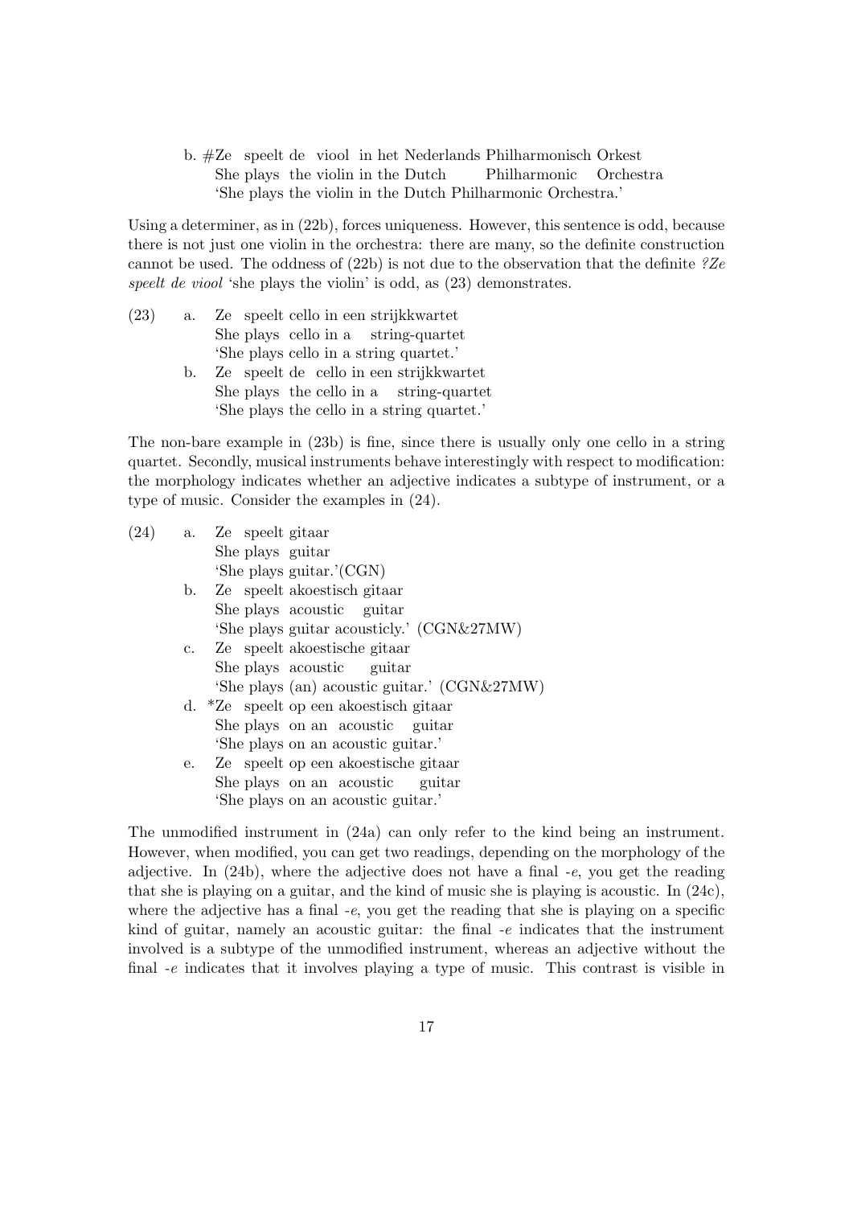b. #Ze speelt de viool in het Nederlands Philharmonisch Orkest
    She plays the violin in the Dutch Philharmonic Orchestra
    'She plays the violin in the Dutch Philharmonic Orchestra.'

Using a determiner, as in (22b), forces uniqueness. However, this sentence is odd, because there is not just one violin in the orchestra: there are many, so the definite construction cannot be used. The oddness of (22b) is not due to the observation that the definite *?Ze speelt de viool* 'she plays the violin' is odd, as (23) demonstrates.

(23) a. Ze speelt cello in een strijkkwartet
        She plays cello in a string-quartet
        'She plays cello in a string quartet.'
     b. Ze speelt de cello in een strijkkwartet
        She plays the cello in a string-quartet
        'She plays the cello in a string quartet.'

The non-bare example in (23b) is fine, since there is usually only one cello in a string quartet. Secondly, musical instruments behave interestingly with respect to modification: the morphology indicates whether an adjective indicates a subtype of instrument, or a type of music. Consider the examples in (24).

(24) a. Ze speelt gitaar
        She plays guitar
        'She plays guitar.'(CGN)
     b. Ze speelt akoestisch gitaar
        She plays acoustic guitar
        'She plays guitar acousticly.' (CGN&27MW)
     c. Ze speelt akoestische gitaar
        She plays acoustic guitar
        'She plays (an) acoustic guitar.' (CGN&27MW)
     d. *Ze speelt op een akoestisch gitaar
        She plays on an acoustic guitar
        'She plays on an acoustic guitar.'
     e. Ze speelt op een akoestische gitaar
        She plays on an acoustic guitar
        'She plays on an acoustic guitar.'

The unmodified instrument in (24a) can only refer to the kind being an instrument. However, when modified, you can get two readings, depending on the morphology of the adjective. In (24b), where the adjective does not have a final *-e*, you get the reading that she is playing on a guitar, and the kind of music she is playing is acoustic. In (24c), where the adjective has a final *-e*, you get the reading that she is playing on a specific kind of guitar, namely an acoustic guitar: the final *-e* indicates that the instrument involved is a subtype of the unmodified instrument, whereas an adjective without the final *-e* indicates that it involves playing a type of music. This contrast is visible in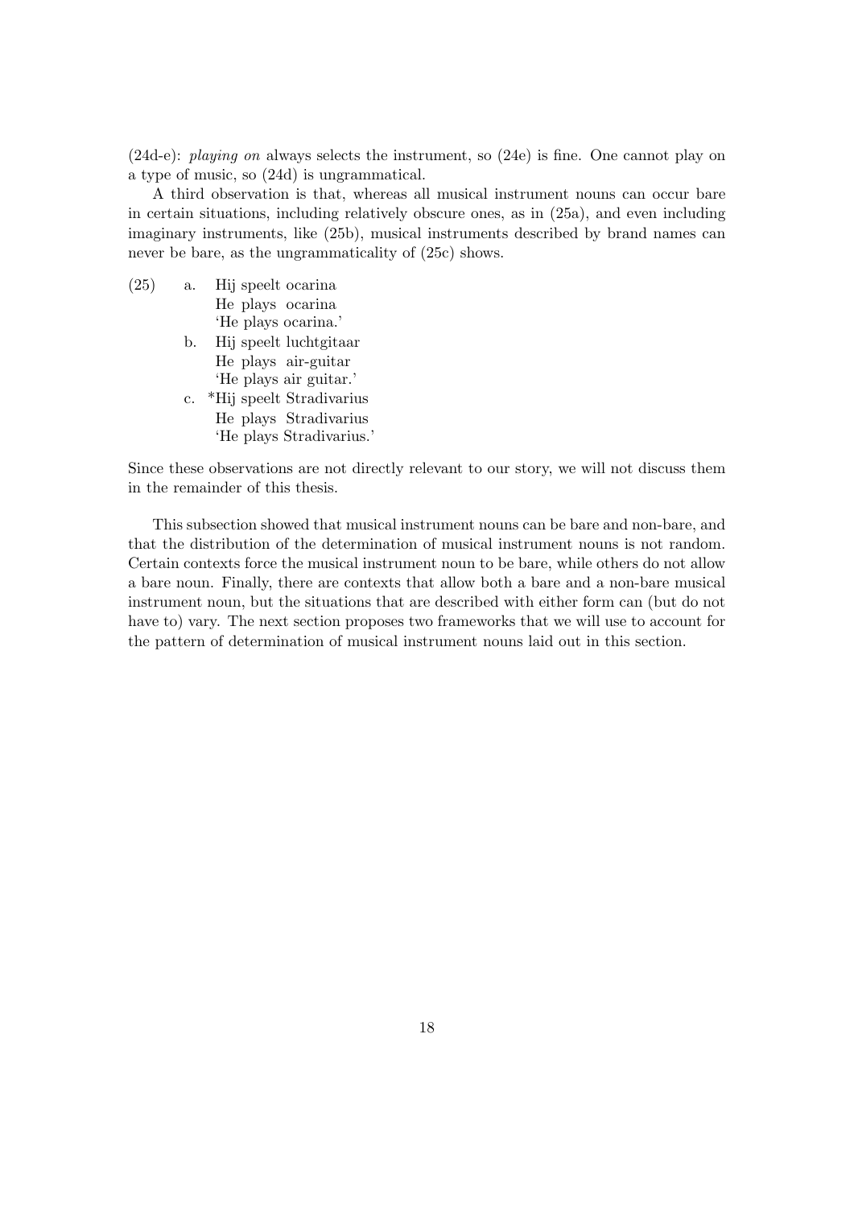(24d-e): *playing on* always selects the instrument, so (24e) is fine. One cannot play on a type of music, so (24d) is ungrammatical.

A third observation is that, whereas all musical instrument nouns can occur bare in certain situations, including relatively obscure ones, as in (25a), and even including imaginary instruments, like (25b), musical instruments described by brand names can never be bare, as the ungrammaticality of (25c) shows.

(25) a. Hij speelt ocarina
   He plays ocarina
   'He plays ocarina.'

 b. Hij speelt luchtgitaar
   He plays air-guitar
   'He plays air guitar.'

 c. *Hij speelt Stradivarius
   He plays Stradivarius
   'He plays Stradivarius.'

Since these observations are not directly relevant to our story, we will not discuss them in the remainder of this thesis.

This subsection showed that musical instrument nouns can be bare and non-bare, and that the distribution of the determination of musical instrument nouns is not random. Certain contexts force the musical instrument noun to be bare, while others do not allow a bare noun. Finally, there are contexts that allow both a bare and a non-bare musical instrument noun, but the situations that are described with either form can (but do not have to) vary. The next section proposes two frameworks that we will use to account for the pattern of determination of musical instrument nouns laid out in this section.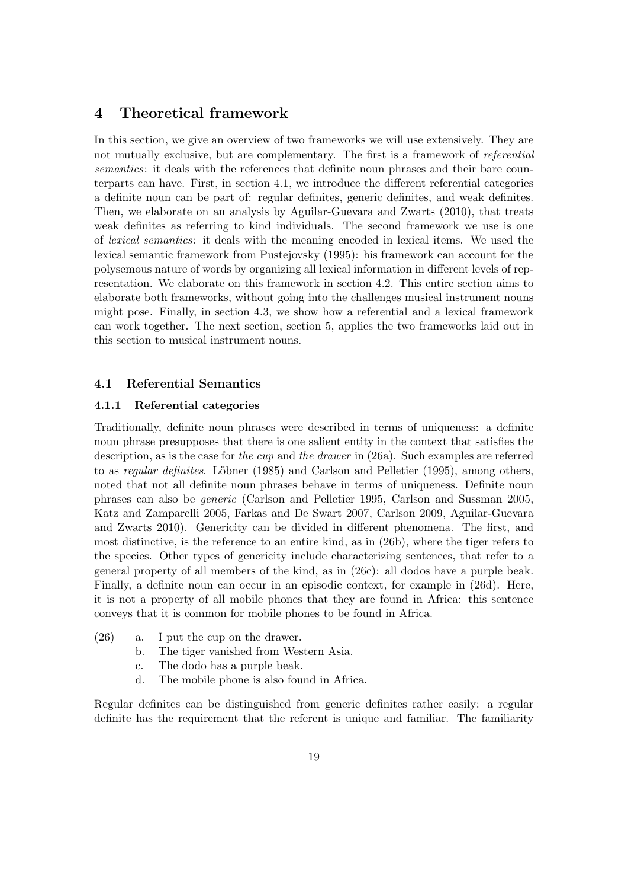# 4 Theoretical framework

In this section, we give an overview of two frameworks we will use extensively. They are not mutually exclusive, but are complementary. The first is a framework of *referential semantics*: it deals with the references that definite noun phrases and their bare counterparts can have. First, in section 4.1, we introduce the different referential categories a definite noun can be part of: regular definites, generic definites, and weak definites. Then, we elaborate on an analysis by Aguilar-Guevara and Zwarts (2010), that treats weak definites as referring to kind individuals. The second framework we use is one of *lexical semantics*: it deals with the meaning encoded in lexical items. We used the lexical semantic framework from Pustejovsky (1995): his framework can account for the polysemous nature of words by organizing all lexical information in different levels of representation. We elaborate on this framework in section 4.2. This entire section aims to elaborate both frameworks, without going into the challenges musical instrument nouns might pose. Finally, in section 4.3, we show how a referential and a lexical framework can work together. The next section, section 5, applies the two frameworks laid out in this section to musical instrument nouns.

## 4.1 Referential Semantics

### 4.1.1 Referential categories

Traditionally, definite noun phrases were described in terms of uniqueness: a definite noun phrase presupposes that there is one salient entity in the context that satisfies the description, as is the case for *the cup* and *the drawer* in (26a). Such examples are referred to as *regular definites*. Löbner (1985) and Carlson and Pelletier (1995), among others, noted that not all definite noun phrases behave in terms of uniqueness. Definite noun phrases can also be *generic* (Carlson and Pelletier 1995, Carlson and Sussman 2005, Katz and Zamparelli 2005, Farkas and De Swart 2007, Carlson 2009, Aguilar-Guevara and Zwarts 2010). Genericity can be divided in different phenomena. The first, and most distinctive, is the reference to an entire kind, as in (26b), where the tiger refers to the species. Other types of genericity include characterizing sentences, that refer to a general property of all members of the kind, as in (26c): all dodos have a purple beak. Finally, a definite noun can occur in an episodic context, for example in (26d). Here, it is not a property of all mobile phones that they are found in Africa: this sentence conveys that it is common for mobile phones to be found in Africa.

(26) a. I put the cup on the drawer.
 b. The tiger vanished from Western Asia.
 c. The dodo has a purple beak.
 d. The mobile phone is also found in Africa.

Regular definites can be distinguished from generic definites rather easily: a regular definite has the requirement that the referent is unique and familiar. The familiarity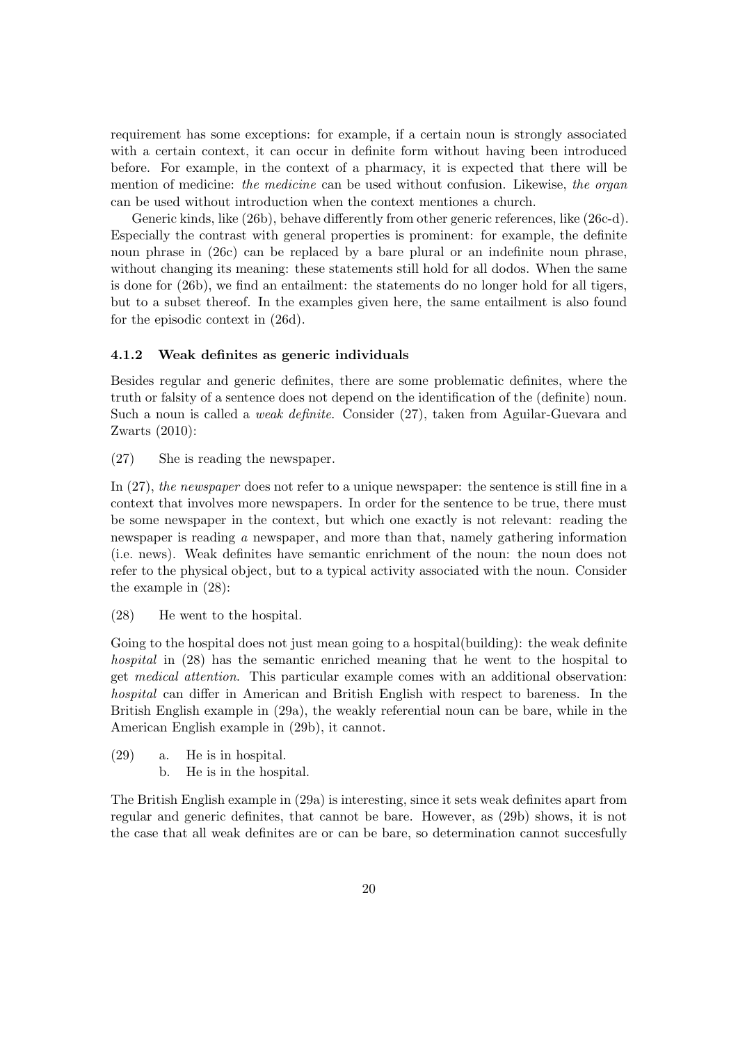requirement has some exceptions: for example, if a certain noun is strongly associated with a certain context, it can occur in definite form without having been introduced before. For example, in the context of a pharmacy, it is expected that there will be mention of medicine: *the medicine* can be used without confusion. Likewise, *the organ* can be used without introduction when the context mentiones a church.

Generic kinds, like (26b), behave differently from other generic references, like (26c-d). Especially the contrast with general properties is prominent: for example, the definite noun phrase in (26c) can be replaced by a bare plural or an indefinite noun phrase, without changing its meaning: these statements still hold for all dodos. When the same is done for (26b), we find an entailment: the statements do no longer hold for all tigers, but to a subset thereof. In the examples given here, the same entailment is also found for the episodic context in (26d).

#### 4.1.2 Weak definites as generic individuals

Besides regular and generic definites, there are some problematic definites, where the truth or falsity of a sentence does not depend on the identification of the (definite) noun. Such a noun is called a *weak definite*. Consider (27), taken from Aguilar-Guevara and Zwarts (2010):

(27) She is reading the newspaper.

In (27), *the newspaper* does not refer to a unique newspaper: the sentence is still fine in a context that involves more newspapers. In order for the sentence to be true, there must be some newspaper in the context, but which one exactly is not relevant: reading the newspaper is reading *a* newspaper, and more than that, namely gathering information (i.e. news). Weak definites have semantic enrichment of the noun: the noun does not refer to the physical object, but to a typical activity associated with the noun. Consider the example in (28):

(28) He went to the hospital.

Going to the hospital does not just mean going to a hospital(building): the weak definite *hospital* in (28) has the semantic enriched meaning that he went to the hospital to get *medical attention*. This particular example comes with an additional observation: *hospital* can differ in American and British English with respect to bareness. In the British English example in (29a), the weakly referential noun can be bare, while in the American English example in (29b), it cannot.

(29) a. He is in hospital.
 b. He is in the hospital.

The British English example in (29a) is interesting, since it sets weak definites apart from regular and generic definites, that cannot be bare. However, as (29b) shows, it is not the case that all weak definites are or can be bare, so determination cannot succesfully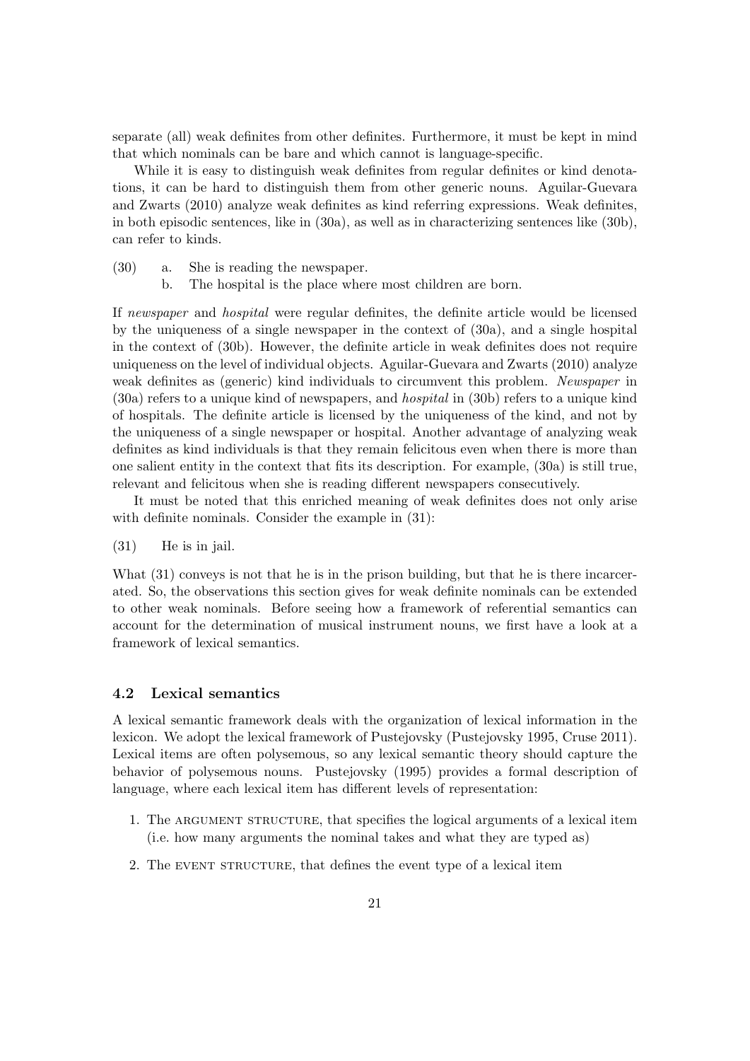separate (all) weak definites from other definites. Furthermore, it must be kept in mind that which nominals can be bare and which cannot is language-specific.

While it is easy to distinguish weak definites from regular definites or kind denotations, it can be hard to distinguish them from other generic nouns. Aguilar-Guevara and Zwarts (2010) analyze weak definites as kind referring expressions. Weak definites, in both episodic sentences, like in (30a), as well as in characterizing sentences like (30b), can refer to kinds.

(30) a. She is reading the newspaper.
     b. The hospital is the place where most children are born.

If *newspaper* and *hospital* were regular definites, the definite article would be licensed by the uniqueness of a single newspaper in the context of (30a), and a single hospital in the context of (30b). However, the definite article in weak definites does not require uniqueness on the level of individual objects. Aguilar-Guevara and Zwarts (2010) analyze weak definites as (generic) kind individuals to circumvent this problem. *Newspaper* in (30a) refers to a unique kind of newspapers, and *hospital* in (30b) refers to a unique kind of hospitals. The definite article is licensed by the uniqueness of the kind, and not by the uniqueness of a single newspaper or hospital. Another advantage of analyzing weak definites as kind individuals is that they remain felicitous even when there is more than one salient entity in the context that fits its description. For example, (30a) is still true, relevant and felicitous when she is reading different newspapers consecutively.

It must be noted that this enriched meaning of weak definites does not only arise with definite nominals. Consider the example in (31):

(31) He is in jail.

What (31) conveys is not that he is in the prison building, but that he is there incarcerated. So, the observations this section gives for weak definite nominals can be extended to other weak nominals. Before seeing how a framework of referential semantics can account for the determination of musical instrument nouns, we first have a look at a framework of lexical semantics.

### 4.2 Lexical semantics

A lexical semantic framework deals with the organization of lexical information in the lexicon. We adopt the lexical framework of Pustejovsky (Pustejovsky 1995, Cruse 2011). Lexical items are often polysemous, so any lexical semantic theory should capture the behavior of polysemous nouns. Pustejovsky (1995) provides a formal description of language, where each lexical item has different levels of representation:

1. The ARGUMENT STRUCTURE, that specifies the logical arguments of a lexical item (i.e. how many arguments the nominal takes and what they are typed as)
2. The EVENT STRUCTURE, that defines the event type of a lexical item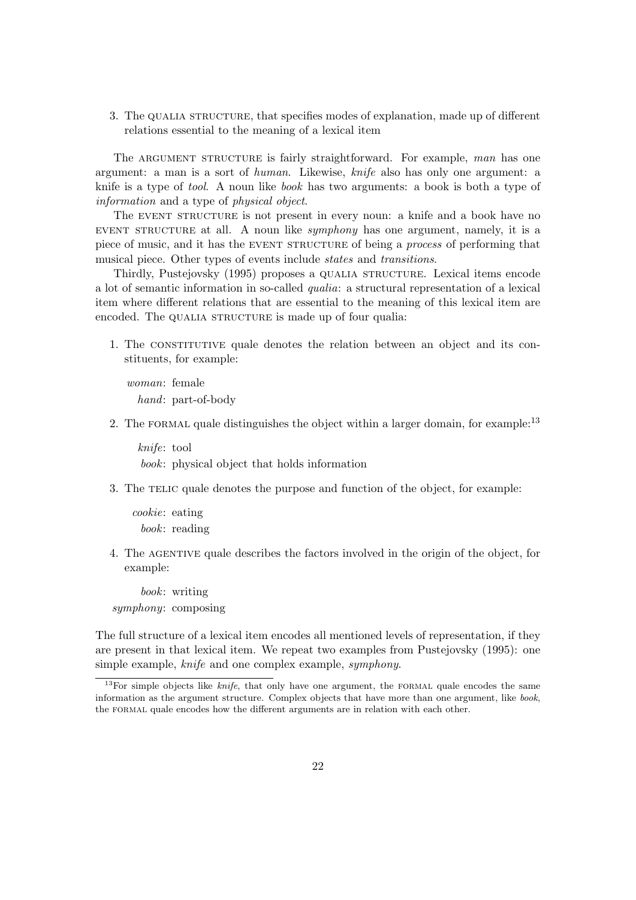3. The QUALIA STRUCTURE, that specifies modes of explanation, made up of different relations essential to the meaning of a lexical item

The ARGUMENT STRUCTURE is fairly straightforward. For example, *man* has one argument: a man is a sort of *human*. Likewise, *knife* also has only one argument: a knife is a type of *tool*. A noun like *book* has two arguments: a book is both a type of *information* and a type of *physical object*.

The EVENT STRUCTURE is not present in every noun: a knife and a book have no EVENT STRUCTURE at all. A noun like *symphony* has one argument, namely, it is a piece of music, and it has the EVENT STRUCTURE of being a *process* of performing that musical piece. Other types of events include *states* and *transitions*.

Thirdly, Pustejovsky (1995) proposes a QUALIA STRUCTURE. Lexical items encode a lot of semantic information in so-called *qualia*: a structural representation of a lexical item where different relations that are essential to the meaning of this lexical item are encoded. The QUALIA STRUCTURE is made up of four qualia:

1. The CONSTITUTIVE quale denotes the relation between an object and its constituents, for example:

   *woman*: female
   *hand*: part-of-body

2. The FORMAL quale distinguishes the object within a larger domain, for example:[13]

   *knife*: tool
   *book*: physical object that holds information

3. The TELIC quale denotes the purpose and function of the object, for example:

   *cookie*: eating
   *book*: reading

4. The AGENTIVE quale describes the factors involved in the origin of the object, for example:

   *book*: writing
   *symphony*: composing

The full structure of a lexical item encodes all mentioned levels of representation, if they are present in that lexical item. We repeat two examples from Pustejovsky (1995): one simple example, *knife* and one complex example, *symphony*.

[13]For simple objects like *knife*, that only have one argument, the FORMAL quale encodes the same information as the argument structure. Complex objects that have more than one argument, like *book*, the FORMAL quale encodes how the different arguments are in relation with each other.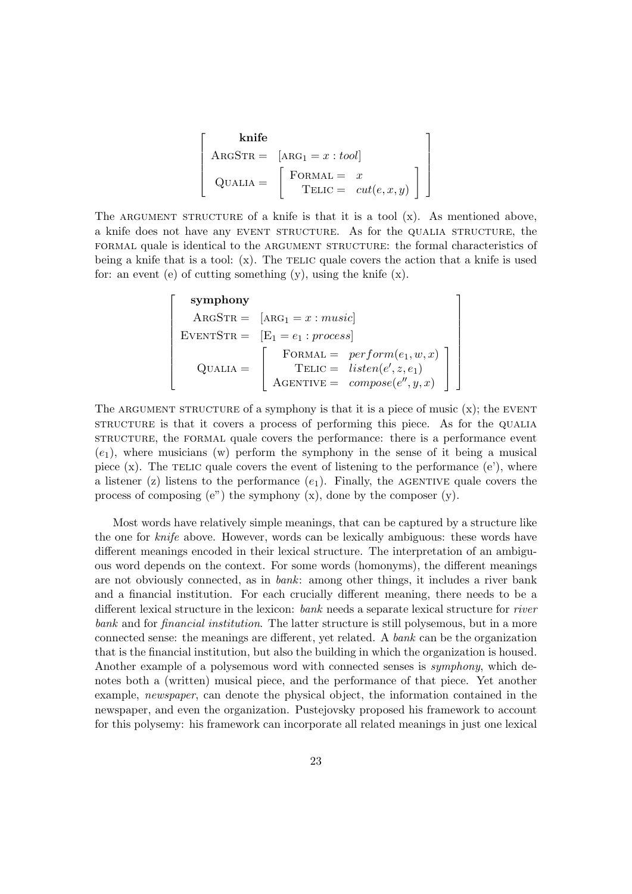$$\begin{bmatrix} \textbf{knife} & \\ \text{ArgStr} = & [\text{arg}_1 = x : \textit{tool}] \\ \text{Qualia} = & \begin{bmatrix} \text{Formal} = & x \\ \text{Telic} = & cut(e, x, y) \end{bmatrix} \end{bmatrix}$$

The ARGUMENT STRUCTURE of a knife is that it is a tool (x). As mentioned above, a knife does not have any EVENT STRUCTURE. As for the QUALIA STRUCTURE, the FORMAL quale is identical to the ARGUMENT STRUCTURE: the formal characteristics of being a knife that is a tool: (x). The TELIC quale covers the action that a knife is used for: an event (e) of cutting something (y), using the knife (x).

$$\begin{bmatrix} \textbf{symphony} & \\ \text{ArgStr} = & [\text{arg}_1 = x : \textit{music}] \\ \text{EventStr} = & [\text{E}_1 = e_1 : \textit{process}] \\ \text{Qualia} = & \begin{bmatrix} \text{Formal} = & perform(e_1, w, x) \\ \text{Telic} = & listen(e', z, e_1) \\ \text{Agentive} = & compose(e'', y, x) \end{bmatrix} \end{bmatrix}$$

The ARGUMENT STRUCTURE of a symphony is that it is a piece of music (x); the EVENT STRUCTURE is that it covers a process of performing this piece. As for the QUALIA STRUCTURE, the FORMAL quale covers the performance: there is a performance event ($e_1$), where musicians (w) perform the symphony in the sense of it being a musical piece (x). The TELIC quale covers the event of listening to the performance (e'), where a listener (z) listens to the performance ($e_1$). Finally, the AGENTIVE quale covers the process of composing (e") the symphony (x), done by the composer (y).

Most words have relatively simple meanings, that can be captured by a structure like the one for *knife* above. However, words can be lexically ambiguous: these words have different meanings encoded in their lexical structure. The interpretation of an ambiguous word depends on the context. For some words (homonyms), the different meanings are not obviously connected, as in *bank*: among other things, it includes a river bank and a financial institution. For each crucially different meaning, there needs to be a different lexical structure in the lexicon: *bank* needs a separate lexical structure for *river bank* and for *financial institution*. The latter structure is still polysemous, but in a more connected sense: the meanings are different, yet related. A *bank* can be the organization that is the financial institution, but also the building in which the organization is housed. Another example of a polysemous word with connected senses is *symphony*, which denotes both a (written) musical piece, and the performance of that piece. Yet another example, *newspaper*, can denote the physical object, the information contained in the newspaper, and even the organization. Pustejovsky proposed his framework to account for this polysemy: his framework can incorporate all related meanings in just one lexical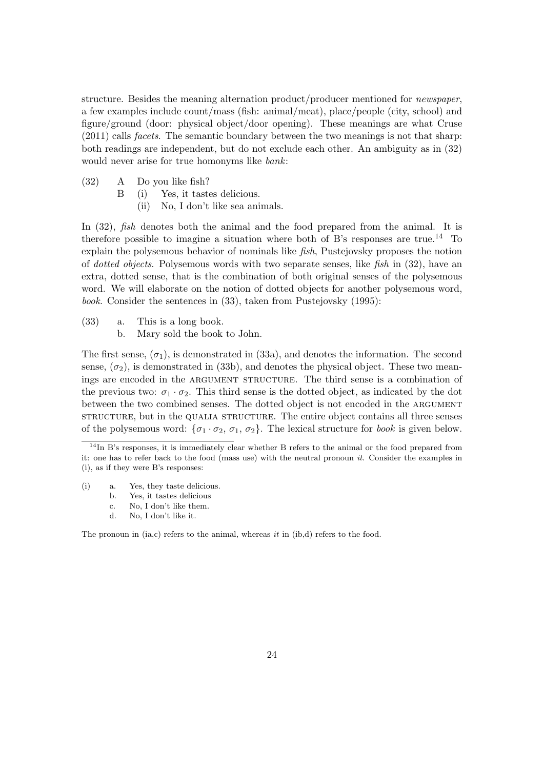structure. Besides the meaning alternation product/producer mentioned for *newspaper*, a few examples include count/mass (fish: animal/meat), place/people (city, school) and figure/ground (door: physical object/door opening). These meanings are what Cruse (2011) calls *facets*. The semantic boundary between the two meanings is not that sharp: both readings are independent, but do not exclude each other. An ambiguity as in (32) would never arise for true homonyms like *bank*:

(32) A Do you like fish?
 B (i) Yes, it tastes delicious.
  (ii) No, I don't like sea animals.

In (32), *fish* denotes both the animal and the food prepared from the animal. It is therefore possible to imagine a situation where both of B's responses are true.[14] To explain the polysemous behavior of nominals like *fish*, Pustejovsky proposes the notion of *dotted objects*. Polysemous words with two separate senses, like *fish* in (32), have an extra, dotted sense, that is the combination of both original senses of the polysemous word. We will elaborate on the notion of dotted objects for another polysemous word, *book*. Consider the sentences in (33), taken from Pustejovsky (1995):

(33) a. This is a long book.
 b. Mary sold the book to John.

The first sense, ($\sigma_1$), is demonstrated in (33a), and denotes the information. The second sense, ($\sigma_2$), is demonstrated in (33b), and denotes the physical object. These two meanings are encoded in the ARGUMENT STRUCTURE. The third sense is a combination of the previous two: $\sigma_1 \cdot \sigma_2$. This third sense is the dotted object, as indicated by the dot between the two combined senses. The dotted object is not encoded in the ARGUMENT STRUCTURE, but in the QUALIA STRUCTURE. The entire object contains all three senses of the polysemous word: $\{\sigma_1 \cdot \sigma_2, \sigma_1, \sigma_2\}$. The lexical structure for *book* is given below.

[14] In B's responses, it is immediately clear whether B refers to the animal or the food prepared from it: one has to refer back to the food (mass use) with the neutral pronoun *it*. Consider the examples in (i), as if they were B's responses:

(i) a. Yes, they taste delicious.
 b. Yes, it tastes delicious
 c. No, I don't like them.
 d. No, I don't like it.

The pronoun in (ia,c) refers to the animal, whereas *it* in (ib,d) refers to the food.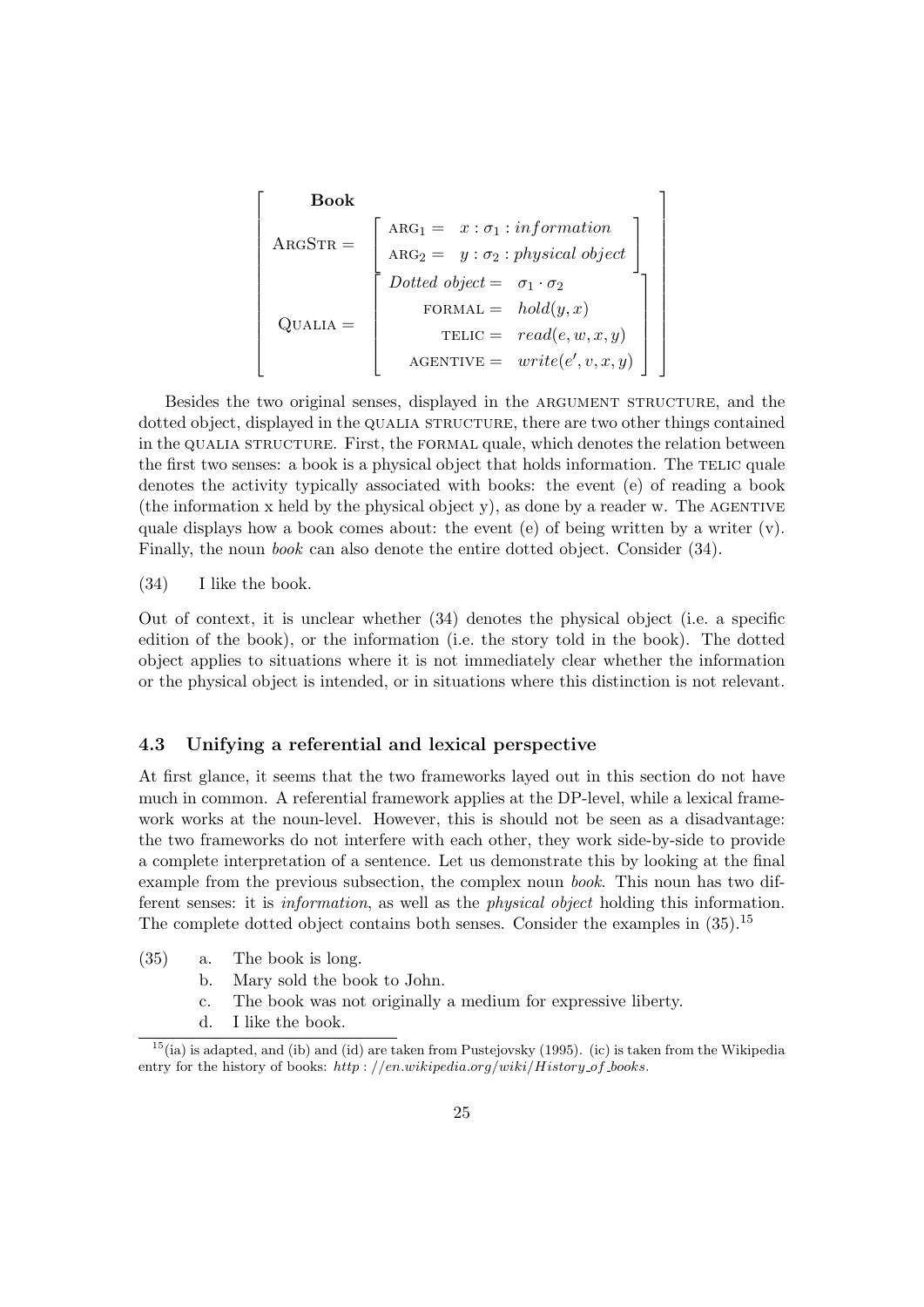$$
\left[\begin{array}{ll}
\textbf{Book} & \\
\text{ARGSTR} = & \left[\begin{array}{ll} \text{ARG}_1 = & x : \sigma_1 : information \\ \text{ARG}_2 = & y : \sigma_2 : physical\ object \end{array}\right] \\
\text{QUALIA} = & \left[\begin{array}{rl} \textit{Dotted object} = & \sigma_1 \cdot \sigma_2 \\ \text{FORMAL} = & hold(y, x) \\ \text{TELIC} = & read(e, w, x, y) \\ \text{AGENTIVE} = & write(e', v, x, y) \end{array}\right]
\end{array}\right]
$$

Besides the two original senses, displayed in the ARGUMENT STRUCTURE, and the dotted object, displayed in the QUALIA STRUCTURE, there are two other things contained in the QUALIA STRUCTURE. First, the FORMAL quale, which denotes the relation between the first two senses: a book is a physical object that holds information. The TELIC quale denotes the activity typically associated with books: the event (e) of reading a book (the information x held by the physical object y), as done by a reader w. The AGENTIVE quale displays how a book comes about: the event (e) of being written by a writer (v). Finally, the noun *book* can also denote the entire dotted object. Consider (34).

(34) I like the book.

Out of context, it is unclear whether (34) denotes the physical object (i.e. a specific edition of the book), or the information (i.e. the story told in the book). The dotted object applies to situations where it is not immediately clear whether the information or the physical object is intended, or in situations where this distinction is not relevant.

### 4.3 Unifying a referential and lexical perspective

At first glance, it seems that the two frameworks layed out in this section do not have much in common. A referential framework applies at the DP-level, while a lexical framework works at the noun-level. However, this is should not be seen as a disadvantage: the two frameworks do not interfere with each other, they work side-by-side to provide a complete interpretation of a sentence. Let us demonstrate this by looking at the final example from the previous subsection, the complex noun *book*. This noun has two different senses: it is *information*, as well as the *physical object* holding this information. The complete dotted object contains both senses. Consider the examples in (35).[15]

(35) a. The book is long.
b. Mary sold the book to John.
c. The book was not originally a medium for expressive liberty.
d. I like the book.

[15](ia) is adapted, and (ib) and (id) are taken from Pustejovsky (1995). (ic) is taken from the Wikipedia entry for the history of books: *http://en.wikipedia.org/wiki/History_of_books*.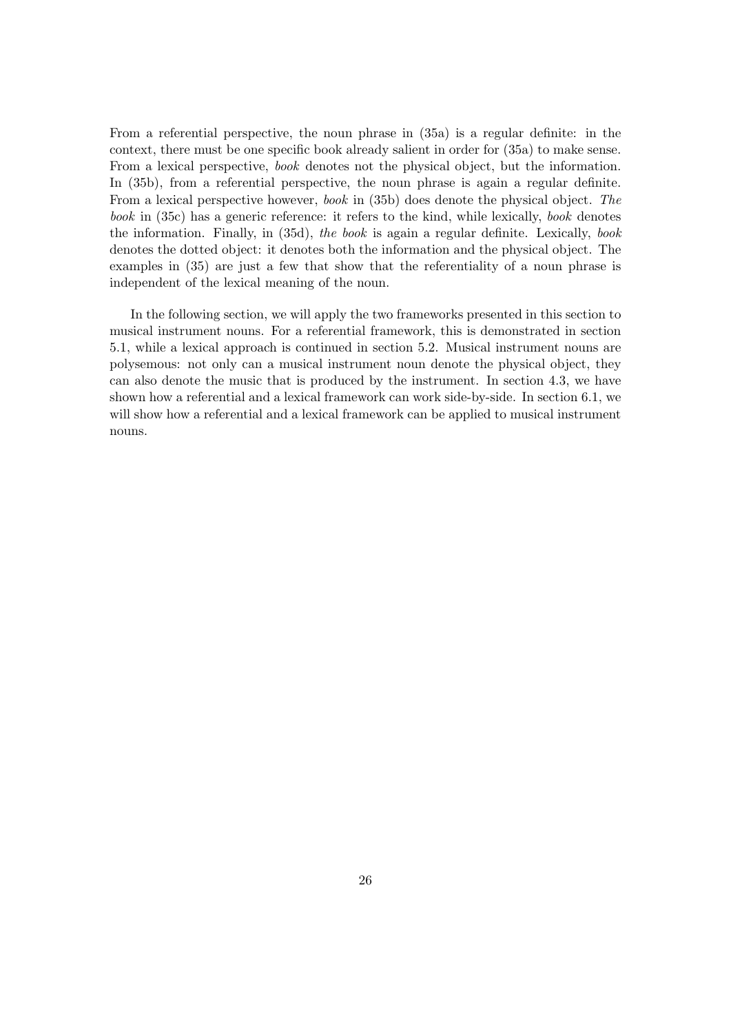From a referential perspective, the noun phrase in (35a) is a regular definite: in the context, there must be one specific book already salient in order for (35a) to make sense. From a lexical perspective, *book* denotes not the physical object, but the information. In (35b), from a referential perspective, the noun phrase is again a regular definite. From a lexical perspective however, *book* in (35b) does denote the physical object. *The book* in (35c) has a generic reference: it refers to the kind, while lexically, *book* denotes the information. Finally, in (35d), *the book* is again a regular definite. Lexically, *book* denotes the dotted object: it denotes both the information and the physical object. The examples in (35) are just a few that show that the referentiality of a noun phrase is independent of the lexical meaning of the noun.

In the following section, we will apply the two frameworks presented in this section to musical instrument nouns. For a referential framework, this is demonstrated in section 5.1, while a lexical approach is continued in section 5.2. Musical instrument nouns are polysemous: not only can a musical instrument noun denote the physical object, they can also denote the music that is produced by the instrument. In section 4.3, we have shown how a referential and a lexical framework can work side-by-side. In section 6.1, we will show how a referential and a lexical framework can be applied to musical instrument nouns.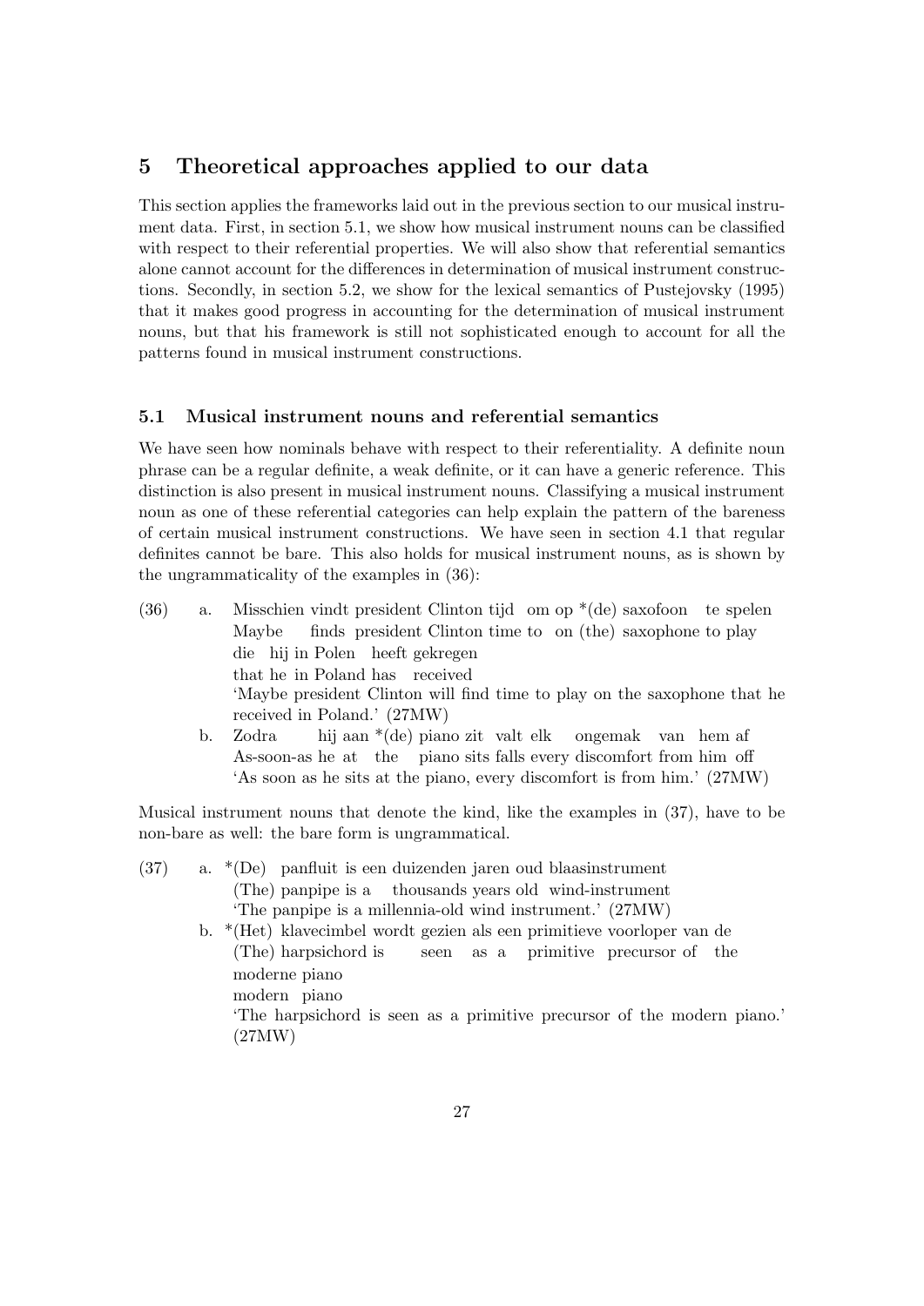# 5 Theoretical approaches applied to our data

This section applies the frameworks laid out in the previous section to our musical instrument data. First, in section 5.1, we show how musical instrument nouns can be classified with respect to their referential properties. We will also show that referential semantics alone cannot account for the differences in determination of musical instrument constructions. Secondly, in section 5.2, we show for the lexical semantics of Pustejovsky (1995) that it makes good progress in accounting for the determination of musical instrument nouns, but that his framework is still not sophisticated enough to account for all the patterns found in musical instrument constructions.

## 5.1 Musical instrument nouns and referential semantics

We have seen how nominals behave with respect to their referentiality. A definite noun phrase can be a regular definite, a weak definite, or it can have a generic reference. This distinction is also present in musical instrument nouns. Classifying a musical instrument noun as one of these referential categories can help explain the pattern of the bareness of certain musical instrument constructions. We have seen in section 4.1 that regular definites cannot be bare. This also holds for musical instrument nouns, as is shown by the ungrammaticality of the examples in (36):

(36) a. Misschien vindt president Clinton tijd om op *(de) saxofoon te spelen
   Maybe finds president Clinton time to on (the) saxophone to play
   die hij in Polen heeft gekregen
   that he in Poland has received
   'Maybe president Clinton will find time to play on the saxophone that he received in Poland.' (27MW)

b. Zodra hij aan *(de) piano zit valt elk ongemak van hem af
   As-soon-as he at the piano sits falls every discomfort from him off
   'As soon as he sits at the piano, every discomfort is from him.' (27MW)

Musical instrument nouns that denote the kind, like the examples in (37), have to be non-bare as well: the bare form is ungrammatical.

(37) a. *(De) panfluit is een duizenden jaren oud blaasinstrument
   (The) panpipe is a thousands years old wind-instrument
   'The panpipe is a millennia-old wind instrument.' (27MW)

b. *(Het) klavecimbel wordt gezien als een primitieve voorloper van de
   (The) harpsichord is seen as a primitive precursor of the
   moderne piano
   modern piano
   'The harpsichord is seen as a primitive precursor of the modern piano.' (27MW)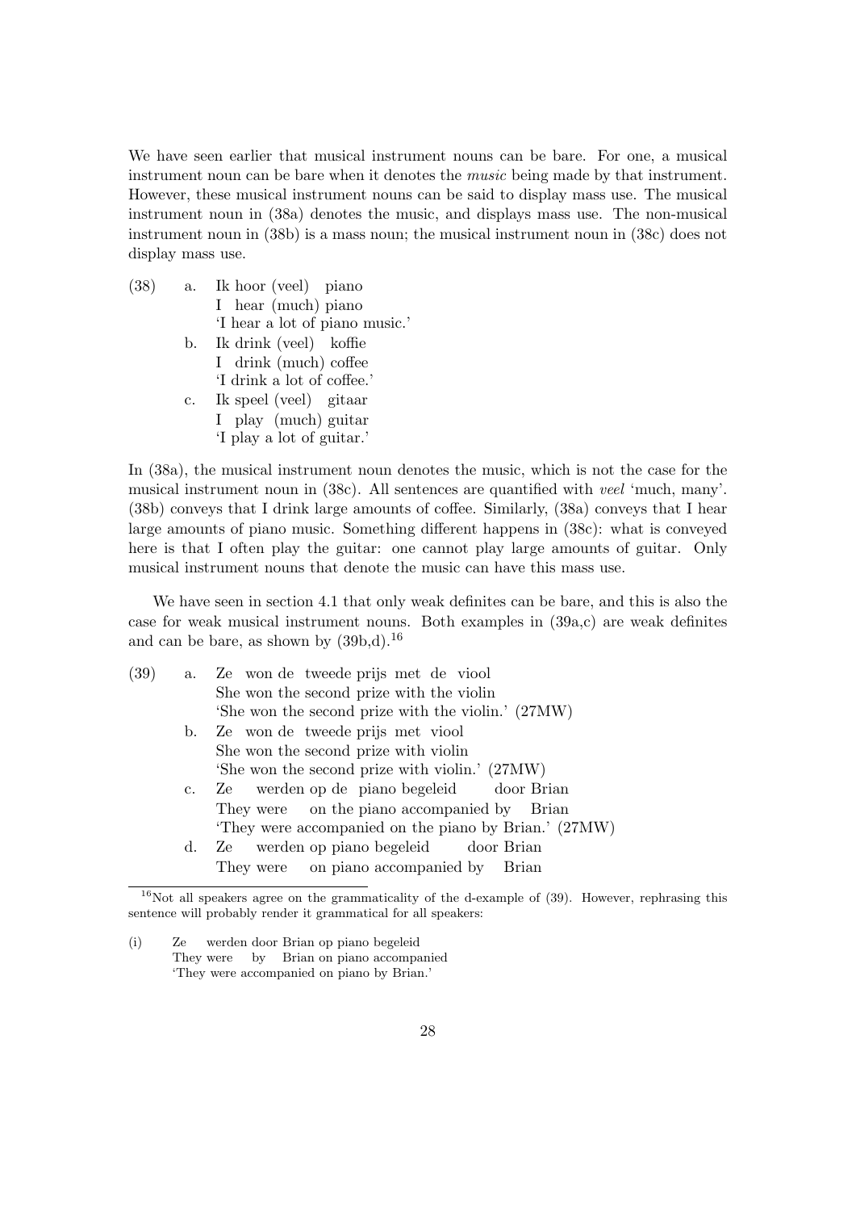We have seen earlier that musical instrument nouns can be bare. For one, a musical instrument noun can be bare when it denotes the *music* being made by that instrument. However, these musical instrument nouns can be said to display mass use. The musical instrument noun in (38a) denotes the music, and displays mass use. The non-musical instrument noun in (38b) is a mass noun; the musical instrument noun in (38c) does not display mass use.

(38) a. Ik hoor (veel) piano
   I hear (much) piano
   'I hear a lot of piano music.'

   b. Ik drink (veel) koffie
   I drink (much) coffee
   'I drink a lot of coffee.'

   c. Ik speel (veel) gitaar
   I play (much) guitar
   'I play a lot of guitar.'

In (38a), the musical instrument noun denotes the music, which is not the case for the musical instrument noun in (38c). All sentences are quantified with *veel* 'much, many'. (38b) conveys that I drink large amounts of coffee. Similarly, (38a) conveys that I hear large amounts of piano music. Something different happens in (38c): what is conveyed here is that I often play the guitar: one cannot play large amounts of guitar. Only musical instrument nouns that denote the music can have this mass use.

We have seen in section 4.1 that only weak definites can be bare, and this is also the case for weak musical instrument nouns. Both examples in (39a,c) are weak definites and can be bare, as shown by (39b,d).[16]

(39) a. Ze won de tweede prijs met de viool
   She won the second prize with the violin
   'She won the second prize with the violin.' (27MW)

   b. Ze won de tweede prijs met viool
   She won the second prize with violin
   'She won the second prize with violin.' (27MW)

   c. Ze werden op de piano begeleid door Brian
   They were on the piano accompanied by Brian
   'They were accompanied on the piano by Brian.' (27MW)

   d. Ze werden op piano begeleid door Brian
   They were on piano accompanied by Brian

[16] Not all speakers agree on the grammaticality of the d-example of (39). However, rephrasing this sentence will probably render it grammatical for all speakers:

(i) Ze werden door Brian op piano begeleid
   They were by Brian on piano accompanied
   'They were accompanied on piano by Brian.'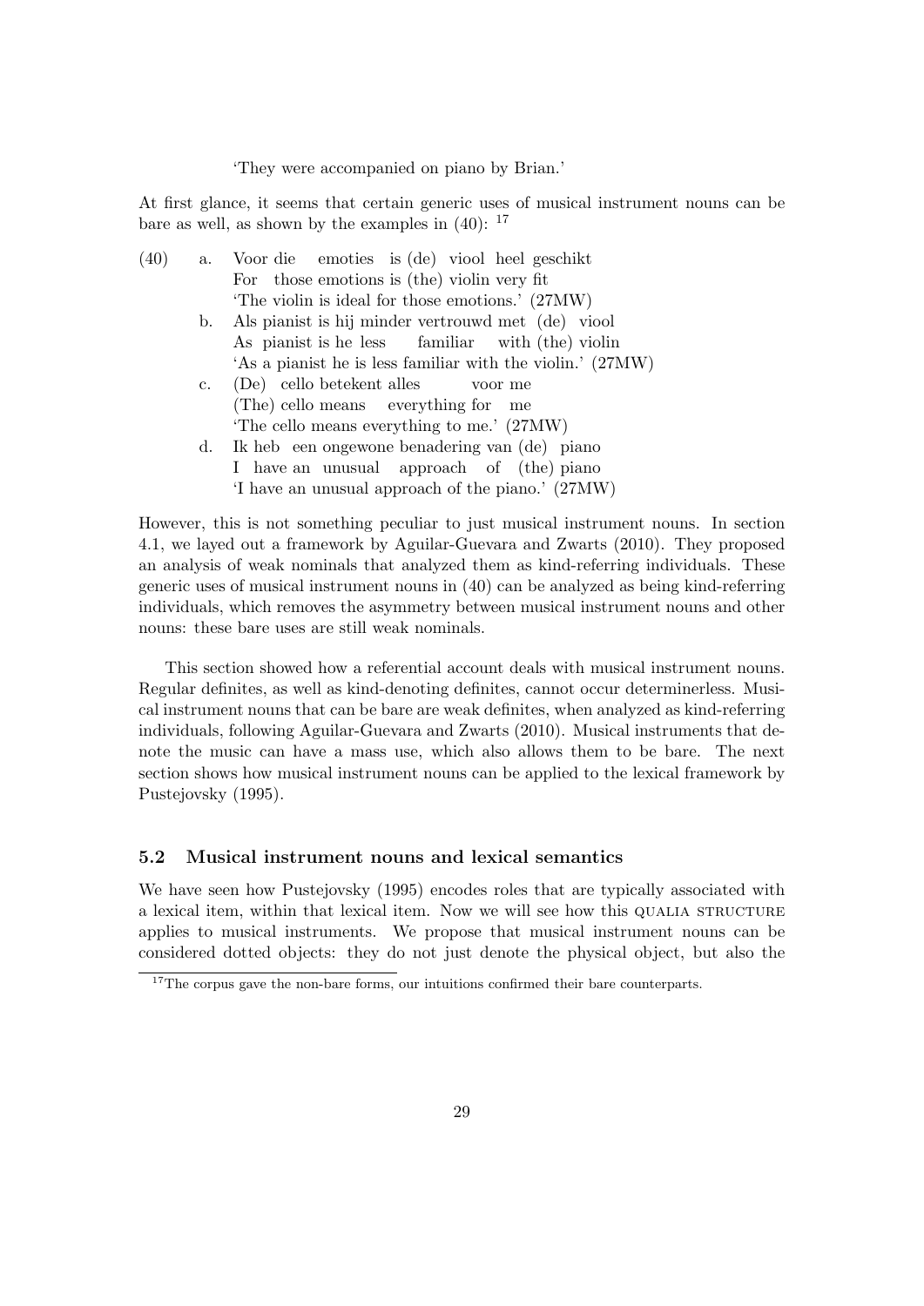'They were accompanied on piano by Brian.'

At first glance, it seems that certain generic uses of musical instrument nouns can be bare as well, as shown by the examples in (40): [17]

(40) a. Voor die emoties is (de) viool heel geschikt
For those emotions is (the) violin very fit
'The violin is ideal for those emotions.' (27MW)

b. Als pianist is hij minder vertrouwd met (de) viool
As pianist is he less familiar with (the) violin
'As a pianist he is less familiar with the violin.' (27MW)

c. (De) cello betekent alles voor me
(The) cello means everything for me
'The cello means everything to me.' (27MW)

d. Ik heb een ongewone benadering van (de) piano
I have an unusual approach of (the) piano
'I have an unusual approach of the piano.' (27MW)

However, this is not something peculiar to just musical instrument nouns. In section 4.1, we layed out a framework by Aguilar-Guevara and Zwarts (2010). They proposed an analysis of weak nominals that analyzed them as kind-referring individuals. These generic uses of musical instrument nouns in (40) can be analyzed as being kind-referring individuals, which removes the asymmetry between musical instrument nouns and other nouns: these bare uses are still weak nominals.

This section showed how a referential account deals with musical instrument nouns. Regular definites, as well as kind-denoting definites, cannot occur determinerless. Musical instrument nouns that can be bare are weak definites, when analyzed as kind-referring individuals, following Aguilar-Guevara and Zwarts (2010). Musical instruments that denote the music can have a mass use, which also allows them to be bare. The next section shows how musical instrument nouns can be applied to the lexical framework by Pustejovsky (1995).

### 5.2 Musical instrument nouns and lexical semantics

We have seen how Pustejovsky (1995) encodes roles that are typically associated with a lexical item, within that lexical item. Now we will see how this QUALIA STRUCTURE applies to musical instruments. We propose that musical instrument nouns can be considered dotted objects: they do not just denote the physical object, but also the

[17] The corpus gave the non-bare forms, our intuitions confirmed their bare counterparts.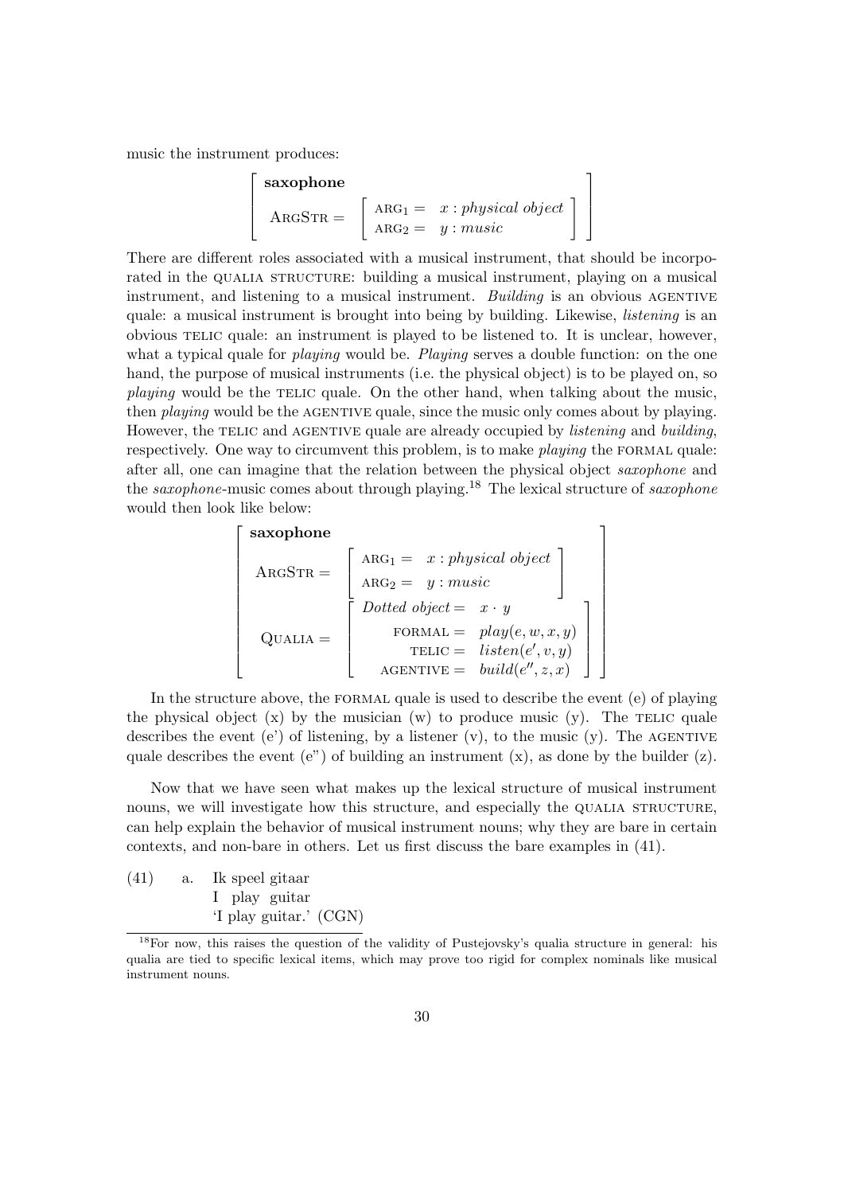music the instrument produces:

$$\left[\begin{array}{l}\textbf{saxophone} \\ \textsc{ArgStr} = \left[\begin{array}{ll}\textsc{arg}_1 = & x: \textit{physical object} \\ \textsc{arg}_2 = & y: \textit{music}\end{array}\right]\end{array}\right]$$

There are different roles associated with a musical instrument, that should be incorporated in the QUALIA STRUCTURE: building a musical instrument, playing on a musical instrument, and listening to a musical instrument. *Building* is an obvious AGENTIVE quale: a musical instrument is brought into being by building. Likewise, *listening* is an obvious TELIC quale: an instrument is played to be listened to. It is unclear, however, what a typical quale for *playing* would be. *Playing* serves a double function: on the one hand, the purpose of musical instruments (i.e. the physical object) is to be played on, so *playing* would be the TELIC quale. On the other hand, when talking about the music, then *playing* would be the AGENTIVE quale, since the music only comes about by playing. However, the TELIC and AGENTIVE quale are already occupied by *listening* and *building*, respectively. One way to circumvent this problem, is to make *playing* the FORMAL quale: after all, one can imagine that the relation between the physical object *saxophone* and the *saxophone*-music comes about through playing.[18] The lexical structure of *saxophone* would then look like below:

$$\left[\begin{array}{ll}\textbf{saxophone} & \\ \textsc{ArgStr} = & \left[\begin{array}{ll}\textsc{arg}_1 = & x: \textit{physical object} \\ \textsc{arg}_2 = & y: \textit{music}\end{array}\right] \\ \textsc{Qualia} = & \left[\begin{array}{rl}\textit{Dotted object} = & x \cdot y \\ \textsc{formal} = & play(e, w, x, y) \\ \textsc{telic} = & listen(e', v, y) \\ \textsc{agentive} = & build(e'', z, x)\end{array}\right]\end{array}\right]$$

In the structure above, the FORMAL quale is used to describe the event (e) of playing the physical object (x) by the musician (w) to produce music (y). The TELIC quale describes the event (e') of listening, by a listener (v), to the music (y). The AGENTIVE quale describes the event (e") of building an instrument (x), as done by the builder (z).

Now that we have seen what makes up the lexical structure of musical instrument nouns, we will investigate how this structure, and especially the QUALIA STRUCTURE, can help explain the behavior of musical instrument nouns; why they are bare in certain contexts, and non-bare in others. Let us first discuss the bare examples in (41).

(41) a. Ik speel gitaar
I play guitar
'I play guitar.' (CGN)

[18] For now, this raises the question of the validity of Pustejovsky's qualia structure in general: his qualia are tied to specific lexical items, which may prove too rigid for complex nominals like musical instrument nouns.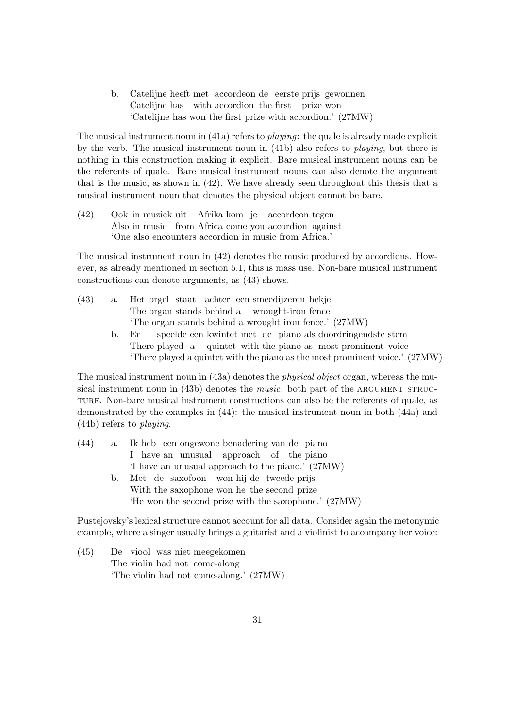b. Catelijne heeft met accordeon de eerste prijs gewonnen
   Catelijne has with accordion the first prize won
   'Catelijne has won the first prize with accordion.' (27MW)

The musical instrument noun in (41a) refers to *playing*: the quale is already made explicit by the verb. The musical instrument noun in (41b) also refers to *playing*, but there is nothing in this construction making it explicit. Bare musical instrument nouns can be the referents of quale. Bare musical instrument nouns can also denote the argument that is the music, as shown in (42). We have already seen throughout this thesis that a musical instrument noun that denotes the physical object cannot be bare.

(42) Ook in muziek uit Afrika kom je accordeon tegen
     Also in music from Africa come you accordion against
     'One also encounters accordion in music from Africa.'

The musical instrument noun in (42) denotes the music produced by accordions. However, as already mentioned in section 5.1, this is mass use. Non-bare musical instrument constructions can denote arguments, as (43) shows.

(43) a. Het orgel staat achter een smeedijzeren hekje
        The organ stands behind a wrought-iron fence
        'The organ stands behind a wrought iron fence.' (27MW)
     b. Er speelde een kwintet met de piano als doordringendste stem
        There played a quintet with the piano as most-prominent voice
        'There played a quintet with the piano as the most prominent voice.' (27MW)

The musical instrument noun in (43a) denotes the *physical object* organ, whereas the musical instrument noun in (43b) denotes the *music*: both part of the ARGUMENT STRUCTURE. Non-bare musical instrument constructions can also be the referents of quale, as demonstrated by the examples in (44): the musical instrument noun in both (44a) and (44b) refers to *playing*.

(44) a. Ik heb een ongewone benadering van de piano
        I have an unusual approach of the piano
        'I have an unusual approach to the piano.' (27MW)
     b. Met de saxofoon won hij de tweede prijs
        With the saxophone won he the second prize
        'He won the second prize with the saxophone.' (27MW)

Pustejovsky's lexical structure cannot account for all data. Consider again the metonymic example, where a singer usually brings a guitarist and a violinist to accompany her voice:

(45) De viool was niet meegekomen
     The violin had not come-along
     'The violin had not come-along.' (27MW)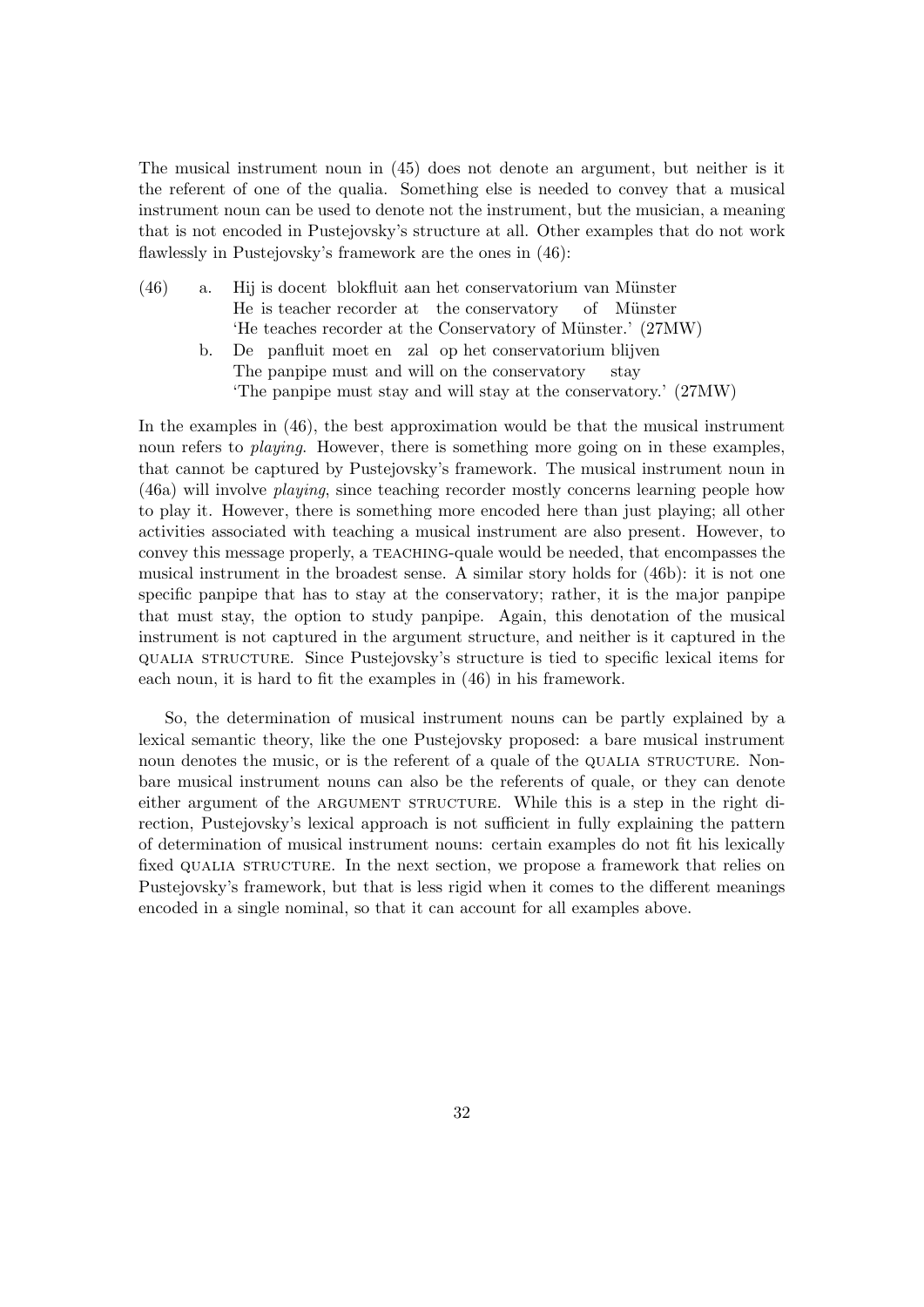The musical instrument noun in (45) does not denote an argument, but neither is it the referent of one of the qualia. Something else is needed to convey that a musical instrument noun can be used to denote not the instrument, but the musician, a meaning that is not encoded in Pustejovsky's structure at all. Other examples that do not work flawlessly in Pustejovsky's framework are the ones in (46):

(46) a. Hij is docent blokfluit aan het conservatorium van Münster
He is teacher recorder at the conservatory of Münster
'He teaches recorder at the Conservatory of Münster.' (27MW)

b. De panfluit moet en zal op het conservatorium blijven
The panpipe must and will on the conservatory stay
'The panpipe must stay and will stay at the conservatory.' (27MW)

In the examples in (46), the best approximation would be that the musical instrument noun refers to *playing*. However, there is something more going on in these examples, that cannot be captured by Pustejovsky's framework. The musical instrument noun in (46a) will involve *playing*, since teaching recorder mostly concerns learning people how to play it. However, there is something more encoded here than just playing; all other activities associated with teaching a musical instrument are also present. However, to convey this message properly, a TEACHING-quale would be needed, that encompasses the musical instrument in the broadest sense. A similar story holds for (46b): it is not one specific panpipe that has to stay at the conservatory; rather, it is the major panpipe that must stay, the option to study panpipe. Again, this denotation of the musical instrument is not captured in the argument structure, and neither is it captured in the QUALIA STRUCTURE. Since Pustejovsky's structure is tied to specific lexical items for each noun, it is hard to fit the examples in (46) in his framework.

So, the determination of musical instrument nouns can be partly explained by a lexical semantic theory, like the one Pustejovsky proposed: a bare musical instrument noun denotes the music, or is the referent of a quale of the QUALIA STRUCTURE. Non-bare musical instrument nouns can also be the referents of quale, or they can denote either argument of the ARGUMENT STRUCTURE. While this is a step in the right direction, Pustejovsky's lexical approach is not sufficient in fully explaining the pattern of determination of musical instrument nouns: certain examples do not fit his lexically fixed QUALIA STRUCTURE. In the next section, we propose a framework that relies on Pustejovsky's framework, but that is less rigid when it comes to the different meanings encoded in a single nominal, so that it can account for all examples above.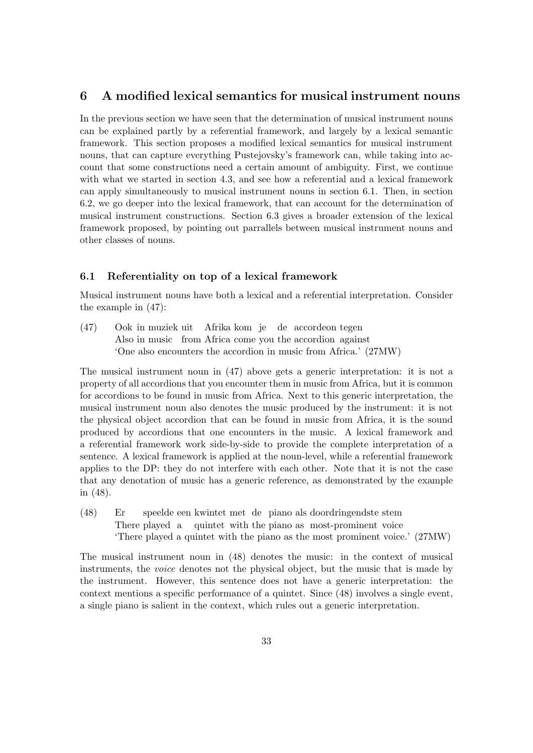## 6 A modified lexical semantics for musical instrument nouns

In the previous section we have seen that the determination of musical instrument nouns can be explained partly by a referential framework, and largely by a lexical semantic framework. This section proposes a modified lexical semantics for musical instrument nouns, that can capture everything Pustejovsky's framework can, while taking into account that some constructions need a certain amount of ambiguity. First, we continue with what we started in section 4.3, and see how a referential and a lexical framework can apply simultaneously to musical instrument nouns in section 6.1. Then, in section 6.2, we go deeper into the lexical framework, that can account for the determination of musical instrument constructions. Section 6.3 gives a broader extension of the lexical framework proposed, by pointing out parrallels between musical instrument nouns and other classes of nouns.

### 6.1 Referentiality on top of a lexical framework

Musical instrument nouns have both a lexical and a referential interpretation. Consider the example in (47):

(47) Ook in muziek uit Afrika kom je de accordeon tegen
Also in music from Africa come you the accordion against
'One also encounters the accordion in music from Africa.' (27MW)

The musical instrument noun in (47) above gets a generic interpretation: it is not a property of all accordions that you encounter them in music from Africa, but it is common for accordions to be found in music from Africa. Next to this generic interpretation, the musical instrument noun also denotes the music produced by the instrument: it is not the physical object accordion that can be found in music from Africa, it is the sound produced by accordions that one encounters in the music. A lexical framework and a referential framework work side-by-side to provide the complete interpretation of a sentence. A lexical framework is applied at the noun-level, while a referential framework applies to the DP: they do not interfere with each other. Note that it is not the case that any denotation of music has a generic reference, as demonstrated by the example in (48).

(48) Er speelde een kwintet met de piano als doordringendste stem
There played a quintet with the piano as most-prominent voice
'There played a quintet with the piano as the most prominent voice.' (27MW)

The musical instrument noun in (48) denotes the music: in the context of musical instruments, the *voice* denotes not the physical object, but the music that is made by the instrument. However, this sentence does not have a generic interpretation: the context mentions a specific performance of a quintet. Since (48) involves a single event, a single piano is salient in the context, which rules out a generic interpretation.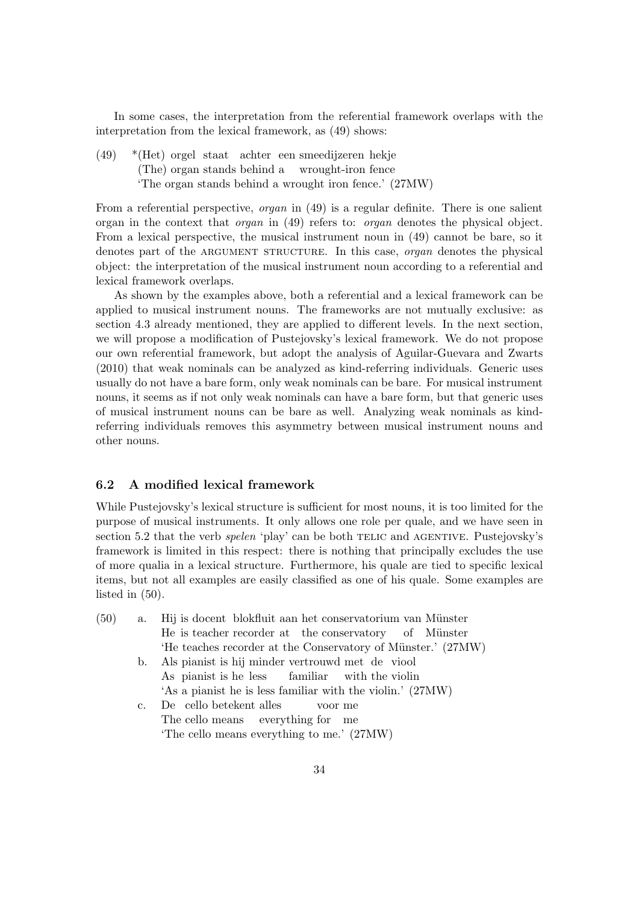In some cases, the interpretation from the referential framework overlaps with the interpretation from the lexical framework, as (49) shows:

(49) *(Het) orgel staat achter een smeedijzeren hekje
(The) organ stands behind a wrought-iron fence
'The organ stands behind a wrought iron fence.' (27MW)

From a referential perspective, *organ* in (49) is a regular definite. There is one salient organ in the context that *organ* in (49) refers to: *organ* denotes the physical object. From a lexical perspective, the musical instrument noun in (49) cannot be bare, so it denotes part of the ARGUMENT STRUCTURE. In this case, *organ* denotes the physical object: the interpretation of the musical instrument noun according to a referential and lexical framework overlaps.

As shown by the examples above, both a referential and a lexical framework can be applied to musical instrument nouns. The frameworks are not mutually exclusive: as section 4.3 already mentioned, they are applied to different levels. In the next section, we will propose a modification of Pustejovsky's lexical framework. We do not propose our own referential framework, but adopt the analysis of Aguilar-Guevara and Zwarts (2010) that weak nominals can be analyzed as kind-referring individuals. Generic uses usually do not have a bare form, only weak nominals can be bare. For musical instrument nouns, it seems as if not only weak nominals can have a bare form, but that generic uses of musical instrument nouns can be bare as well. Analyzing weak nominals as kind-referring individuals removes this asymmetry between musical instrument nouns and other nouns.

### 6.2 A modified lexical framework

While Pustejovsky's lexical structure is sufficient for most nouns, it is too limited for the purpose of musical instruments. It only allows one role per quale, and we have seen in section 5.2 that the verb *spelen* 'play' can be both TELIC and AGENTIVE. Pustejovsky's framework is limited in this respect: there is nothing that principally excludes the use of more qualia in a lexical structure. Furthermore, his quale are tied to specific lexical items, but not all examples are easily classified as one of his quale. Some examples are listed in (50).

(50) a. Hij is docent blokfluit aan het conservatorium van Münster
He is teacher recorder at the conservatory of Münster
'He teaches recorder at the Conservatory of Münster.' (27MW)

b. Als pianist is hij minder vertrouwd met de viool
As pianist is he less familiar with the violin
'As a pianist he is less familiar with the violin.' (27MW)

c. De cello betekent alles voor me
The cello means everything for me
'The cello means everything to me.' (27MW)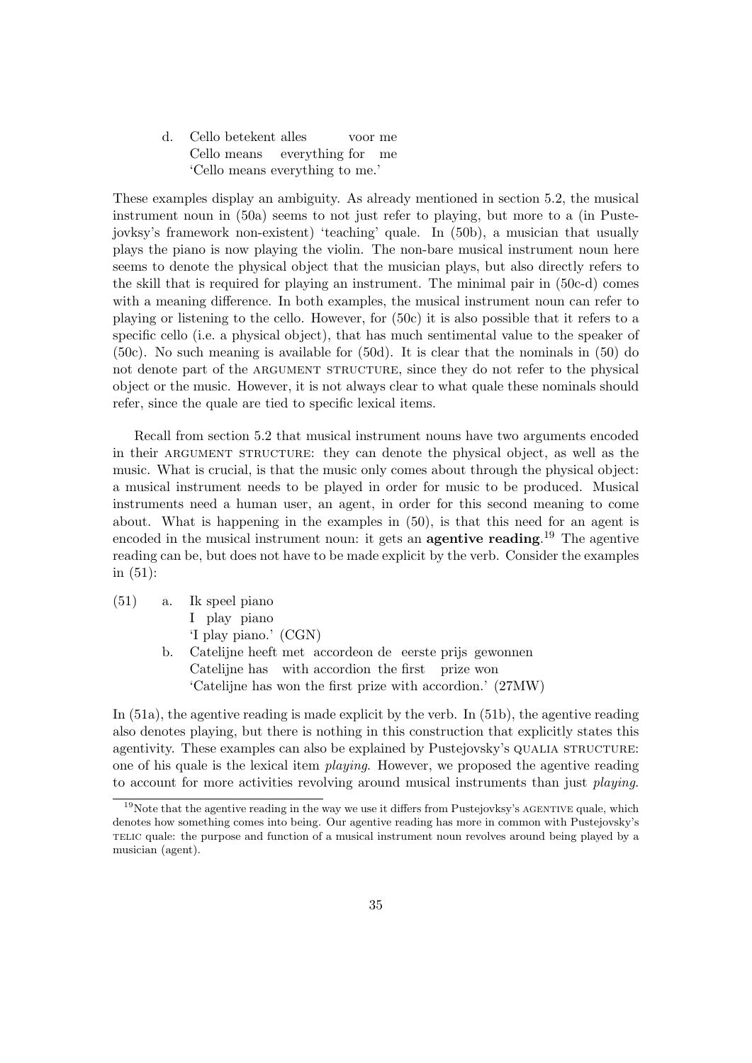d. Cello betekent alles voor me
   Cello means everything for me
   'Cello means everything to me.'

These examples display an ambiguity. As already mentioned in section 5.2, the musical instrument noun in (50a) seems to not just refer to playing, but more to a (in Pustejovksy's framework non-existent) 'teaching' quale. In (50b), a musician that usually plays the piano is now playing the violin. The non-bare musical instrument noun here seems to denote the physical object that the musician plays, but also directly refers to the skill that is required for playing an instrument. The minimal pair in (50c-d) comes with a meaning difference. In both examples, the musical instrument noun can refer to playing or listening to the cello. However, for (50c) it is also possible that it refers to a specific cello (i.e. a physical object), that has much sentimental value to the speaker of (50c). No such meaning is available for (50d). It is clear that the nominals in (50) do not denote part of the ARGUMENT STRUCTURE, since they do not refer to the physical object or the music. However, it is not always clear to what quale these nominals should refer, since the quale are tied to specific lexical items.

Recall from section 5.2 that musical instrument nouns have two arguments encoded in their ARGUMENT STRUCTURE: they can denote the physical object, as well as the music. What is crucial, is that the music only comes about through the physical object: a musical instrument needs to be played in order for music to be produced. Musical instruments need a human user, an agent, in order for this second meaning to come about. What is happening in the examples in (50), is that this need for an agent is encoded in the musical instrument noun: it gets an **agentive reading**.[19] The agentive reading can be, but does not have to be made explicit by the verb. Consider the examples in (51):

(51) a. Ik speel piano
   I play piano
   'I play piano.' (CGN)

b. Catelijne heeft met accordeon de eerste prijs gewonnen
   Catelijne has with accordion the first prize won
   'Catelijne has won the first prize with accordion.' (27MW)

In (51a), the agentive reading is made explicit by the verb. In (51b), the agentive reading also denotes playing, but there is nothing in this construction that explicitly states this agentivity. These examples can also be explained by Pustejovsky's QUALIA STRUCTURE: one of his quale is the lexical item *playing*. However, we proposed the agentive reading to account for more activities revolving around musical instruments than just *playing*.

[19] Note that the agentive reading in the way we use it differs from Pustejovksy's AGENTIVE quale, which denotes how something comes into being. Our agentive reading has more in common with Pustejovsky's TELIC quale: the purpose and function of a musical instrument noun revolves around being played by a musician (agent).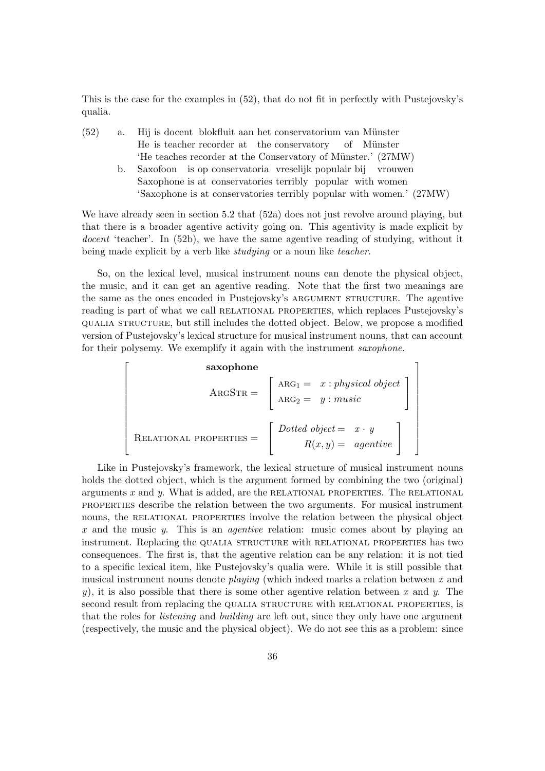This is the case for the examples in (52), that do not fit in perfectly with Pustejovsky's qualia.

(52) a. Hij is docent blokfluit aan het conservatorium van Münster
He is teacher recorder at the conservatory of Münster
'He teaches recorder at the Conservatory of Münster.' (27MW)

b. Saxofoon is op conservatoria vreselijk populair bij vrouwen
Saxophone is at conservatories terribly popular with women
'Saxophone is at conservatories terribly popular with women.' (27MW)

We have already seen in section 5.2 that (52a) does not just revolve around playing, but that there is a broader agentive activity going on. This agentivity is made explicit by *docent* 'teacher'. In (52b), we have the same agentive reading of studying, without it being made explicit by a verb like *studying* or a noun like *teacher*.

So, on the lexical level, musical instrument nouns can denote the physical object, the music, and it can get an agentive reading. Note that the first two meanings are the same as the ones encoded in Pustejovsky's ARGUMENT STRUCTURE. The agentive reading is part of what we call RELATIONAL PROPERTIES, which replaces Pustejovsky's QUALIA STRUCTURE, but still includes the dotted object. Below, we propose a modified version of Pustejovsky's lexical structure for musical instrument nouns, that can account for their polysemy. We exemplify it again with the instrument *saxophone*.

$$\begin{bmatrix} \textbf{saxophone} & \\ \text{ARGSTR} = & \begin{bmatrix} \text{ARG}_1 = & x : \textit{physical object} \\ \text{ARG}_2 = & y : \textit{music} \end{bmatrix} \\ \text{RELATIONAL PROPERTIES} = & \begin{bmatrix} \textit{Dotted object} = & x \cdot y \\ R(x,y) = & \textit{agentive} \end{bmatrix} \end{bmatrix}$$

Like in Pustejovsky's framework, the lexical structure of musical instrument nouns holds the dotted object, which is the argument formed by combining the two (original) arguments $x$ and $y$. What is added, are the RELATIONAL PROPERTIES. The RELATIONAL PROPERTIES describe the relation between the two arguments. For musical instrument nouns, the RELATIONAL PROPERTIES involve the relation between the physical object $x$ and the music $y$. This is an *agentive* relation: music comes about by playing an instrument. Replacing the QUALIA STRUCTURE with RELATIONAL PROPERTIES has two consequences. The first is, that the agentive relation can be any relation: it is not tied to a specific lexical item, like Pustejovsky's qualia were. While it is still possible that musical instrument nouns denote *playing* (which indeed marks a relation between $x$ and $y$), it is also possible that there is some other agentive relation between $x$ and $y$. The second result from replacing the QUALIA STRUCTURE with RELATIONAL PROPERTIES, is that the roles for *listening* and *building* are left out, since they only have one argument (respectively, the music and the physical object). We do not see this as a problem: since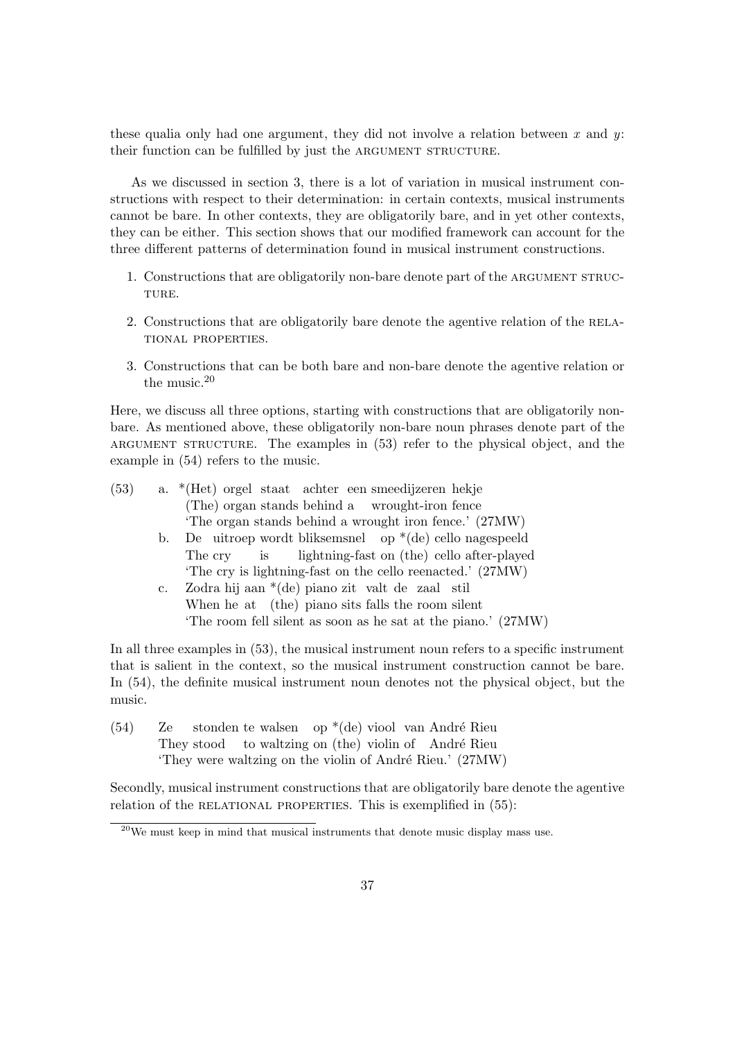these qualia only had one argument, they did not involve a relation between $x$ and $y$: their function can be fulfilled by just the ARGUMENT STRUCTURE.

As we discussed in section 3, there is a lot of variation in musical instrument constructions with respect to their determination: in certain contexts, musical instruments cannot be bare. In other contexts, they are obligatorily bare, and in yet other contexts, they can be either. This section shows that our modified framework can account for the three different patterns of determination found in musical instrument constructions.

1. Constructions that are obligatorily non-bare denote part of the ARGUMENT STRUCTURE.
2. Constructions that are obligatorily bare denote the agentive relation of the RELATIONAL PROPERTIES.
3. Constructions that can be both bare and non-bare denote the agentive relation or the music.[20]

Here, we discuss all three options, starting with constructions that are obligatorily non-bare. As mentioned above, these obligatorily non-bare noun phrases denote part of the ARGUMENT STRUCTURE. The examples in (53) refer to the physical object, and the example in (54) refers to the music.

(53)
a. *(Het) orgel staat achter een smeedijzeren hekje
   (The) organ stands behind a wrought-iron fence
   'The organ stands behind a wrought iron fence.' (27MW)

b. De uitroep wordt bliksemsnel op *(de) cello nagespeeld
   The cry is lightning-fast on (the) cello after-played
   'The cry is lightning-fast on the cello reenacted.' (27MW)

c. Zodra hij aan *(de) piano zit valt de zaal stil
   When he at (the) piano sits falls the room silent
   'The room fell silent as soon as he sat at the piano.' (27MW)

In all three examples in (53), the musical instrument noun refers to a specific instrument that is salient in the context, so the musical instrument construction cannot be bare. In (54), the definite musical instrument noun denotes not the physical object, but the music.

(54) Ze stonden te walsen op *(de) viool van André Rieu
   They stood to waltzing on (the) violin of André Rieu
   'They were waltzing on the violin of André Rieu.' (27MW)

Secondly, musical instrument constructions that are obligatorily bare denote the agentive relation of the RELATIONAL PROPERTIES. This is exemplified in (55):

[20] We must keep in mind that musical instruments that denote music display mass use.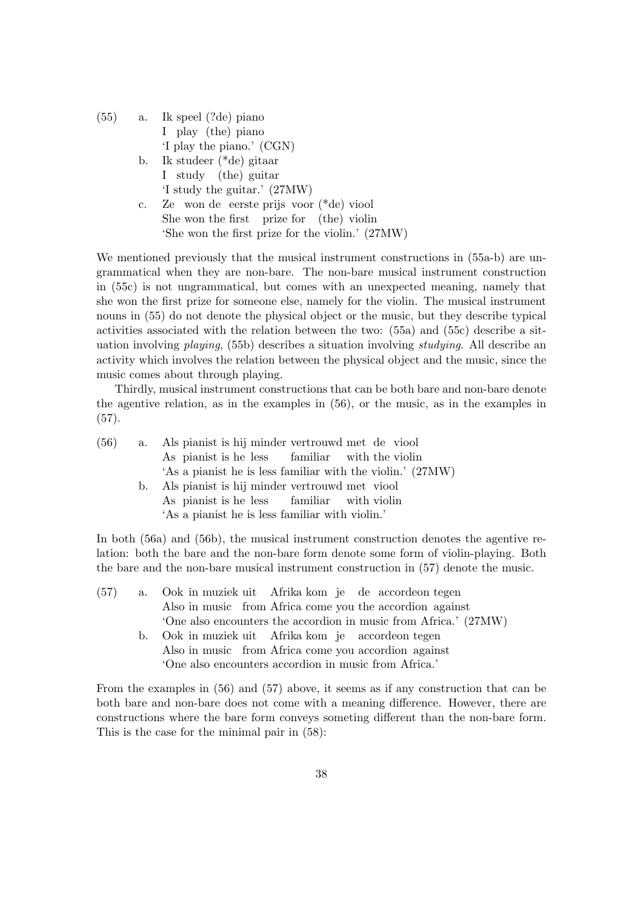(55) a. Ik speel (?de) piano
I play (the) piano
'I play the piano.' (CGN)

b. Ik studeer (*de) gitaar
I study (the) guitar
'I study the guitar.' (27MW)

c. Ze won de eerste prijs voor (*de) viool
She won the first prize for (the) violin
'She won the first prize for the violin.' (27MW)

We mentioned previously that the musical instrument constructions in (55a-b) are ungrammatical when they are non-bare. The non-bare musical instrument construction in (55c) is not ungrammatical, but comes with an unexpected meaning, namely that she won the first prize for someone else, namely for the violin. The musical instrument nouns in (55) do not denote the physical object or the music, but they describe typical activities associated with the relation between the two: (55a) and (55c) describe a situation involving *playing*, (55b) describes a situation involving *studying*. All describe an activity which involves the relation between the physical object and the music, since the music comes about through playing.

Thirdly, musical instrument constructions that can be both bare and non-bare denote the agentive relation, as in the examples in (56), or the music, as in the examples in (57).

(56) a. Als pianist is hij minder vertrouwd met de viool
As pianist is he less familiar with the violin
'As a pianist he is less familiar with the violin.' (27MW)

b. Als pianist is hij minder vertrouwd met viool
As pianist is he less familiar with violin
'As a pianist he is less familiar with violin.'

In both (56a) and (56b), the musical instrument construction denotes the agentive relation: both the bare and the non-bare form denote some form of violin-playing. Both the bare and the non-bare musical instrument construction in (57) denote the music.

(57) a. Ook in muziek uit Afrika kom je de accordeon tegen
Also in music from Africa come you the accordion against
'One also encounters the accordion in music from Africa.' (27MW)

b. Ook in muziek uit Afrika kom je accordeon tegen
Also in music from Africa come you accordion against
'One also encounters accordion in music from Africa.'

From the examples in (56) and (57) above, it seems as if any construction that can be both bare and non-bare does not come with a meaning difference. However, there are constructions where the bare form conveys someting different than the non-bare form. This is the case for the minimal pair in (58):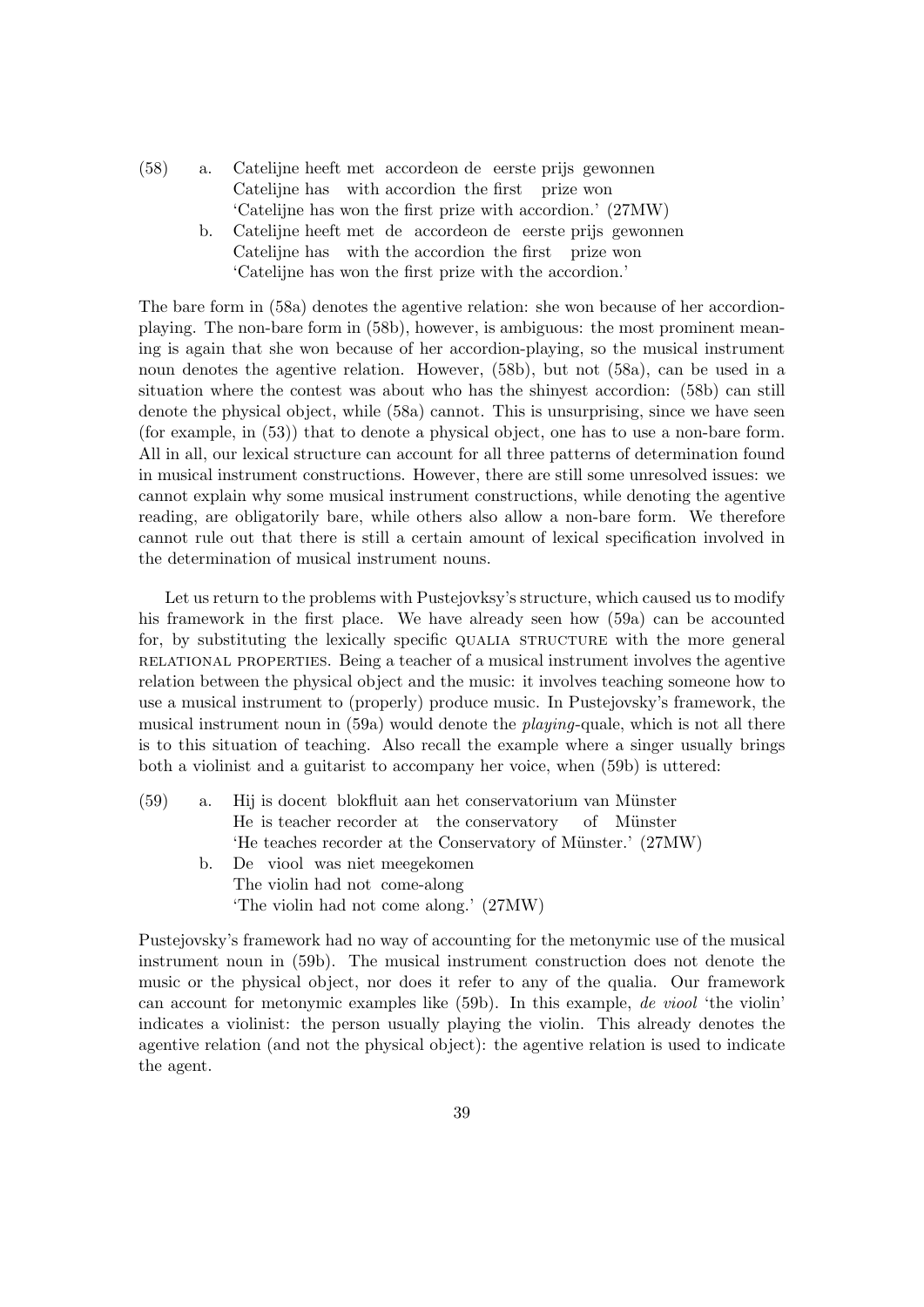(58) a. Catelijne heeft met accordeon de eerste prijs gewonnen
Catelijne has with accordion the first prize won
'Catelijne has won the first prize with accordion.' (27MW)

b. Catelijne heeft met de accordeon de eerste prijs gewonnen
Catelijne has with the accordion the first prize won
'Catelijne has won the first prize with the accordion.'

The bare form in (58a) denotes the agentive relation: she won because of her accordion-playing. The non-bare form in (58b), however, is ambiguous: the most prominent meaning is again that she won because of her accordion-playing, so the musical instrument noun denotes the agentive relation. However, (58b), but not (58a), can be used in a situation where the contest was about who has the shinyest accordion: (58b) can still denote the physical object, while (58a) cannot. This is unsurprising, since we have seen (for example, in (53)) that to denote a physical object, one has to use a non-bare form. All in all, our lexical structure can account for all three patterns of determination found in musical instrument constructions. However, there are still some unresolved issues: we cannot explain why some musical instrument constructions, while denoting the agentive reading, are obligatorily bare, while others also allow a non-bare form. We therefore cannot rule out that there is still a certain amount of lexical specification involved in the determination of musical instrument nouns.

Let us return to the problems with Pustejovksy's structure, which caused us to modify his framework in the first place. We have already seen how (59a) can be accounted for, by substituting the lexically specific QUALIA STRUCTURE with the more general RELATIONAL PROPERTIES. Being a teacher of a musical instrument involves the agentive relation between the physical object and the music: it involves teaching someone how to use a musical instrument to (properly) produce music. In Pustejovsky's framework, the musical instrument noun in (59a) would denote the *playing*-quale, which is not all there is to this situation of teaching. Also recall the example where a singer usually brings both a violinist and a guitarist to accompany her voice, when (59b) is uttered:

(59) a. Hij is docent blokfluit aan het conservatorium van Münster
He is teacher recorder at the conservatory of Münster
'He teaches recorder at the Conservatory of Münster.' (27MW)

b. De viool was niet meegekomen
The violin had not come-along
'The violin had not come along.' (27MW)

Pustejovsky's framework had no way of accounting for the metonymic use of the musical instrument noun in (59b). The musical instrument construction does not denote the music or the physical object, nor does it refer to any of the qualia. Our framework can account for metonymic examples like (59b). In this example, *de viool* 'the violin' indicates a violinist: the person usually playing the violin. This already denotes the agentive relation (and not the physical object): the agentive relation is used to indicate the agent.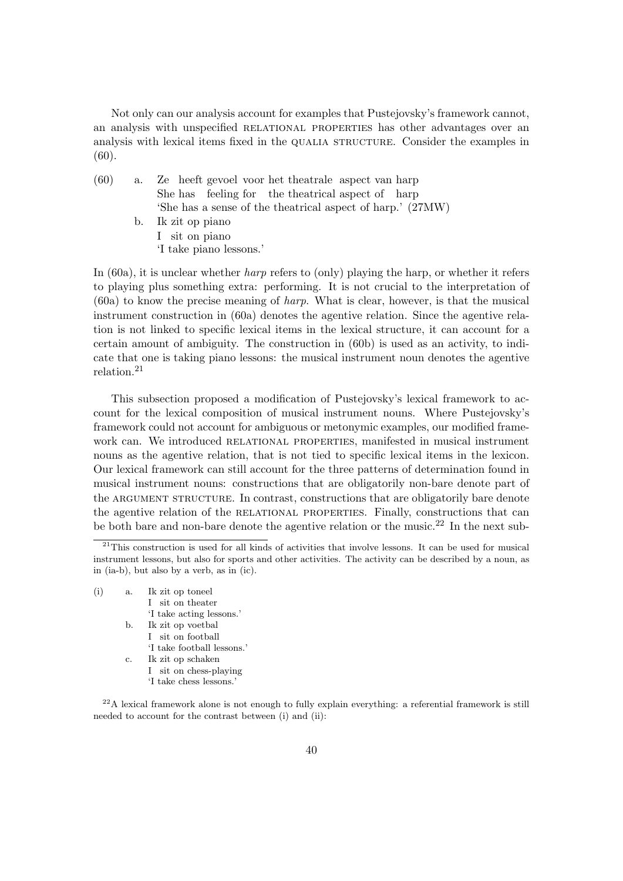Not only can our analysis account for examples that Pustejovsky's framework cannot, an analysis with unspecified RELATIONAL PROPERTIES has other advantages over an analysis with lexical items fixed in the QUALIA STRUCTURE. Consider the examples in (60).

(60) a. Ze heeft gevoel voor het theatrale aspect van harp
She has feeling for the theatrical aspect of harp
'She has a sense of the theatrical aspect of harp.' (27MW)

b. Ik zit op piano
I sit on piano
'I take piano lessons.'

In (60a), it is unclear whether *harp* refers to (only) playing the harp, or whether it refers to playing plus something extra: performing. It is not crucial to the interpretation of (60a) to know the precise meaning of *harp*. What is clear, however, is that the musical instrument construction in (60a) denotes the agentive relation. Since the agentive relation is not linked to specific lexical items in the lexical structure, it can account for a certain amount of ambiguity. The construction in (60b) is used as an activity, to indicate that one is taking piano lessons: the musical instrument noun denotes the agentive relation.[21]

This subsection proposed a modification of Pustejovsky's lexical framework to account for the lexical composition of musical instrument nouns. Where Pustejovsky's framework could not account for ambiguous or metonymic examples, our modified framework can. We introduced RELATIONAL PROPERTIES, manifested in musical instrument nouns as the agentive relation, that is not tied to specific lexical items in the lexicon. Our lexical framework can still account for the three patterns of determination found in musical instrument nouns: constructions that are obligatorily non-bare denote part of the ARGUMENT STRUCTURE. In contrast, constructions that are obligatorily bare denote the agentive relation of the RELATIONAL PROPERTIES. Finally, constructions that can be both bare and non-bare denote the agentive relation or the music.[22] In the next sub-

---

[21]This construction is used for all kinds of activities that involve lessons. It can be used for musical instrument lessons, but also for sports and other activities. The activity can be described by a noun, as in (ia-b), but also by a verb, as in (ic).

(i) a. Ik zit op toneel
I sit on theater
'I take acting lessons.'

b. Ik zit op voetbal
I sit on football
'I take football lessons.'

c. Ik zit op schaken
I sit on chess-playing
'I take chess lessons.'

[22]A lexical framework alone is not enough to fully explain everything: a referential framework is still needed to account for the contrast between (i) and (ii):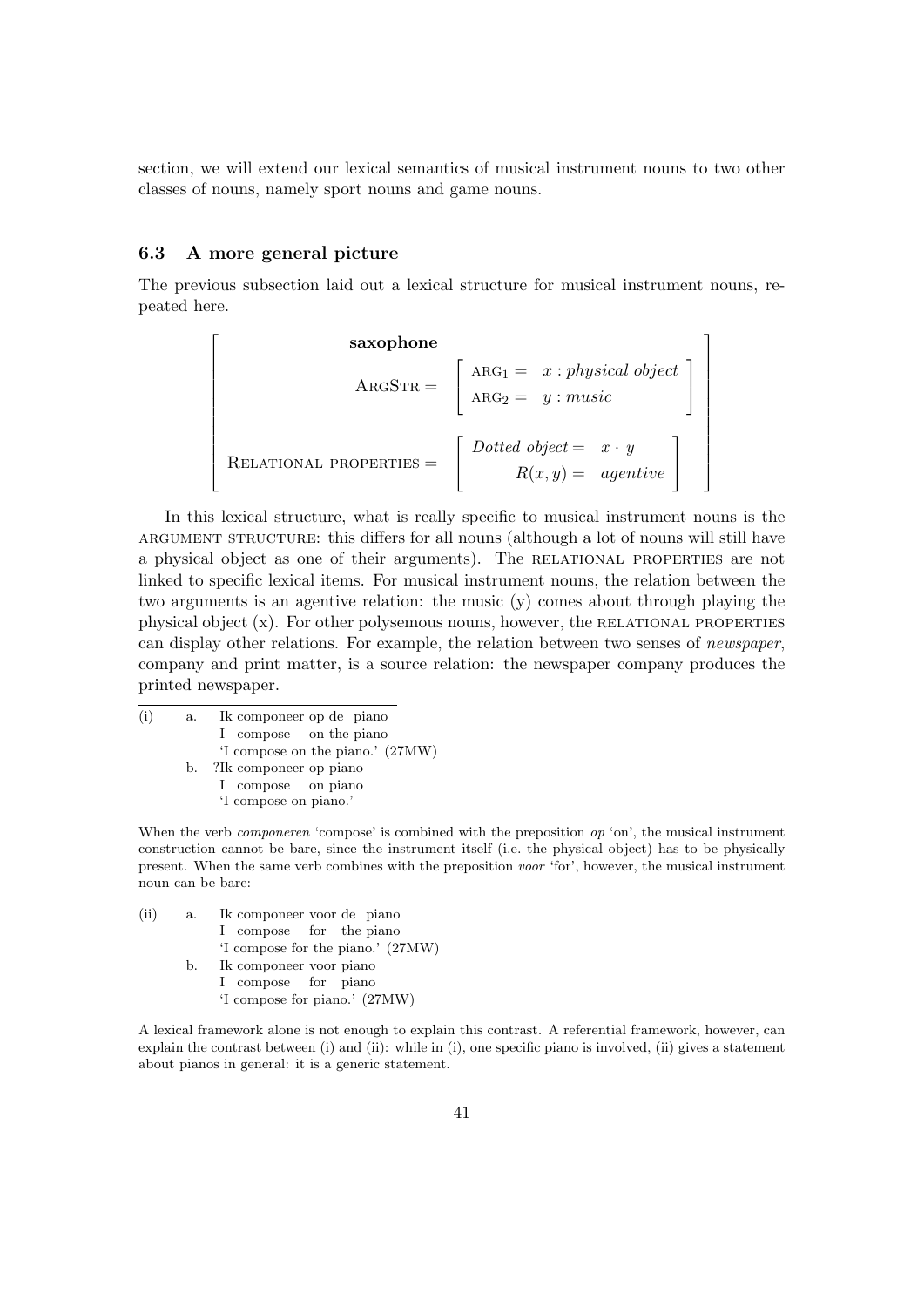section, we will extend our lexical semantics of musical instrument nouns to two other classes of nouns, namely sport nouns and game nouns.

### 6.3 A more general picture

The previous subsection laid out a lexical structure for musical instrument nouns, repeated here.

$$\left[\begin{array}{c} \textbf{saxophone} \\ \textsc{ArgStr} = \left[\begin{array}{ll} \textsc{arg}_1 = & x: \textit{physical object} \\ \textsc{arg}_2 = & y: \textit{music} \end{array}\right] \\ \\ \textsc{Relational properties} = \left[\begin{array}{rl} \textit{Dotted object} = & x \cdot y \\ R(x,y) = & \textit{agentive} \end{array}\right] \end{array}\right]$$

In this lexical structure, what is really specific to musical instrument nouns is the ARGUMENT STRUCTURE: this differs for all nouns (although a lot of nouns will still have a physical object as one of their arguments). The RELATIONAL PROPERTIES are not linked to specific lexical items. For musical instrument nouns, the relation between the two arguments is an agentive relation: the music (y) comes about through playing the physical object (x). For other polysemous nouns, however, the RELATIONAL PROPERTIES can display other relations. For example, the relation between two senses of *newspaper*, company and print matter, is a source relation: the newspaper company produces the printed newspaper.

---

(i) a. Ik componeer op de piano
   I compose on the piano
   'I compose on the piano.' (27MW)
  b. ?Ik componeer op piano
   I compose on piano
   'I compose on piano.'

When the verb *componeren* 'compose' is combined with the preposition *op* 'on', the musical instrument construction cannot be bare, since the instrument itself (i.e. the physical object) has to be physically present. When the same verb combines with the preposition *voor* 'for', however, the musical instrument noun can be bare:

(ii) a. Ik componeer voor de piano
   I compose for the piano
   'I compose for the piano.' (27MW)
  b. Ik componeer voor piano
   I compose for piano
   'I compose for piano.' (27MW)

A lexical framework alone is not enough to explain this contrast. A referential framework, however, can explain the contrast between (i) and (ii): while in (i), one specific piano is involved, (ii) gives a statement about pianos in general: it is a generic statement.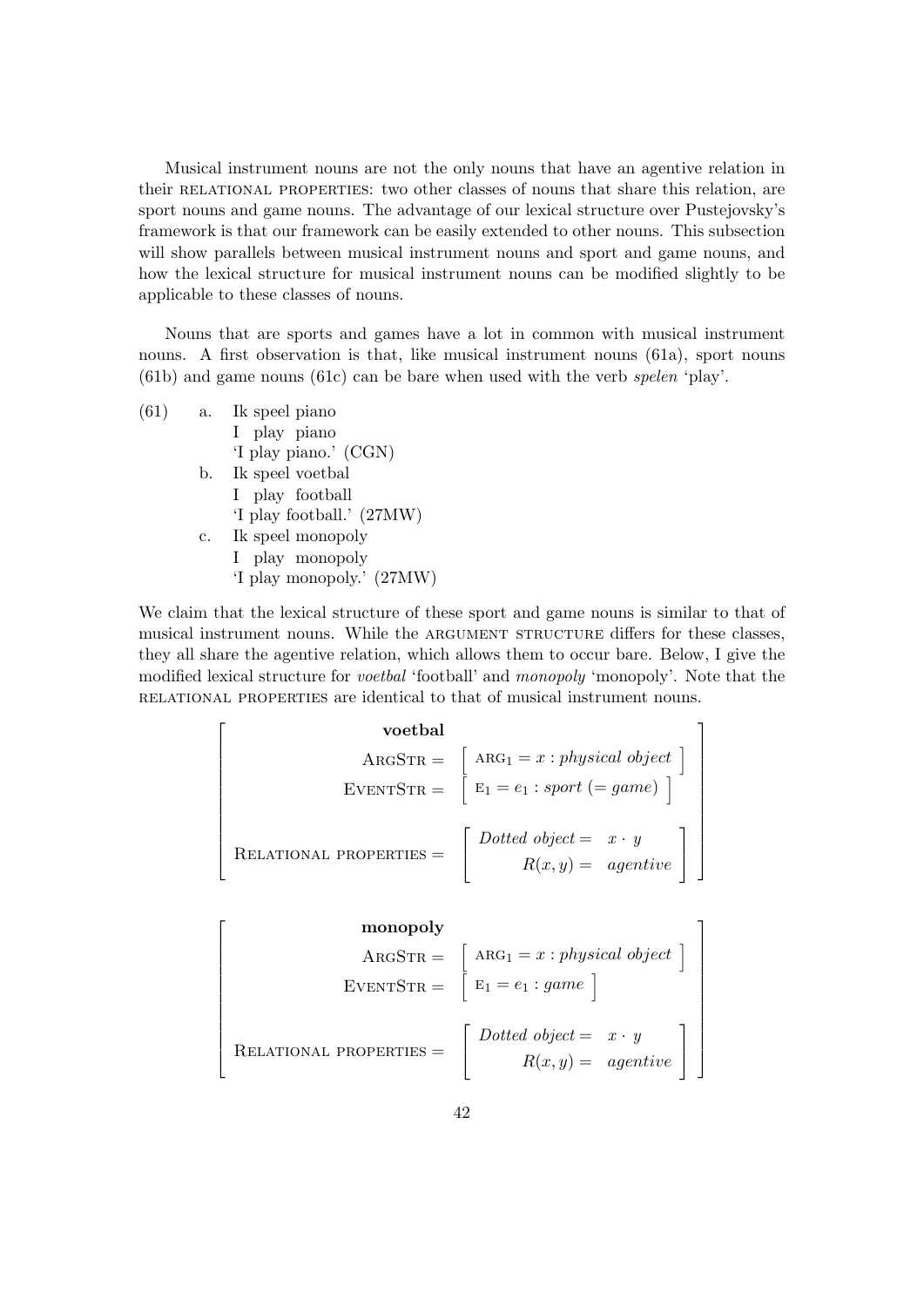Musical instrument nouns are not the only nouns that have an agentive relation in their RELATIONAL PROPERTIES: two other classes of nouns that share this relation, are sport nouns and game nouns. The advantage of our lexical structure over Pustejovsky's framework is that our framework can be easily extended to other nouns. This subsection will show parallels between musical instrument nouns and sport and game nouns, and how the lexical structure for musical instrument nouns can be modified slightly to be applicable to these classes of nouns.

Nouns that are sports and games have a lot in common with musical instrument nouns. A first observation is that, like musical instrument nouns (61a), sport nouns (61b) and game nouns (61c) can be bare when used with the verb *spelen* 'play'.

(61) a. Ik speel piano
I play piano
'I play piano.' (CGN)

b. Ik speel voetbal
I play football
'I play football.' (27MW)

c. Ik speel monopoly
I play monopoly
'I play monopoly.' (27MW)

We claim that the lexical structure of these sport and game nouns is similar to that of musical instrument nouns. While the ARGUMENT STRUCTURE differs for these classes, they all share the agentive relation, which allows them to occur bare. Below, I give the modified lexical structure for *voetbal* 'football' and *monopoly* 'monopoly'. Note that the RELATIONAL PROPERTIES are identical to that of musical instrument nouns.

$$\begin{bmatrix} \textbf{voetbal} & \\ \text{ARGSTR} = & \begin{bmatrix} \text{ARG}_1 = x : \textit{physical object} \end{bmatrix} \\ \text{EVENTSTR} = & \begin{bmatrix} \text{E}_1 = e_1 : \textit{sport } (= \textit{game}) \end{bmatrix} \\ & \\ \text{RELATIONAL PROPERTIES} = & \begin{bmatrix} \textit{Dotted object} = & x \cdot y \\ R(x,y) = & \textit{agentive} \end{bmatrix} \end{bmatrix}$$

$$\begin{bmatrix} \textbf{monopoly} & \\ \text{ARGSTR} = & \begin{bmatrix} \text{ARG}_1 = x : \textit{physical object} \end{bmatrix} \\ \text{EVENTSTR} = & \begin{bmatrix} \text{E}_1 = e_1 : \textit{game} \end{bmatrix} \\ & \\ \text{RELATIONAL PROPERTIES} = & \begin{bmatrix} \textit{Dotted object} = & x \cdot y \\ R(x,y) = & \textit{agentive} \end{bmatrix} \end{bmatrix}$$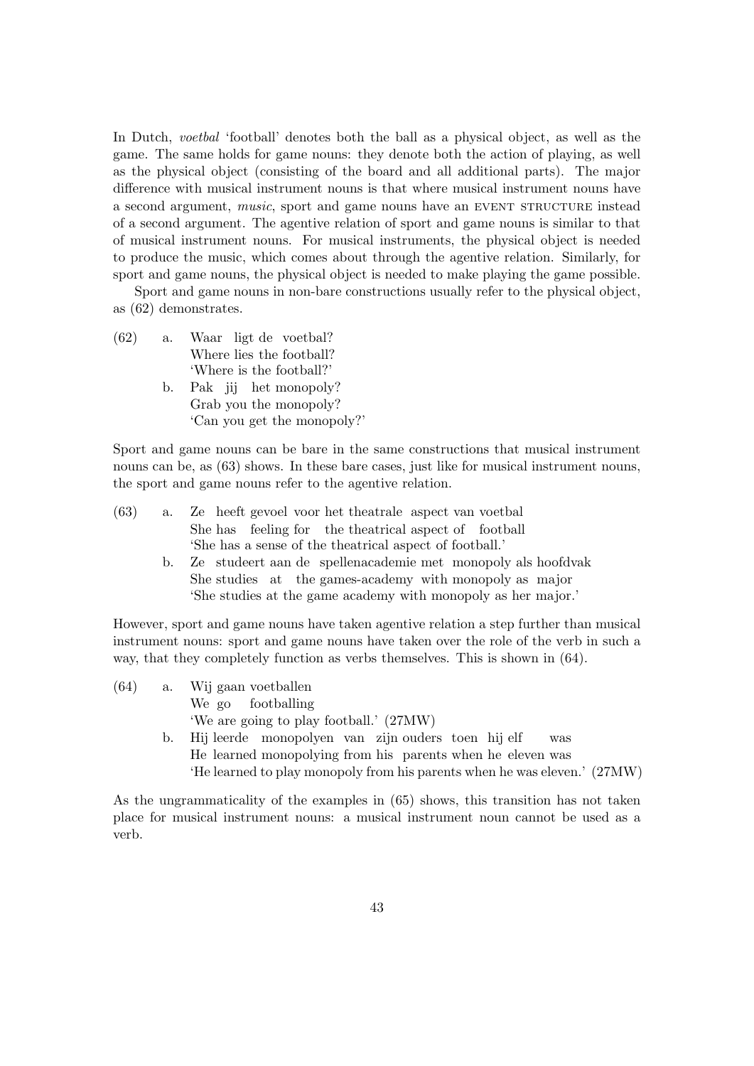In Dutch, *voetbal* 'football' denotes both the ball as a physical object, as well as the game. The same holds for game nouns: they denote both the action of playing, as well as the physical object (consisting of the board and all additional parts). The major difference with musical instrument nouns is that where musical instrument nouns have a second argument, *music*, sport and game nouns have an EVENT STRUCTURE instead of a second argument. The agentive relation of sport and game nouns is similar to that of musical instrument nouns. For musical instruments, the physical object is needed to produce the music, which comes about through the agentive relation. Similarly, for sport and game nouns, the physical object is needed to make playing the game possible.

Sport and game nouns in non-bare constructions usually refer to the physical object, as (62) demonstrates.

(62) a. Waar ligt de voetbal?
Where lies the football?
'Where is the football?'

b. Pak jij het monopoly?
Grab you the monopoly?
'Can you get the monopoly?'

Sport and game nouns can be bare in the same constructions that musical instrument nouns can be, as (63) shows. In these bare cases, just like for musical instrument nouns, the sport and game nouns refer to the agentive relation.

(63) a. Ze heeft gevoel voor het theatrale aspect van voetbal
She has feeling for the theatrical aspect of football
'She has a sense of the theatrical aspect of football.'

b. Ze studeert aan de spellenacademie met monopoly als hoofdvak
She studies at the games-academy with monopoly as major
'She studies at the game academy with monopoly as her major.'

However, sport and game nouns have taken agentive relation a step further than musical instrument nouns: sport and game nouns have taken over the role of the verb in such a way, that they completely function as verbs themselves. This is shown in (64).

(64) a. Wij gaan voetballen
We go footballing
'We are going to play football.' (27MW)

b. Hij leerde monopolyen van zijn ouders toen hij elf was
He learned monopolying from his parents when he eleven was
'He learned to play monopoly from his parents when he was eleven.' (27MW)

As the ungrammaticality of the examples in (65) shows, this transition has not taken place for musical instrument nouns: a musical instrument noun cannot be used as a verb.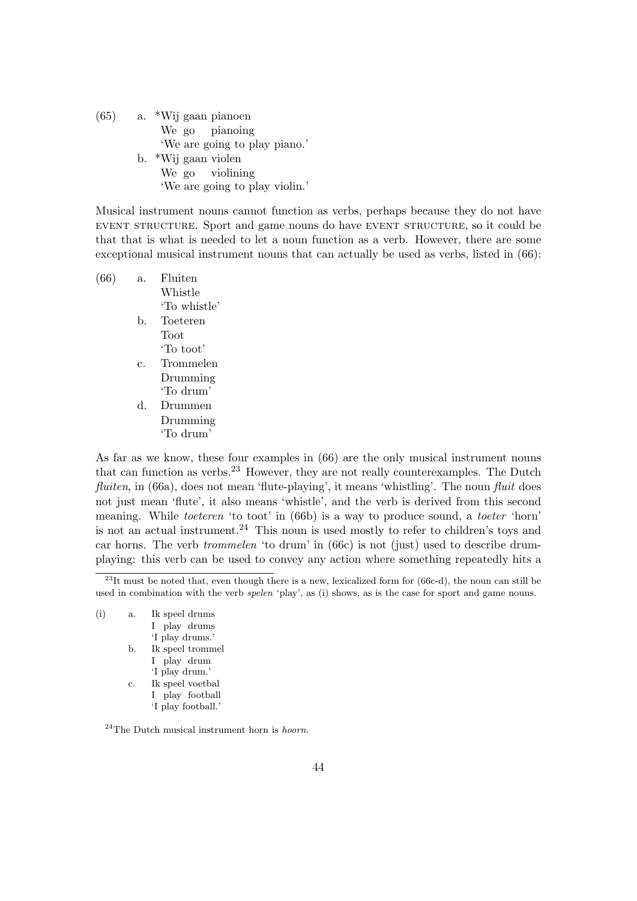(65) a. *Wij gaan pianoen
We go pianoing
'We are going to play piano.'

b. *Wij gaan violen
We go violining
'We are going to play violin.'

Musical instrument nouns cannot function as verbs, perhaps because they do not have EVENT STRUCTURE. Sport and game nouns do have EVENT STRUCTURE, so it could be that that is what is needed to let a noun function as a verb. However, there are some exceptional musical instrument nouns that can actually be used as verbs, listed in (66):

(66) a. Fluiten
Whistle
'To whistle'

b. Toeteren
Toot
'To toot'

c. Trommelen
Drumming
'To drum'

d. Drummen
Drumming
'To drum'

As far as we know, these four examples in (66) are the only musical instrument nouns that can function as verbs.[23] However, they are not really counterexamples. The Dutch *fluiten*, in (66a), does not mean 'flute-playing', it means 'whistling'. The noun *fluit* does not just mean 'flute', it also means 'whistle', and the verb is derived from this second meaning. While *toeteren* 'to toot' in (66b) is a way to produce sound, a *toeter* 'horn' is not an actual instrument.[24] This noun is used mostly to refer to children's toys and car horns. The verb *trommelen* 'to drum' in (66c) is not (just) used to describe drum-playing: this verb can be used to convey any action where something repeatedly hits a

[23] It must be noted that, even though there is a new, lexicalized form for (66c-d), the noun can still be used in combination with the verb *spelen* 'play', as (i) shows, as is the case for sport and game nouns.

(i) a. Ik speel drums
I play drums
'I play drums.'

b. Ik speel trommel
I play drum
'I play drum.'

c. Ik speel voetbal
I play football
'I play football.'

[24] The Dutch musical instrument horn is *hoorn*.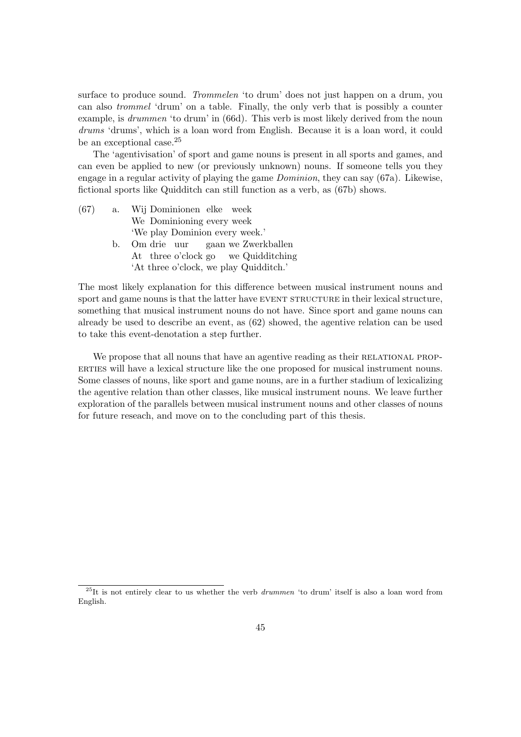surface to produce sound. *Trommelen* 'to drum' does not just happen on a drum, you can also *trommel* 'drum' on a table. Finally, the only verb that is possibly a counter example, is *drummen* 'to drum' in (66d). This verb is most likely derived from the noun *drums* 'drums', which is a loan word from English. Because it is a loan word, it could be an exceptional case.[25]

The 'agentivisation' of sport and game nouns is present in all sports and games, and can even be applied to new (or previously unknown) nouns. If someone tells you they engage in a regular activity of playing the game *Dominion*, they can say (67a). Likewise, fictional sports like Quidditch can still function as a verb, as (67b) shows.

(67) a. Wij Dominionen elke week
We Dominioning every week
'We play Dominion every week.'

b. Om drie uur gaan we Zwerkballen
At three o'clock go we Quidditching
'At three o'clock, we play Quidditch.'

The most likely explanation for this difference between musical instrument nouns and sport and game nouns is that the latter have EVENT STRUCTURE in their lexical structure, something that musical instrument nouns do not have. Since sport and game nouns can already be used to describe an event, as (62) showed, the agentive relation can be used to take this event-denotation a step further.

We propose that all nouns that have an agentive reading as their RELATIONAL PROPERTIES will have a lexical structure like the one proposed for musical instrument nouns. Some classes of nouns, like sport and game nouns, are in a further stadium of lexicalizing the agentive relation than other classes, like musical instrument nouns. We leave further exploration of the parallels between musical instrument nouns and other classes of nouns for future reseach, and move on to the concluding part of this thesis.

---

[25] It is not entirely clear to us whether the verb *drummen* 'to drum' itself is also a loan word from English.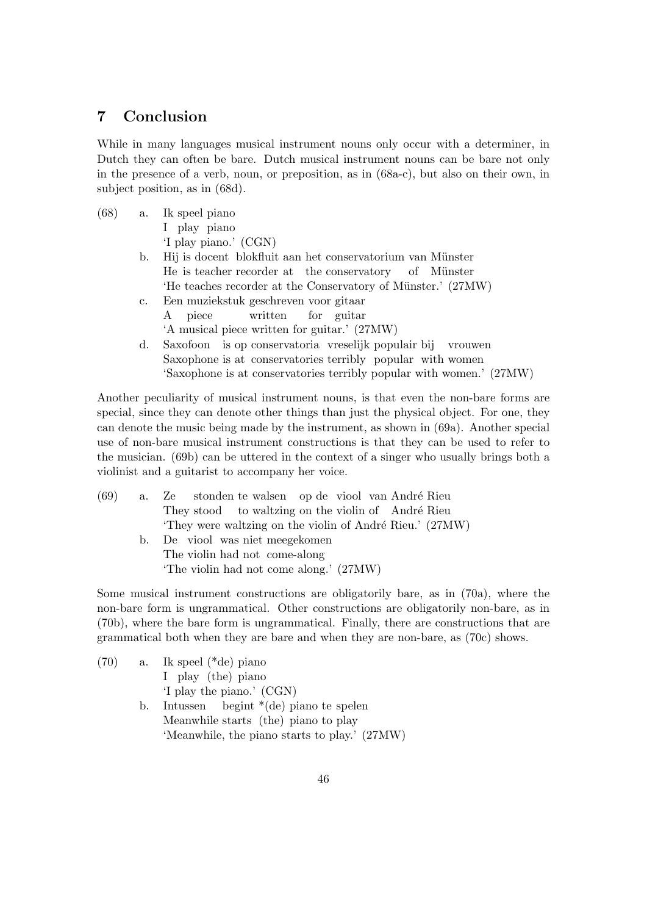## 7 Conclusion

While in many languages musical instrument nouns only occur with a determiner, in Dutch they can often be bare. Dutch musical instrument nouns can be bare not only in the presence of a verb, noun, or preposition, as in (68a-c), but also on their own, in subject position, as in (68d).

(68) a. Ik speel piano
 I play piano
 'I play piano.' (CGN)

b. Hij is docent blokfluit aan het conservatorium van Münster
 He is teacher recorder at the conservatory of Münster
 'He teaches recorder at the Conservatory of Münster.' (27MW)

c. Een muziekstuk geschreven voor gitaar
 A piece written for guitar
 'A musical piece written for guitar.' (27MW)

d. Saxofoon is op conservatoria vreselijk populair bij vrouwen
 Saxophone is at conservatories terribly popular with women
 'Saxophone is at conservatories terribly popular with women.' (27MW)

Another peculiarity of musical instrument nouns, is that even the non-bare forms are special, since they can denote other things than just the physical object. For one, they can denote the music being made by the instrument, as shown in (69a). Another special use of non-bare musical instrument constructions is that they can be used to refer to the musician. (69b) can be uttered in the context of a singer who usually brings both a violinist and a guitarist to accompany her voice.

(69) a. Ze stonden te walsen op de viool van André Rieu
 They stood to waltzing on the violin of André Rieu
 'They were waltzing on the violin of André Rieu.' (27MW)

b. De viool was niet meegekomen
 The violin had not come-along
 'The violin had not come along.' (27MW)

Some musical instrument constructions are obligatorily bare, as in (70a), where the non-bare form is ungrammatical. Other constructions are obligatorily non-bare, as in (70b), where the bare form is ungrammatical. Finally, there are constructions that are grammatical both when they are bare and when they are non-bare, as (70c) shows.

(70) a. Ik speel (*de) piano
 I play (the) piano
 'I play the piano.' (CGN)

b. Intussen begint *(de) piano te spelen
 Meanwhile starts (the) piano to play
 'Meanwhile, the piano starts to play.' (27MW)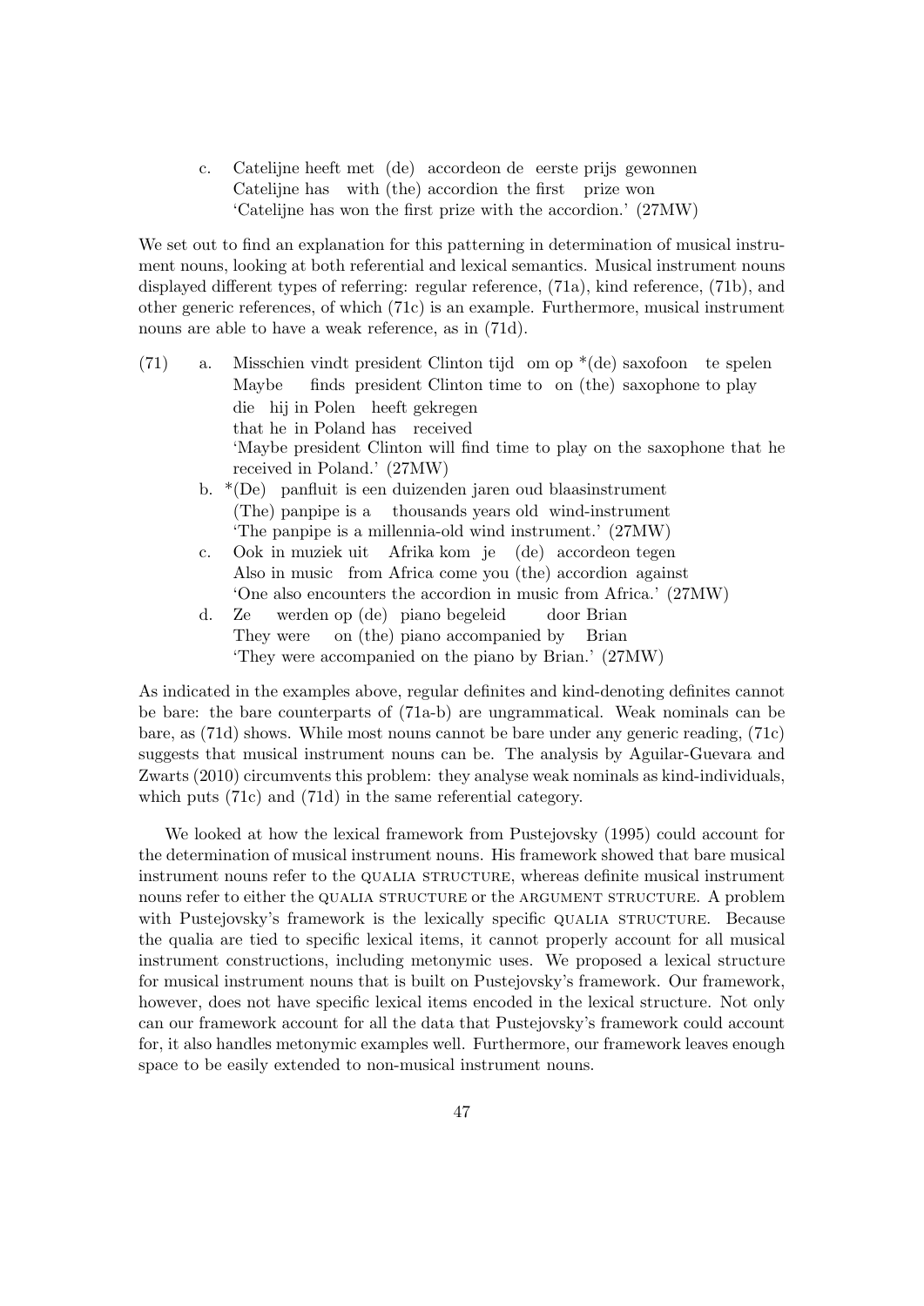c. Catelijne heeft met (de) accordeon de eerste prijs gewonnen
   Catelijne has with (the) accordion the first prize won
   'Catelijne has won the first prize with the accordion.' (27MW)

We set out to find an explanation for this patterning in determination of musical instrument nouns, looking at both referential and lexical semantics. Musical instrument nouns displayed different types of referring: regular reference, (71a), kind reference, (71b), and other generic references, of which (71c) is an example. Furthermore, musical instrument nouns are able to have a weak reference, as in (71d).

(71) a. Misschien vindt president Clinton tijd om op *(de) saxofoon te spelen die hij in Polen heeft gekregen
   Maybe finds president Clinton time to on (the) saxophone to play that he in Poland has received
   'Maybe president Clinton will find time to play on the saxophone that he received in Poland.' (27MW)

b. *(De) panfluit is een duizenden jaren oud blaasinstrument
   (The) panpipe is a thousands years old wind-instrument
   'The panpipe is a millennia-old wind instrument.' (27MW)

c. Ook in muziek uit Afrika kom je (de) accordeon tegen
   Also in music from Africa come you (the) accordion against
   'One also encounters the accordion in music from Africa.' (27MW)

d. Ze werden op (de) piano begeleid door Brian
   They were on (the) piano accompanied by Brian
   'They were accompanied on the piano by Brian.' (27MW)

As indicated in the examples above, regular definites and kind-denoting definites cannot be bare: the bare counterparts of (71a-b) are ungrammatical. Weak nominals can be bare, as (71d) shows. While most nouns cannot be bare under any generic reading, (71c) suggests that musical instrument nouns can be. The analysis by Aguilar-Guevara and Zwarts (2010) circumvents this problem: they analyse weak nominals as kind-individuals, which puts (71c) and (71d) in the same referential category.

We looked at how the lexical framework from Pustejovsky (1995) could account for the determination of musical instrument nouns. His framework showed that bare musical instrument nouns refer to the QUALIA STRUCTURE, whereas definite musical instrument nouns refer to either the QUALIA STRUCTURE or the ARGUMENT STRUCTURE. A problem with Pustejovsky's framework is the lexically specific QUALIA STRUCTURE. Because the qualia are tied to specific lexical items, it cannot properly account for all musical instrument constructions, including metonymic uses. We proposed a lexical structure for musical instrument nouns that is built on Pustejovsky's framework. Our framework, however, does not have specific lexical items encoded in the lexical structure. Not only can our framework account for all the data that Pustejovsky's framework could account for, it also handles metonymic examples well. Furthermore, our framework leaves enough space to be easily extended to non-musical instrument nouns.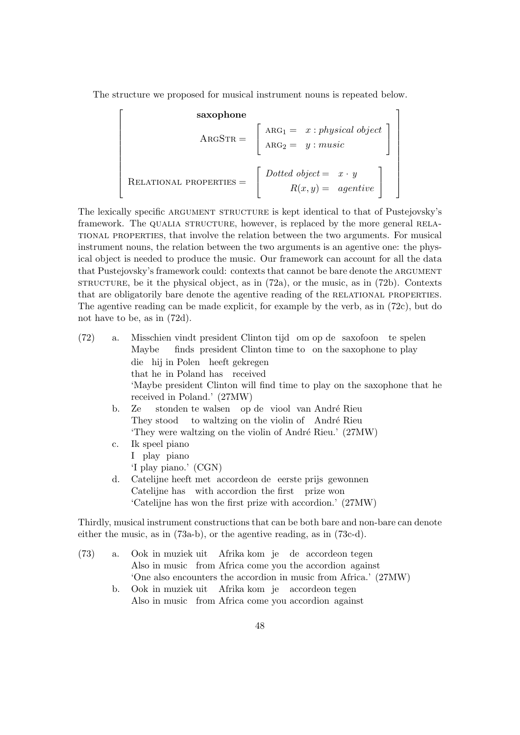The structure we proposed for musical instrument nouns is repeated below.

$$\left[\begin{array}{l} \textbf{saxophone} \\ \text{ARGSTR} = \left[\begin{array}{ll} \text{ARG}_1 = & x : \textit{physical object} \\ \text{ARG}_2 = & y : \textit{music} \end{array}\right] \\ \\ \text{RELATIONAL PROPERTIES} = \left[\begin{array}{rl} \textit{Dotted object} = & x \cdot y \\ R(x,y) = & \textit{agentive} \end{array}\right] \end{array}\right]$$

The lexically specific ARGUMENT STRUCTURE is kept identical to that of Pustejovsky's framework. The QUALIA STRUCTURE, however, is replaced by the more general RELATIONAL PROPERTIES, that involve the relation between the two arguments. For musical instrument nouns, the relation between the two arguments is an agentive one: the physical object is needed to produce the music. Our framework can account for all the data that Pustejovsky's framework could: contexts that cannot be bare denote the ARGUMENT STRUCTURE, be it the physical object, as in (72a), or the music, as in (72b). Contexts that are obligatorily bare denote the agentive reading of the RELATIONAL PROPERTIES. The agentive reading can be made explicit, for example by the verb, as in (72c), but do not have to be, as in (72d).

(72) a. Misschien vindt president Clinton tijd om op de saxofoon te spelen
Maybe finds president Clinton time to on the saxophone to play
die hij in Polen heeft gekregen
that he in Poland has received
'Maybe president Clinton will find time to play on the saxophone that he received in Poland.' (27MW)

b. Ze stonden te walsen op de viool van André Rieu
They stood to waltzing on the violin of André Rieu
'They were waltzing on the violin of André Rieu.' (27MW)

c. Ik speel piano
I play piano
'I play piano.' (CGN)

d. Catelijne heeft met accordeon de eerste prijs gewonnen
Catelijne has with accordion the first prize won
'Catelijne has won the first prize with accordion.' (27MW)

Thirdly, musical instrument constructions that can be both bare and non-bare can denote either the music, as in (73a-b), or the agentive reading, as in (73c-d).

(73) a. Ook in muziek uit Afrika kom je de accordeon tegen
Also in music from Africa come you the accordion against
'One also encounters the accordion in music from Africa.' (27MW)

b. Ook in muziek uit Afrika kom je accordeon tegen
Also in music from Africa come you accordion against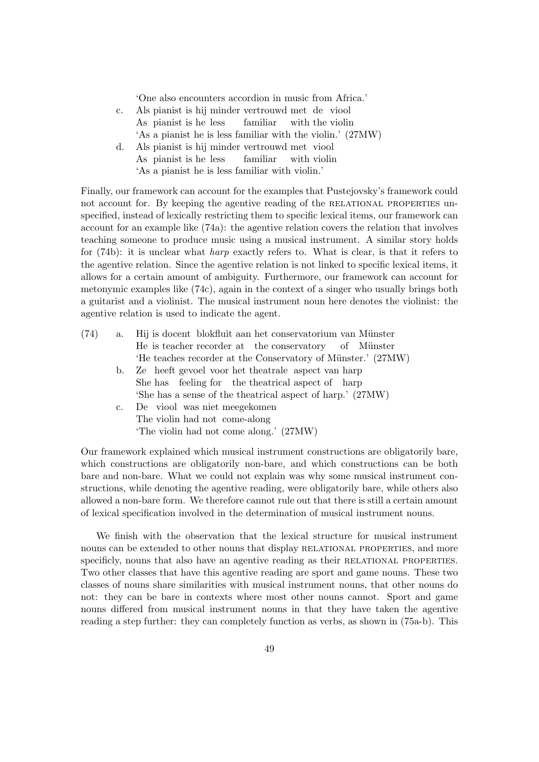'One also encounters accordion in music from Africa.'

c. Als pianist is hij minder vertrouwd met de viool
   As pianist is he less familiar with the violin
   'As a pianist he is less familiar with the violin.' (27MW)

d. Als pianist is hij minder vertrouwd met viool
   As pianist is he less familiar with violin
   'As a pianist he is less familiar with violin.'

Finally, our framework can account for the examples that Pustejovsky's framework could not account for. By keeping the agentive reading of the RELATIONAL PROPERTIES unspecified, instead of lexically restricting them to specific lexical items, our framework can account for an example like (74a): the agentive relation covers the relation that involves teaching someone to produce music using a musical instrument. A similar story holds for (74b): it is unclear what *harp* exactly refers to. What is clear, is that it refers to the agentive relation. Since the agentive relation is not linked to specific lexical items, it allows for a certain amount of ambiguity. Furthermore, our framework can account for metonymic examples like (74c), again in the context of a singer who usually brings both a guitarist and a violinist. The musical instrument noun here denotes the violinist: the agentive relation is used to indicate the agent.

(74) a. Hij is docent blokfluit aan het conservatorium van Münster
        He is teacher recorder at the conservatory of Münster
        'He teaches recorder at the Conservatory of Münster.' (27MW)

     b. Ze heeft gevoel voor het theatrale aspect van harp
        She has feeling for the theatrical aspect of harp
        'She has a sense of the theatrical aspect of harp.' (27MW)

     c. De viool was niet meegekomen
        The violin had not come-along
        'The violin had not come along.' (27MW)

Our framework explained which musical instrument constructions are obligatorily bare, which constructions are obligatorily non-bare, and which constructions can be both bare and non-bare. What we could not explain was why some musical instrument constructions, while denoting the agentive reading, were obligatorily bare, while others also allowed a non-bare form. We therefore cannot rule out that there is still a certain amount of lexical specification involved in the determination of musical instrument nouns.

We finish with the observation that the lexical structure for musical instrument nouns can be extended to other nouns that display RELATIONAL PROPERTIES, and more specificly, nouns that also have an agentive reading as their RELATIONAL PROPERTIES. Two other classes that have this agentive reading are sport and game nouns. These two classes of nouns share similarities with musical instrument nouns, that other nouns do not: they can be bare in contexts where most other nouns cannot. Sport and game nouns differed from musical instrument nouns in that they have taken the agentive reading a step further: they can completely function as verbs, as shown in (75a-b). This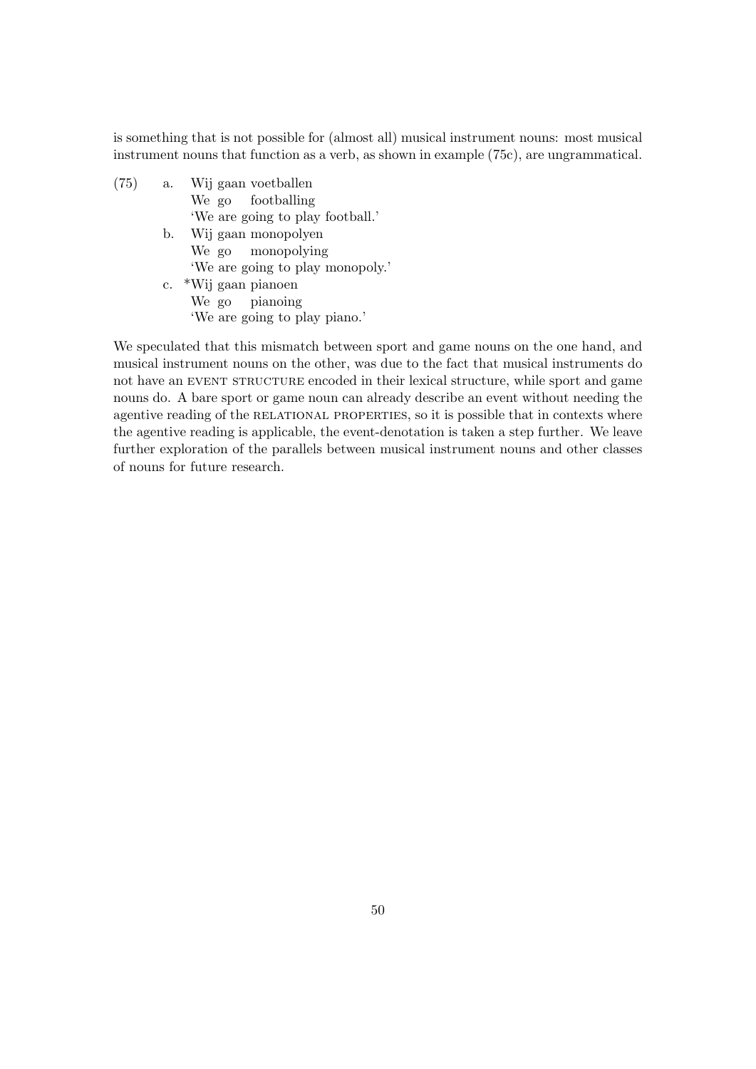is something that is not possible for (almost all) musical instrument nouns: most musical instrument nouns that function as a verb, as shown in example (75c), are ungrammatical.

(75)
a. Wij gaan voetballen
   We go footballing
   'We are going to play football.'
b. Wij gaan monopolyen
   We go monopolying
   'We are going to play monopoly.'
c. *Wij gaan pianoen
   We go pianoing
   'We are going to play piano.'

We speculated that this mismatch between sport and game nouns on the one hand, and musical instrument nouns on the other, was due to the fact that musical instruments do not have an EVENT STRUCTURE encoded in their lexical structure, while sport and game nouns do. A bare sport or game noun can already describe an event without needing the agentive reading of the RELATIONAL PROPERTIES, so it is possible that in contexts where the agentive reading is applicable, the event-denotation is taken a step further. We leave further exploration of the parallels between musical instrument nouns and other classes of nouns for future research.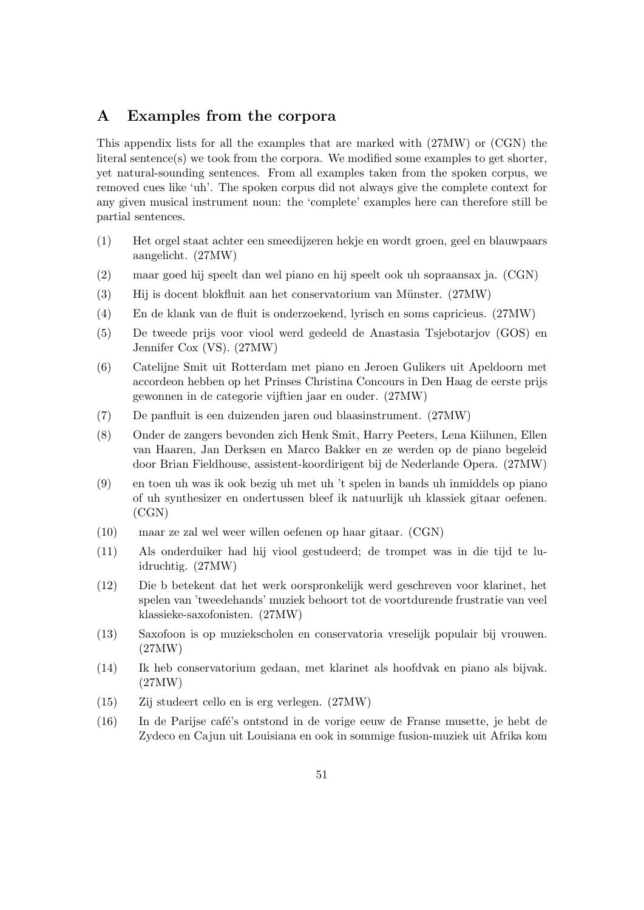## A Examples from the corpora

This appendix lists for all the examples that are marked with (27MW) or (CGN) the literal sentence(s) we took from the corpora. We modified some examples to get shorter, yet natural-sounding sentences. From all examples taken from the spoken corpus, we removed cues like 'uh'. The spoken corpus did not always give the complete context for any given musical instrument noun: the 'complete' examples here can therefore still be partial sentences.

(1) Het orgel staat achter een smeedijzeren hekje en wordt groen, geel en blauwpaars aangelicht. (27MW)

(2) maar goed hij speelt dan wel piano en hij speelt ook uh sopraansax ja. (CGN)

(3) Hij is docent blokfluit aan het conservatorium van Münster. (27MW)

(4) En de klank van de fluit is onderzoekend, lyrisch en soms capricieus. (27MW)

(5) De tweede prijs voor viool werd gedeeld de Anastasia Tsjebotarjov (GOS) en Jennifer Cox (VS). (27MW)

(6) Catelijne Smit uit Rotterdam met piano en Jeroen Gulikers uit Apeldoorn met accordeon hebben op het Prinses Christina Concours in Den Haag de eerste prijs gewonnen in de categorie vijftien jaar en ouder. (27MW)

(7) De panfluit is een duizenden jaren oud blaasinstrument. (27MW)

(8) Onder de zangers bevonden zich Henk Smit, Harry Peeters, Lena Kiilunen, Ellen van Haaren, Jan Derksen en Marco Bakker en ze werden op de piano begeleid door Brian Fieldhouse, assistent-koordirigent bij de Nederlande Opera. (27MW)

(9) en toen uh was ik ook bezig uh met uh 't spelen in bands uh inmiddels op piano of uh synthesizer en ondertussen bleef ik natuurlijk uh klassiek gitaar oefenen. (CGN)

(10) maar ze zal wel weer willen oefenen op haar gitaar. (CGN)

(11) Als onderduiker had hij viool gestudeerd; de trompet was in die tijd te luidruchtig. (27MW)

(12) Die b betekent dat het werk oorspronkelijk werd geschreven voor klarinet, het spelen van 'tweedehands' muziek behoort tot de voortdurende frustratie van veel klassieke-saxofonisten. (27MW)

(13) Saxofoon is op muziekscholen en conservatoria vreselijk populair bij vrouwen. (27MW)

(14) Ik heb conservatorium gedaan, met klarinet als hoofdvak en piano als bijvak. (27MW)

(15) Zij studeert cello en is erg verlegen. (27MW)

(16) In de Parijse café's ontstond in de vorige eeuw de Franse musette, je hebt de Zydeco en Cajun uit Louisiana en ook in sommige fusion-muziek uit Afrika kom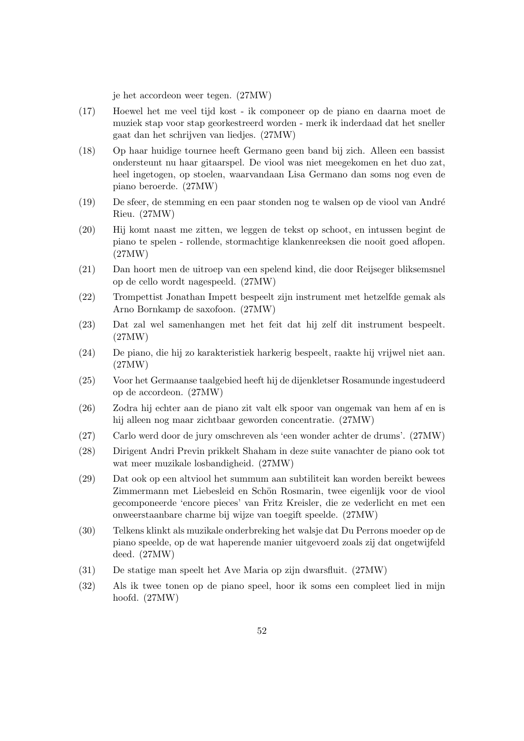je het accordeon weer tegen. (27MW)

(17) Hoewel het me veel tijd kost - ik componeer op de piano en daarna moet de muziek stap voor stap georkestreerd worden - merk ik inderdaad dat het sneller gaat dan het schrijven van liedjes. (27MW)

(18) Op haar huidige tournee heeft Germano geen band bij zich. Alleen een bassist ondersteunt nu haar gitaarspel. De viool was niet meegekomen en het duo zat, heel ingetogen, op stoelen, waarvandaan Lisa Germano dan soms nog even de piano beroerde. (27MW)

(19) De sfeer, de stemming en een paar stonden nog te walsen op de viool van André Rieu. (27MW)

(20) Hij komt naast me zitten, we leggen de tekst op schoot, en intussen begint de piano te spelen - rollende, stormachtige klankenreeksen die nooit goed aflopen. (27MW)

(21) Dan hoort men de uitroep van een spelend kind, die door Reijseger bliksemsnel op de cello wordt nagespeeld. (27MW)

(22) Trompettist Jonathan Impett bespeelt zijn instrument met hetzelfde gemak als Arno Bornkamp de saxofoon. (27MW)

(23) Dat zal wel samenhangen met het feit dat hij zelf dit instrument bespeelt. (27MW)

(24) De piano, die hij zo karakteristiek harkerig bespeelt, raakte hij vrijwel niet aan. (27MW)

(25) Voor het Germaanse taalgebied heeft hij de dijenkletser Rosamunde ingestudeerd op de accordeon. (27MW)

(26) Zodra hij echter aan de piano zit valt elk spoor van ongemak van hem af en is hij alleen nog maar zichtbaar geworden concentratie. (27MW)

(27) Carlo werd door de jury omschreven als 'een wonder achter de drums'. (27MW)

(28) Dirigent Andri Previn prikkelt Shaham in deze suite vanachter de piano ook tot wat meer muzikale losbandigheid. (27MW)

(29) Dat ook op een altviool het summum aan subtiliteit kan worden bereikt bewees Zimmermann met Liebesleid en Schön Rosmarin, twee eigenlijk voor de viool gecomponeerde 'encore pieces' van Fritz Kreisler, die ze vederlicht en met een onweerstaanbare charme bij wijze van toegift speelde. (27MW)

(30) Telkens klinkt als muzikale onderbreking het walsje dat Du Perrons moeder op de piano speelde, op de wat haperende manier uitgevoerd zoals zij dat ongetwijfeld deed. (27MW)

(31) De statige man speelt het Ave Maria op zijn dwarsfluit. (27MW)

(32) Als ik twee tonen op de piano speel, hoor ik soms een compleet lied in mijn hoofd. (27MW)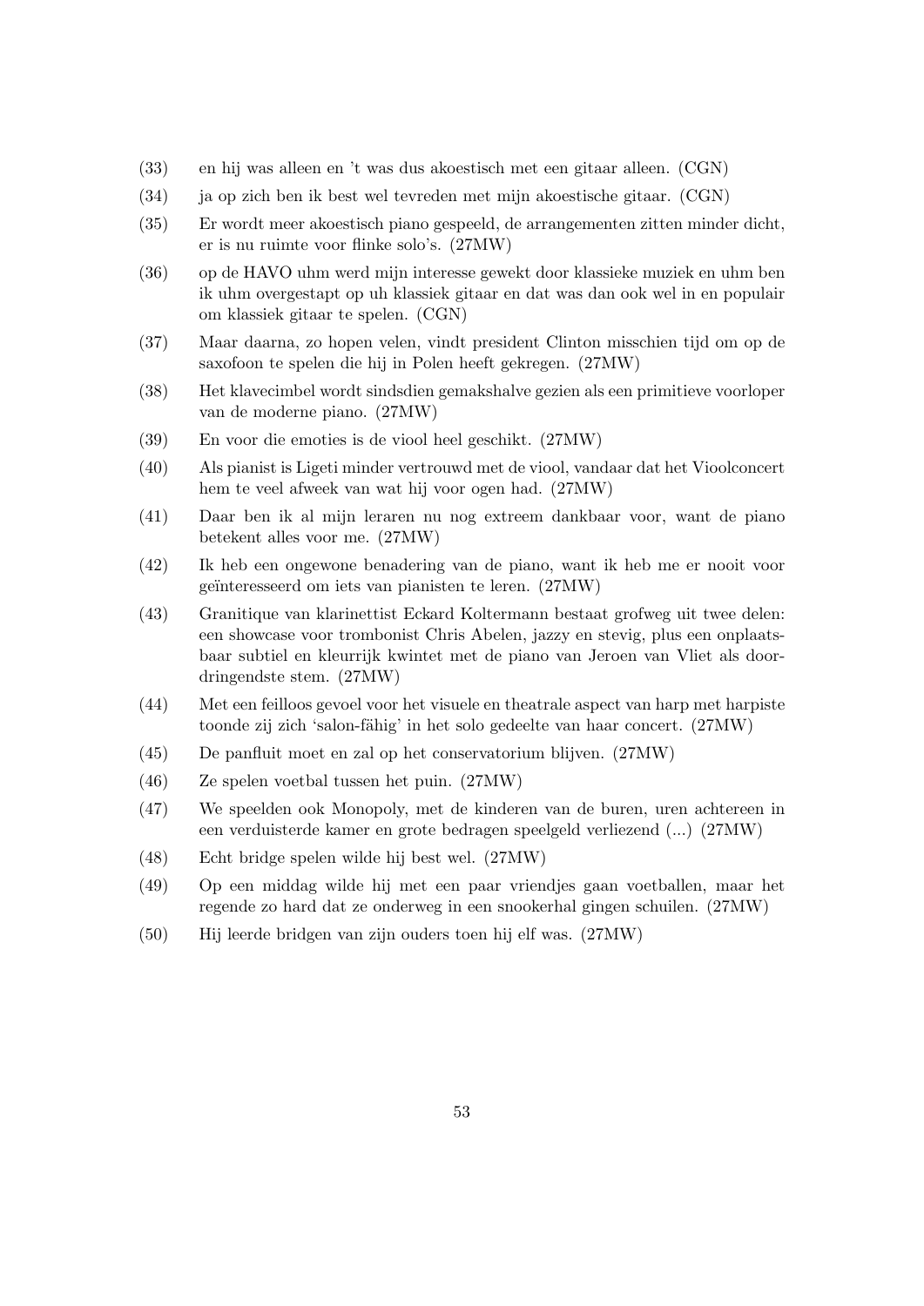(33) en hij was alleen en 't was dus akoestisch met een gitaar alleen. (CGN)

(34) ja op zich ben ik best wel tevreden met mijn akoestische gitaar. (CGN)

(35) Er wordt meer akoestisch piano gespeeld, de arrangementen zitten minder dicht, er is nu ruimte voor flinke solo's. (27MW)

(36) op de HAVO uhm werd mijn interesse gewekt door klassieke muziek en uhm ben ik uhm overgestapt op uh klassiek gitaar en dat was dan ook wel in en populair om klassiek gitaar te spelen. (CGN)

(37) Maar daarna, zo hopen velen, vindt president Clinton misschien tijd om op de saxofoon te spelen die hij in Polen heeft gekregen. (27MW)

(38) Het klavecimbel wordt sindsdien gemakshalve gezien als een primitieve voorloper van de moderne piano. (27MW)

(39) En voor die emoties is de viool heel geschikt. (27MW)

(40) Als pianist is Ligeti minder vertrouwd met de viool, vandaar dat het Vioolconcert hem te veel afweek van wat hij voor ogen had. (27MW)

(41) Daar ben ik al mijn leraren nu nog extreem dankbaar voor, want de piano betekent alles voor me. (27MW)

(42) Ik heb een ongewone benadering van de piano, want ik heb me er nooit voor geïnteresseerd om iets van pianisten te leren. (27MW)

(43) Granitique van klarinettist Eckard Koltermann bestaat grofweg uit twee delen: een showcase voor trombonist Chris Abelen, jazzy en stevig, plus een onplaatsbaar subtiel en kleurrijk kwintet met de piano van Jeroen van Vliet als doordringendste stem. (27MW)

(44) Met een feilloos gevoel voor het visuele en theatrale aspect van harp met harpiste toonde zij zich 'salon-fähig' in het solo gedeelte van haar concert. (27MW)

(45) De panfluit moet en zal op het conservatorium blijven. (27MW)

(46) Ze spelen voetbal tussen het puin. (27MW)

(47) We speelden ook Monopoly, met de kinderen van de buren, uren achtereen in een verduisterde kamer en grote bedragen speelgeld verliezend (...) (27MW)

(48) Echt bridge spelen wilde hij best wel. (27MW)

(49) Op een middag wilde hij met een paar vriendjes gaan voetballen, maar het regende zo hard dat ze onderweg in een snookerhal gingen schuilen. (27MW)

(50) Hij leerde bridgen van zijn ouders toen hij elf was. (27MW)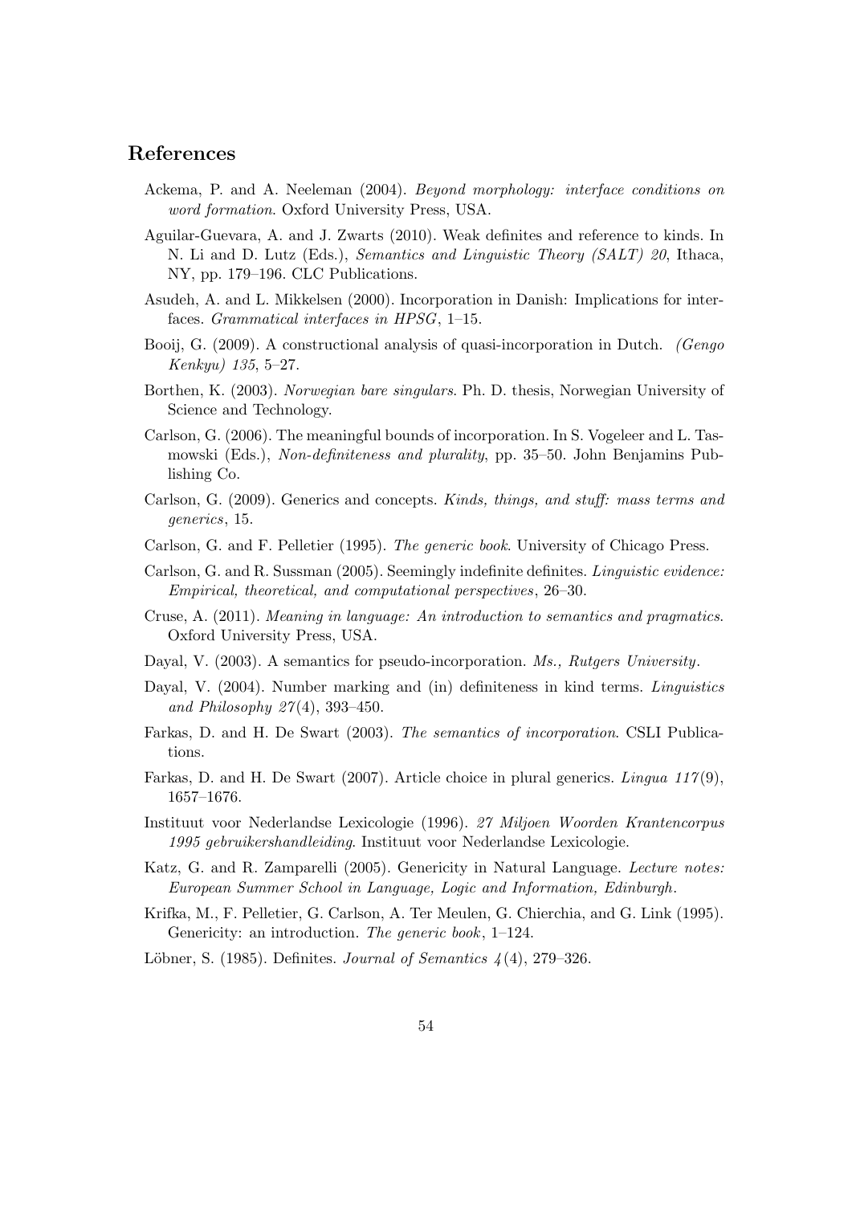## References

Ackema, P. and A. Neeleman (2004). *Beyond morphology: interface conditions on word formation*. Oxford University Press, USA.

Aguilar-Guevara, A. and J. Zwarts (2010). Weak definites and reference to kinds. In N. Li and D. Lutz (Eds.), *Semantics and Linguistic Theory (SALT) 20*, Ithaca, NY, pp. 179–196. CLC Publications.

Asudeh, A. and L. Mikkelsen (2000). Incorporation in Danish: Implications for interfaces. *Grammatical interfaces in HPSG*, 1–15.

Booij, G. (2009). A constructional analysis of quasi-incorporation in Dutch. *(Gengo Kenkyu) 135*, 5–27.

Borthen, K. (2003). *Norwegian bare singulars*. Ph. D. thesis, Norwegian University of Science and Technology.

Carlson, G. (2006). The meaningful bounds of incorporation. In S. Vogeleer and L. Tasmowski (Eds.), *Non-definiteness and plurality*, pp. 35–50. John Benjamins Publishing Co.

Carlson, G. (2009). Generics and concepts. *Kinds, things, and stuff: mass terms and generics*, 15.

Carlson, G. and F. Pelletier (1995). *The generic book*. University of Chicago Press.

Carlson, G. and R. Sussman (2005). Seemingly indefinite definites. *Linguistic evidence: Empirical, theoretical, and computational perspectives*, 26–30.

Cruse, A. (2011). *Meaning in language: An introduction to semantics and pragmatics*. Oxford University Press, USA.

Dayal, V. (2003). A semantics for pseudo-incorporation. *Ms., Rutgers University*.

Dayal, V. (2004). Number marking and (in) definiteness in kind terms. *Linguistics and Philosophy 27*(4), 393–450.

Farkas, D. and H. De Swart (2003). *The semantics of incorporation*. CSLI Publications.

Farkas, D. and H. De Swart (2007). Article choice in plural generics. *Lingua 117*(9), 1657–1676.

Instituut voor Nederlandse Lexicologie (1996). *27 Miljoen Woorden Krantencorpus 1995 gebruikershandleiding*. Instituut voor Nederlandse Lexicologie.

Katz, G. and R. Zamparelli (2005). Genericity in Natural Language. *Lecture notes: European Summer School in Language, Logic and Information, Edinburgh*.

Krifka, M., F. Pelletier, G. Carlson, A. Ter Meulen, G. Chierchia, and G. Link (1995). Genericity: an introduction. *The generic book*, 1–124.

Löbner, S. (1985). Definites. *Journal of Semantics 4*(4), 279–326.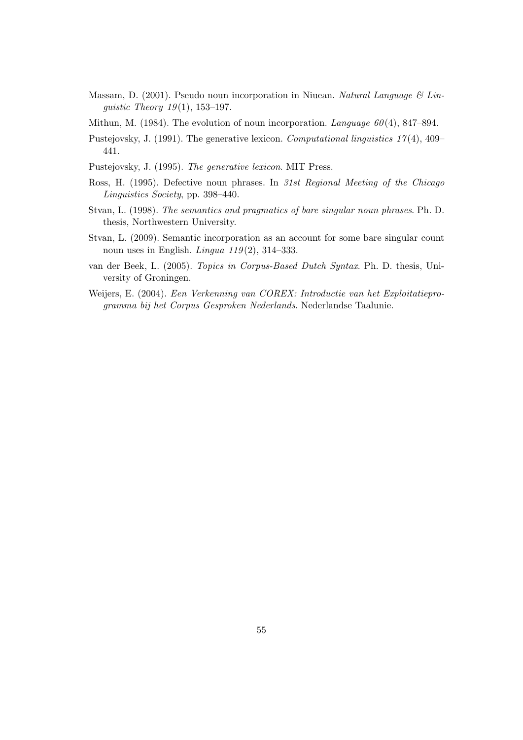Massam, D. (2001). Pseudo noun incorporation in Niuean. *Natural Language & Linguistic Theory 19*(1), 153–197.

Mithun, M. (1984). The evolution of noun incorporation. *Language 60*(4), 847–894.

Pustejovsky, J. (1991). The generative lexicon. *Computational linguistics 17*(4), 409–441.

Pustejovsky, J. (1995). *The generative lexicon*. MIT Press.

Ross, H. (1995). Defective noun phrases. In *31st Regional Meeting of the Chicago Linguistics Society*, pp. 398–440.

Stvan, L. (1998). *The semantics and pragmatics of bare singular noun phrases*. Ph. D. thesis, Northwestern University.

Stvan, L. (2009). Semantic incorporation as an account for some bare singular count noun uses in English. *Lingua 119*(2), 314–333.

van der Beek, L. (2005). *Topics in Corpus-Based Dutch Syntax*. Ph. D. thesis, University of Groningen.

Weijers, E. (2004). *Een Verkenning van COREX: Introductie van het Exploitatieprogramma bij het Corpus Gesproken Nederlands*. Nederlandse Taalunie.